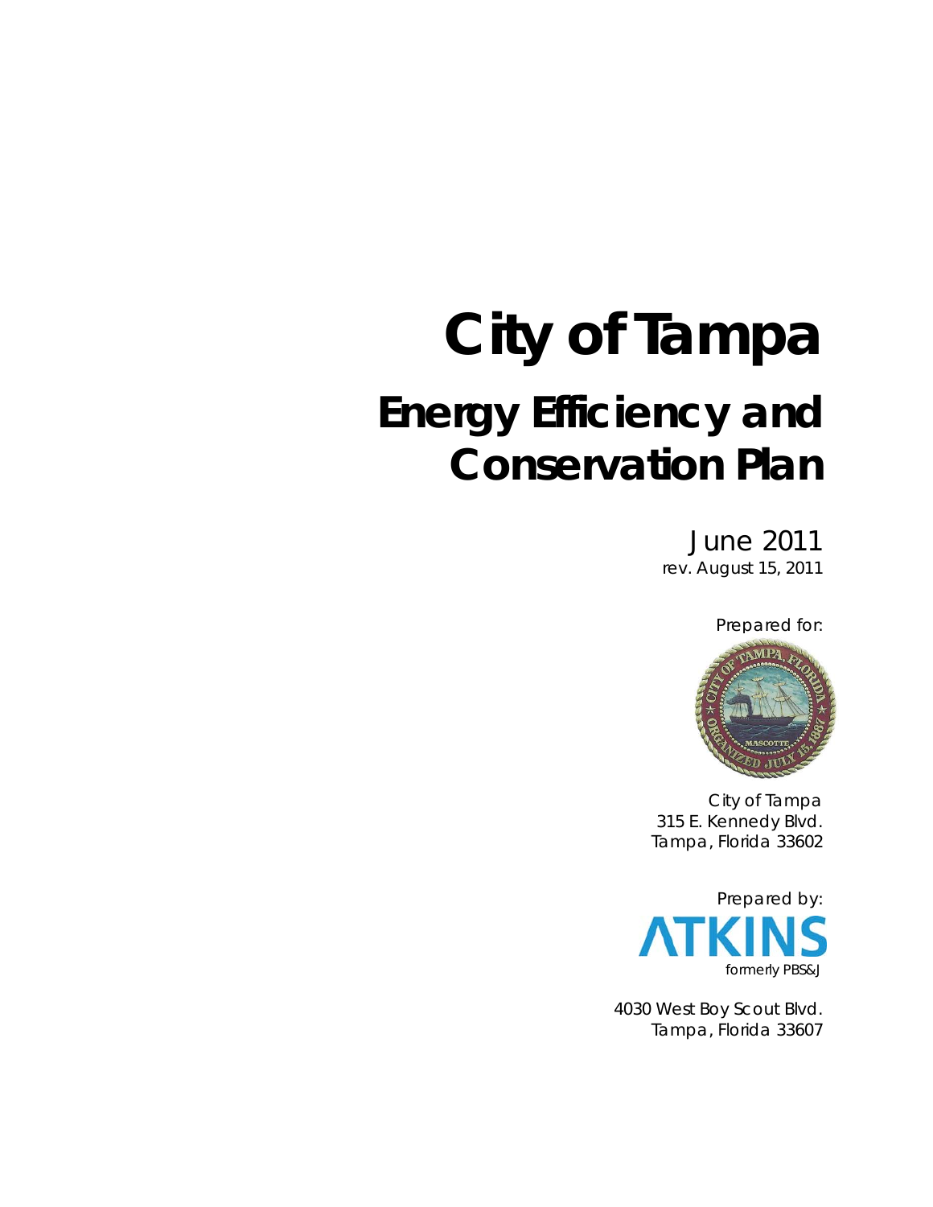# City of Tampa

## Energy Efficiency and Conservation Plan

June 2011
rev. August 15, 2011

Prepared for:

City of Tampa
315 E. Kennedy Blvd.
Tampa, Florida 33602

Prepared by:

ATKINS
formerly PBS&J

4030 West Boy Scout Blvd.
Tampa, Florida 33607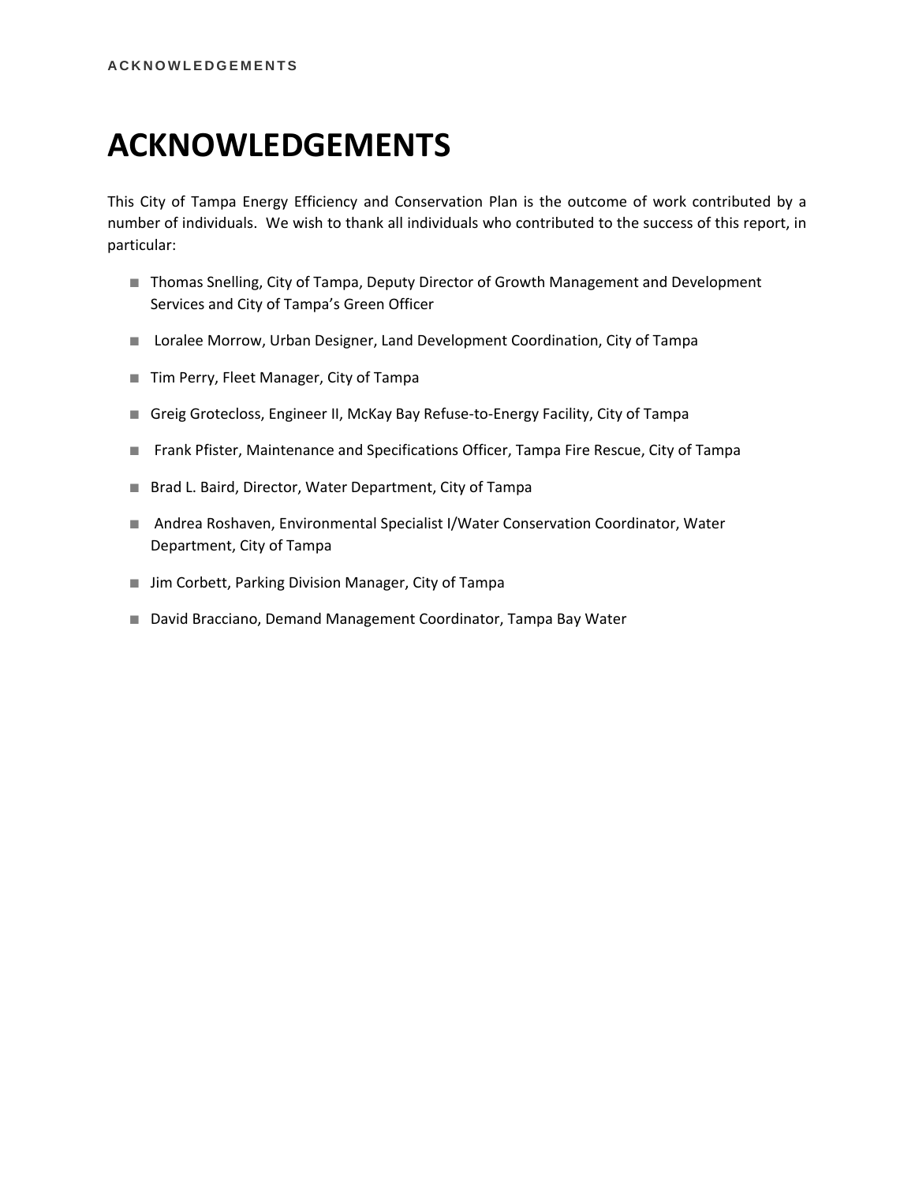# ACKNOWLEDGEMENTS

This City of Tampa Energy Efficiency and Conservation Plan is the outcome of work contributed by a number of individuals. We wish to thank all individuals who contributed to the success of this report, in particular:

- Thomas Snelling, City of Tampa, Deputy Director of Growth Management and Development Services and City of Tampa's Green Officer
- Loralee Morrow, Urban Designer, Land Development Coordination, City of Tampa
- Tim Perry, Fleet Manager, City of Tampa
- Greig Grotecloss, Engineer II, McKay Bay Refuse-to-Energy Facility, City of Tampa
- Frank Pfister, Maintenance and Specifications Officer, Tampa Fire Rescue, City of Tampa
- Brad L. Baird, Director, Water Department, City of Tampa
- Andrea Roshaven, Environmental Specialist I/Water Conservation Coordinator, Water Department, City of Tampa
- Jim Corbett, Parking Division Manager, City of Tampa
- David Bracciano, Demand Management Coordinator, Tampa Bay Water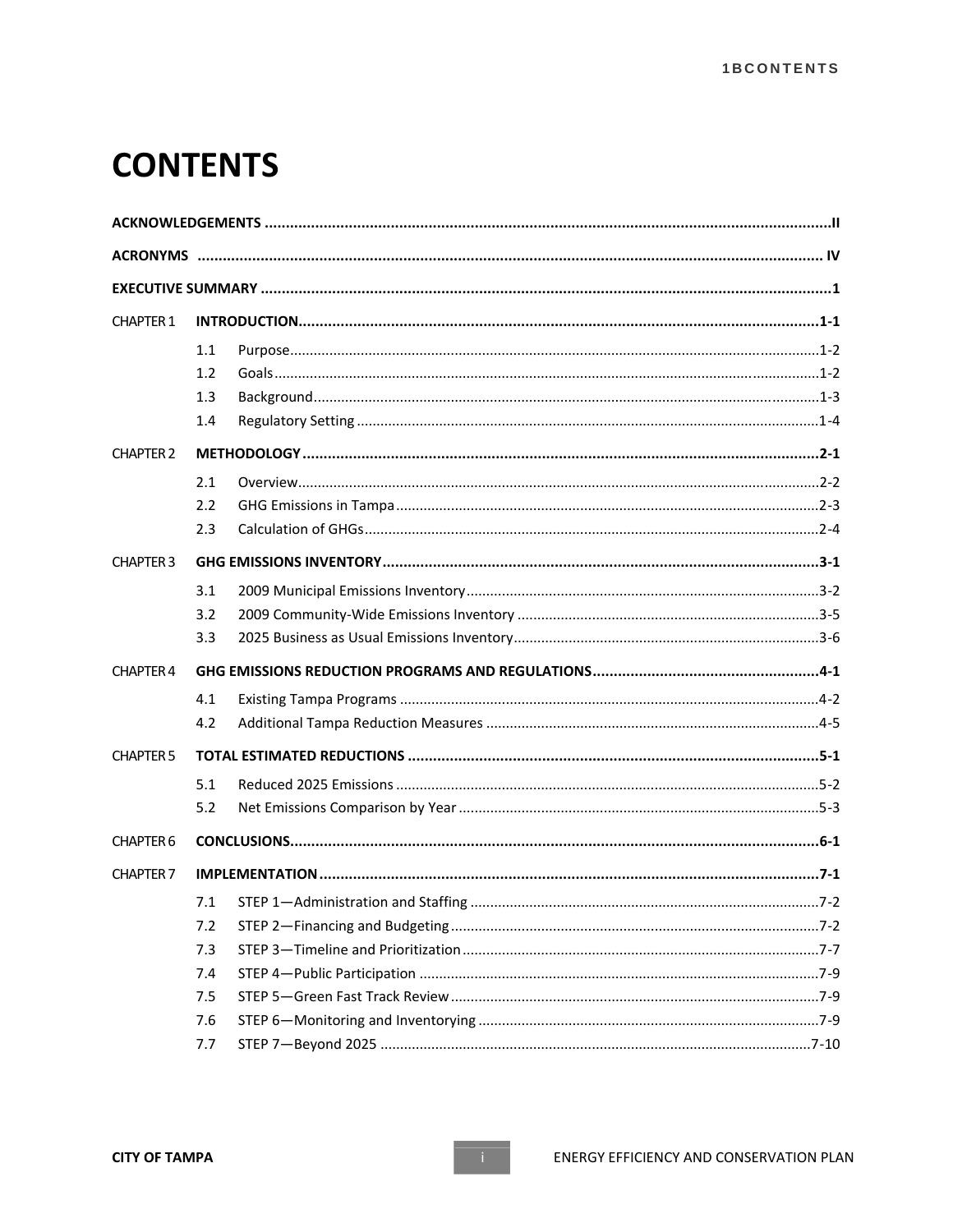# CONTENTS

| | | | |
|---|---|---|---|
| **ACKNOWLEDGEMENTS** | | | **II** |
| **ACRONYMS** | | | **IV** |
| **EXECUTIVE SUMMARY** | | | **1** |
| CHAPTER 1 | **INTRODUCTION** | | **1-1** |
| | 1.1 | Purpose | 1-2 |
| | 1.2 | Goals | 1-2 |
| | 1.3 | Background | 1-3 |
| | 1.4 | Regulatory Setting | 1-4 |
| CHAPTER 2 | **METHODOLOGY** | | **2-1** |
| | 2.1 | Overview | 2-2 |
| | 2.2 | GHG Emissions in Tampa | 2-3 |
| | 2.3 | Calculation of GHGs | 2-4 |
| CHAPTER 3 | **GHG EMISSIONS INVENTORY** | | **3-1** |
| | 3.1 | 2009 Municipal Emissions Inventory | 3-2 |
| | 3.2 | 2009 Community-Wide Emissions Inventory | 3-5 |
| | 3.3 | 2025 Business as Usual Emissions Inventory | 3-6 |
| CHAPTER 4 | **GHG EMISSIONS REDUCTION PROGRAMS AND REGULATIONS** | | **4-1** |
| | 4.1 | Existing Tampa Programs | 4-2 |
| | 4.2 | Additional Tampa Reduction Measures | 4-5 |
| CHAPTER 5 | **TOTAL ESTIMATED REDUCTIONS** | | **5-1** |
| | 5.1 | Reduced 2025 Emissions | 5-2 |
| | 5.2 | Net Emissions Comparison by Year | 5-3 |
| CHAPTER 6 | **CONCLUSIONS** | | **6-1** |
| CHAPTER 7 | **IMPLEMENTATION** | | **7-1** |
| | 7.1 | STEP 1—Administration and Staffing | 7-2 |
| | 7.2 | STEP 2—Financing and Budgeting | 7-2 |
| | 7.3 | STEP 3—Timeline and Prioritization | 7-7 |
| | 7.4 | STEP 4—Public Participation | 7-9 |
| | 7.5 | STEP 5—Green Fast Track Review | 7-9 |
| | 7.6 | STEP 6—Monitoring and Inventorying | 7-9 |
| | 7.7 | STEP 7—Beyond 2025 | 7-10 |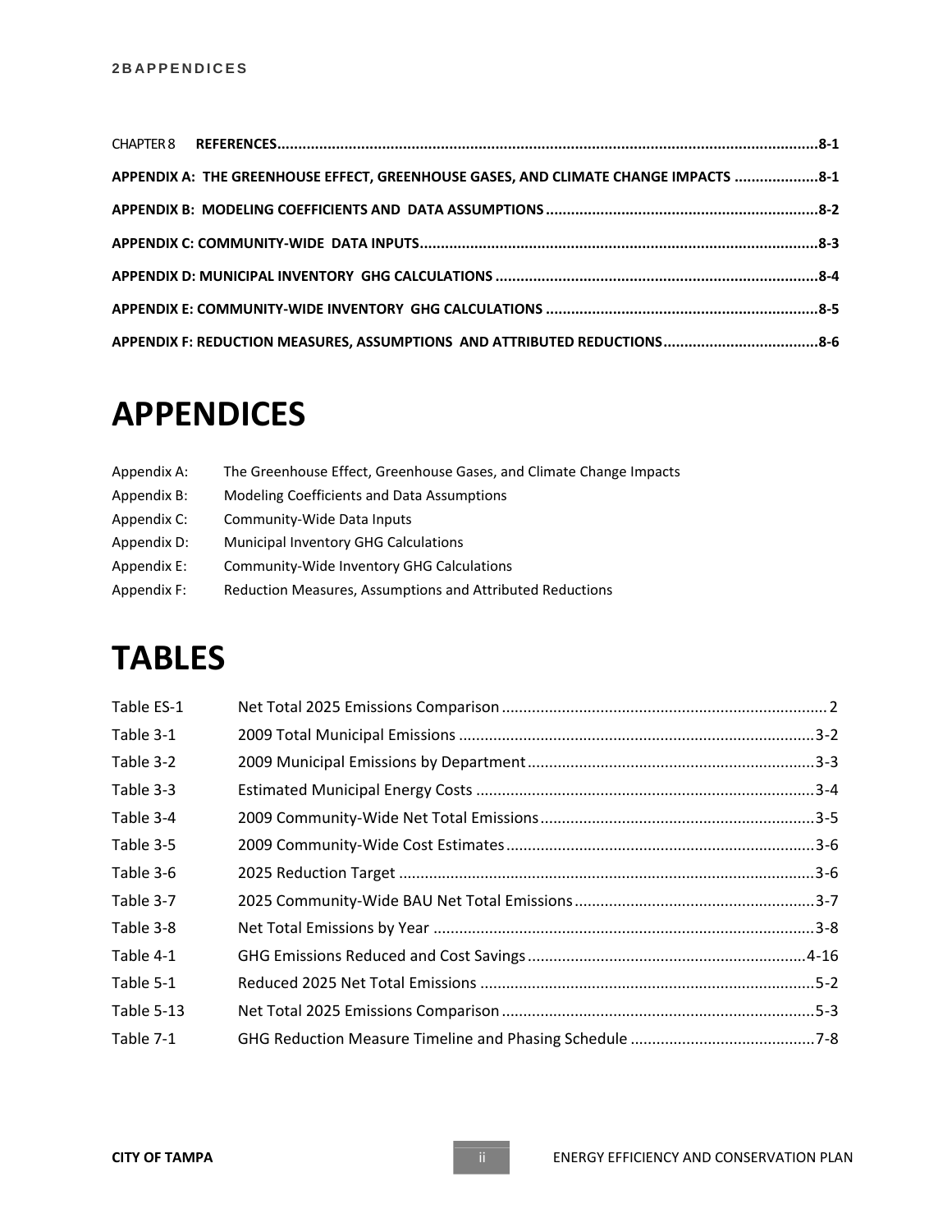CHAPTER 8 **REFERENCES.................................................................................................................................8-1**

**APPENDIX A: THE GREENHOUSE EFFECT, GREENHOUSE GASES, AND CLIMATE CHANGE IMPACTS ....................8-1**

**APPENDIX B: MODELING COEFFICIENTS AND DATA ASSUMPTIONS.................................................................8-2**

**APPENDIX C: COMMUNITY-WIDE DATA INPUTS..............................................................................................8-3**

**APPENDIX D: MUNICIPAL INVENTORY GHG CALCULATIONS ............................................................................8-4**

**APPENDIX E: COMMUNITY-WIDE INVENTORY GHG CALCULATIONS ................................................................8-5**

**APPENDIX F: REDUCTION MEASURES, ASSUMPTIONS AND ATTRIBUTED REDUCTIONS.....................................8-6**

# APPENDICES

| | |
|---|---|
| Appendix A: | The Greenhouse Effect, Greenhouse Gases, and Climate Change Impacts |
| Appendix B: | Modeling Coefficients and Data Assumptions |
| Appendix C: | Community-Wide Data Inputs |
| Appendix D: | Municipal Inventory GHG Calculations |
| Appendix E: | Community-Wide Inventory GHG Calculations |
| Appendix F: | Reduction Measures, Assumptions and Attributed Reductions |

# TABLES

| | | |
|---|---|---|
| Table ES-1 | Net Total 2025 Emissions Comparison | 2 |
| Table 3-1 | 2009 Total Municipal Emissions | 3-2 |
| Table 3-2 | 2009 Municipal Emissions by Department | 3-3 |
| Table 3-3 | Estimated Municipal Energy Costs | 3-4 |
| Table 3-4 | 2009 Community-Wide Net Total Emissions | 3-5 |
| Table 3-5 | 2009 Community-Wide Cost Estimates | 3-6 |
| Table 3-6 | 2025 Reduction Target | 3-6 |
| Table 3-7 | 2025 Community-Wide BAU Net Total Emissions | 3-7 |
| Table 3-8 | Net Total Emissions by Year | 3-8 |
| Table 4-1 | GHG Emissions Reduced and Cost Savings | 4-16 |
| Table 5-1 | Reduced 2025 Net Total Emissions | 5-2 |
| Table 5-13 | Net Total 2025 Emissions Comparison | 5-3 |
| Table 7-1 | GHG Reduction Measure Timeline and Phasing Schedule | 7-8 |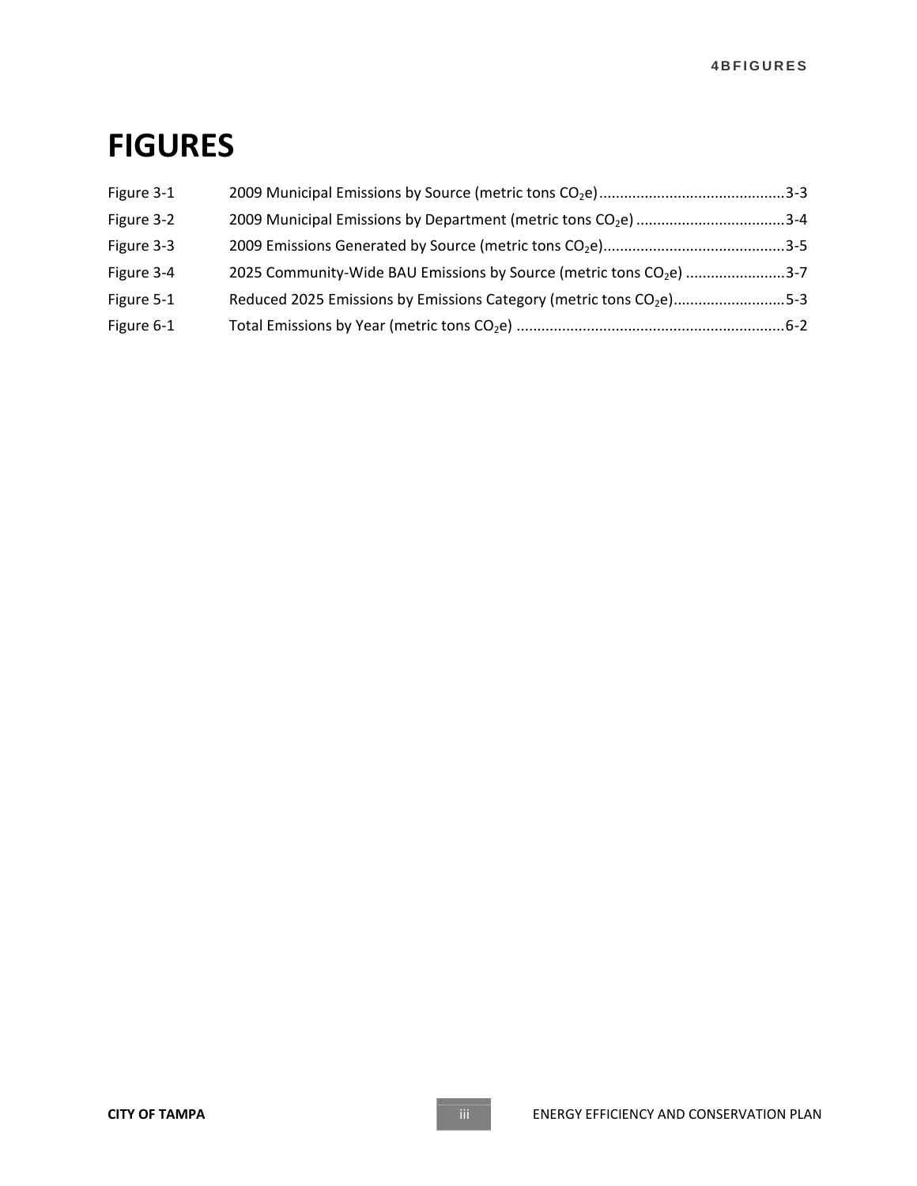# FIGURES

| | | |
|---|---|---|
| Figure 3-1 | 2009 Municipal Emissions by Source (metric tons $CO_2$e) | 3-3 |
| Figure 3-2 | 2009 Municipal Emissions by Department (metric tons $CO_2$e) | 3-4 |
| Figure 3-3 | 2009 Emissions Generated by Source (metric tons $CO_2$e) | 3-5 |
| Figure 3-4 | 2025 Community-Wide BAU Emissions by Source (metric tons $CO_2$e) | 3-7 |
| Figure 5-1 | Reduced 2025 Emissions by Emissions Category (metric tons $CO_2$e) | 5-3 |
| Figure 6-1 | Total Emissions by Year (metric tons $CO_2$e) | 6-2 |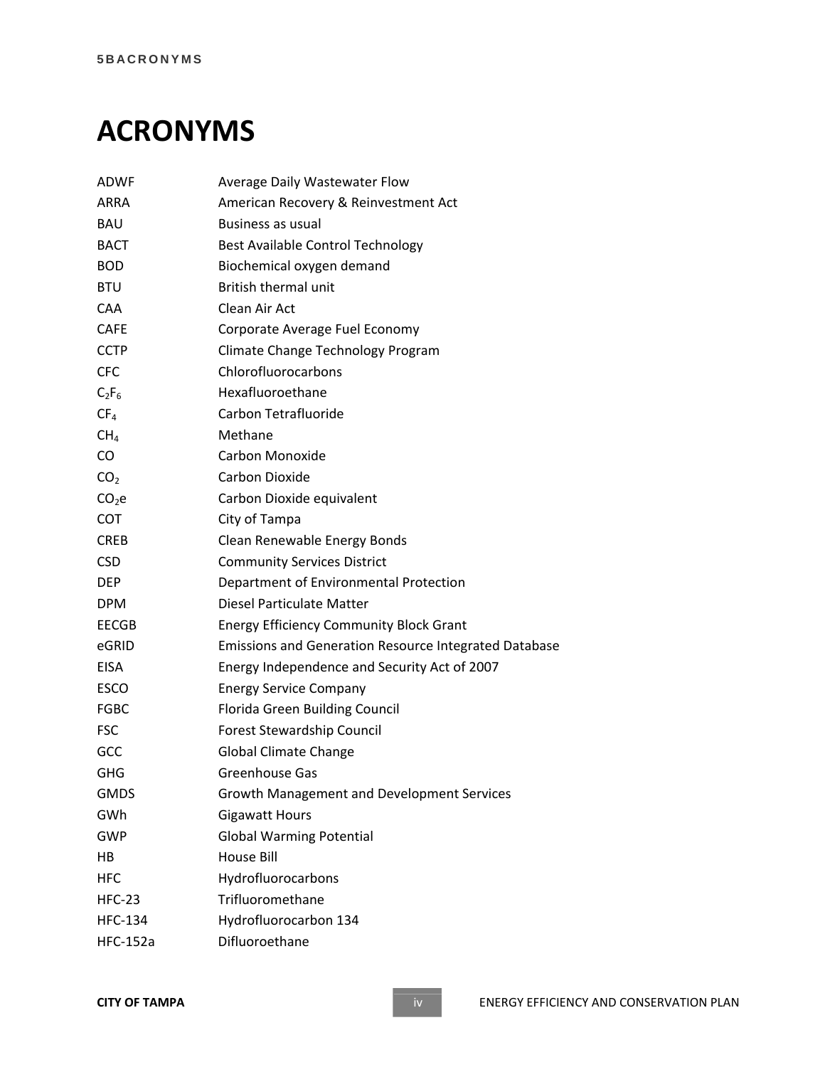# ACRONYMS

| | |
|---|---|
| ADWF | Average Daily Wastewater Flow |
| ARRA | American Recovery & Reinvestment Act |
| BAU | Business as usual |
| BACT | Best Available Control Technology |
| BOD | Biochemical oxygen demand |
| BTU | British thermal unit |
| CAA | Clean Air Act |
| CAFE | Corporate Average Fuel Economy |
| CCTP | Climate Change Technology Program |
| CFC | Chlorofluorocarbons |
| $C_2F_6$ | Hexafluoroethane |
| $CF_4$ | Carbon Tetrafluoride |
| $CH_4$ | Methane |
| CO | Carbon Monoxide |
| $CO_2$ | Carbon Dioxide |
| $CO_2e$ | Carbon Dioxide equivalent |
| COT | City of Tampa |
| CREB | Clean Renewable Energy Bonds |
| CSD | Community Services District |
| DEP | Department of Environmental Protection |
| DPM | Diesel Particulate Matter |
| EECGB | Energy Efficiency Community Block Grant |
| eGRID | Emissions and Generation Resource Integrated Database |
| EISA | Energy Independence and Security Act of 2007 |
| ESCO | Energy Service Company |
| FGBC | Florida Green Building Council |
| FSC | Forest Stewardship Council |
| GCC | Global Climate Change |
| GHG | Greenhouse Gas |
| GMDS | Growth Management and Development Services |
| GWh | Gigawatt Hours |
| GWP | Global Warming Potential |
| HB | House Bill |
| HFC | Hydrofluorocarbons |
| HFC-23 | Trifluoromethane |
| HFC-134 | Hydrofluorocarbon 134 |
| HFC-152a | Difluoroethane |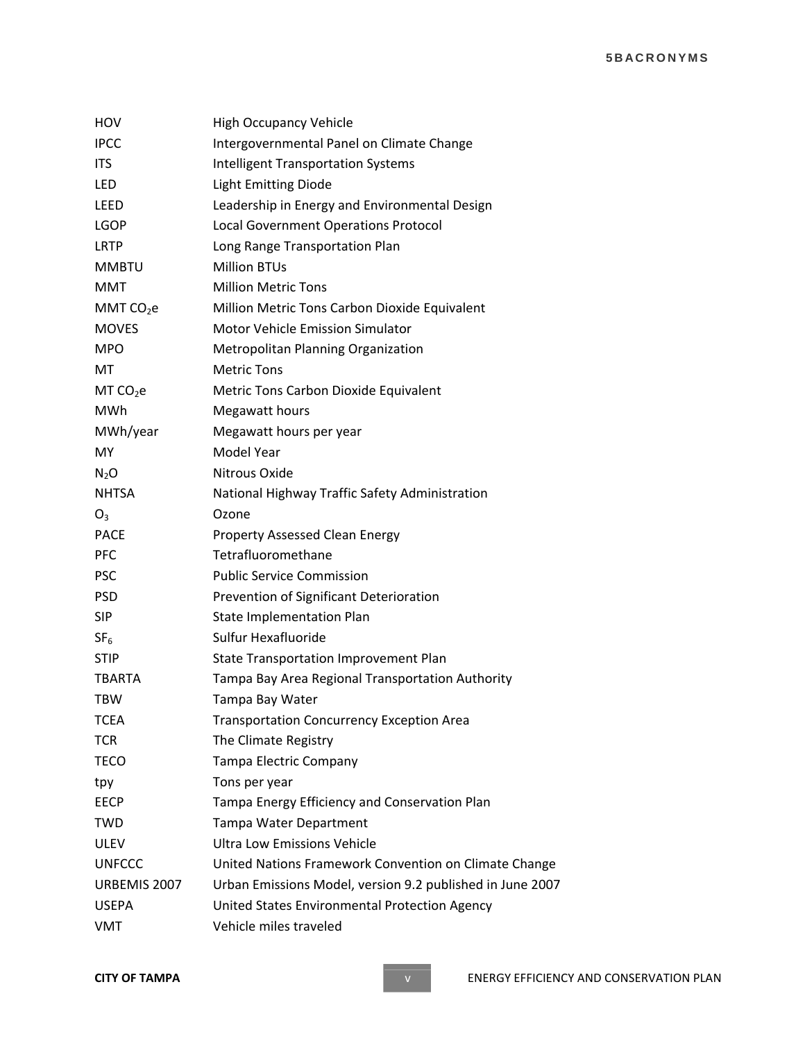| | |
|---|---|
| HOV | High Occupancy Vehicle |
| IPCC | Intergovernmental Panel on Climate Change |
| ITS | Intelligent Transportation Systems |
| LED | Light Emitting Diode |
| LEED | Leadership in Energy and Environmental Design |
| LGOP | Local Government Operations Protocol |
| LRTP | Long Range Transportation Plan |
| MMBTU | Million BTUs |
| MMT | Million Metric Tons |
| MMT $CO_2e$ | Million Metric Tons Carbon Dioxide Equivalent |
| MOVES | Motor Vehicle Emission Simulator |
| MPO | Metropolitan Planning Organization |
| MT | Metric Tons |
| MT $CO_2e$ | Metric Tons Carbon Dioxide Equivalent |
| MWh | Megawatt hours |
| MWh/year | Megawatt hours per year |
| MY | Model Year |
| $N_2O$ | Nitrous Oxide |
| NHTSA | National Highway Traffic Safety Administration |
| $O_3$ | Ozone |
| PACE | Property Assessed Clean Energy |
| PFC | Tetrafluoromethane |
| PSC | Public Service Commission |
| PSD | Prevention of Significant Deterioration |
| SIP | State Implementation Plan |
| $SF_6$ | Sulfur Hexafluoride |
| STIP | State Transportation Improvement Plan |
| TBARTA | Tampa Bay Area Regional Transportation Authority |
| TBW | Tampa Bay Water |
| TCEA | Transportation Concurrency Exception Area |
| TCR | The Climate Registry |
| TECO | Tampa Electric Company |
| tpy | Tons per year |
| EECP | Tampa Energy Efficiency and Conservation Plan |
| TWD | Tampa Water Department |
| ULEV | Ultra Low Emissions Vehicle |
| UNFCCC | United Nations Framework Convention on Climate Change |
| URBEMIS 2007 | Urban Emissions Model, version 9.2 published in June 2007 |
| USEPA | United States Environmental Protection Agency |
| VMT | Vehicle miles traveled |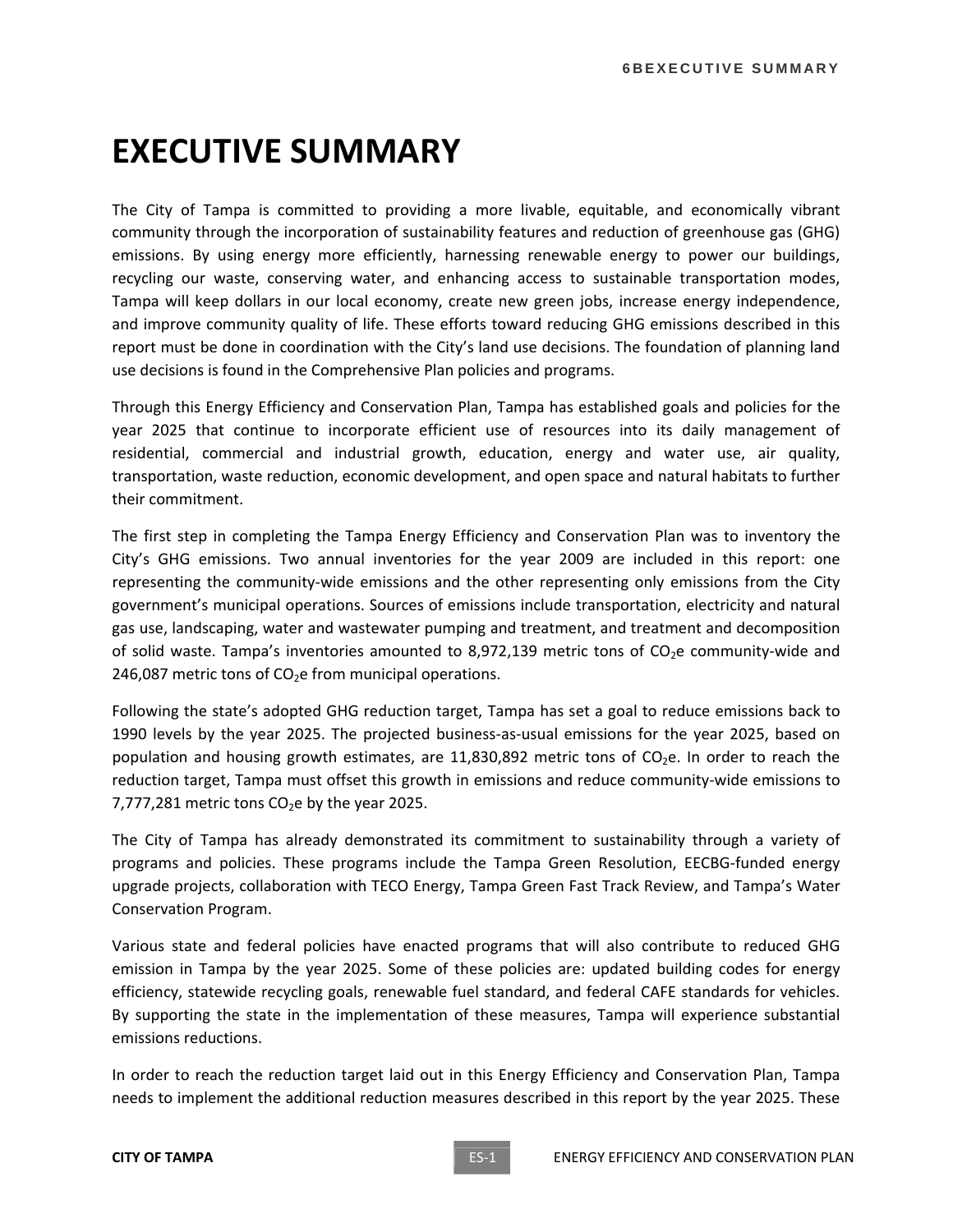# EXECUTIVE SUMMARY

The City of Tampa is committed to providing a more livable, equitable, and economically vibrant community through the incorporation of sustainability features and reduction of greenhouse gas (GHG) emissions. By using energy more efficiently, harnessing renewable energy to power our buildings, recycling our waste, conserving water, and enhancing access to sustainable transportation modes, Tampa will keep dollars in our local economy, create new green jobs, increase energy independence, and improve community quality of life. These efforts toward reducing GHG emissions described in this report must be done in coordination with the City's land use decisions. The foundation of planning land use decisions is found in the Comprehensive Plan policies and programs.

Through this Energy Efficiency and Conservation Plan, Tampa has established goals and policies for the year 2025 that continue to incorporate efficient use of resources into its daily management of residential, commercial and industrial growth, education, energy and water use, air quality, transportation, waste reduction, economic development, and open space and natural habitats to further their commitment.

The first step in completing the Tampa Energy Efficiency and Conservation Plan was to inventory the City's GHG emissions. Two annual inventories for the year 2009 are included in this report: one representing the community-wide emissions and the other representing only emissions from the City government's municipal operations. Sources of emissions include transportation, electricity and natural gas use, landscaping, water and wastewater pumping and treatment, and treatment and decomposition of solid waste. Tampa's inventories amounted to 8,972,139 metric tons of $CO_2e$ community-wide and 246,087 metric tons of $CO_2e$ from municipal operations.

Following the state's adopted GHG reduction target, Tampa has set a goal to reduce emissions back to 1990 levels by the year 2025. The projected business-as-usual emissions for the year 2025, based on population and housing growth estimates, are 11,830,892 metric tons of $CO_2e$. In order to reach the reduction target, Tampa must offset this growth in emissions and reduce community-wide emissions to 7,777,281 metric tons $CO_2e$ by the year 2025.

The City of Tampa has already demonstrated its commitment to sustainability through a variety of programs and policies. These programs include the Tampa Green Resolution, EECBG-funded energy upgrade projects, collaboration with TECO Energy, Tampa Green Fast Track Review, and Tampa's Water Conservation Program.

Various state and federal policies have enacted programs that will also contribute to reduced GHG emission in Tampa by the year 2025. Some of these policies are: updated building codes for energy efficiency, statewide recycling goals, renewable fuel standard, and federal CAFE standards for vehicles. By supporting the state in the implementation of these measures, Tampa will experience substantial emissions reductions.

In order to reach the reduction target laid out in this Energy Efficiency and Conservation Plan, Tampa needs to implement the additional reduction measures described in this report by the year 2025. These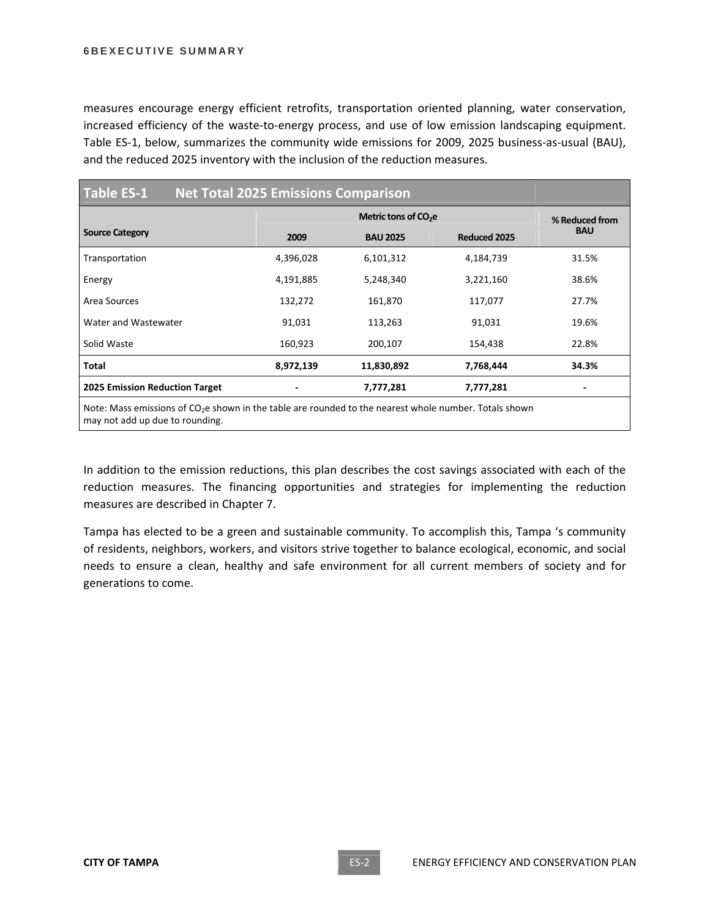measures encourage energy efficient retrofits, transportation oriented planning, water conservation, increased efficiency of the waste-to-energy process, and use of low emission landscaping equipment. Table ES-1, below, summarizes the community wide emissions for 2009, 2025 business-as-usual (BAU), and the reduced 2025 inventory with the inclusion of the reduction measures.

**Table ES-1 Net Total 2025 Emissions Comparison**

| Source Category | Metric tons of $CO_2e$ | | | % Reduced from BAU |
|---|---|---|---|---|
| | 2009 | BAU 2025 | Reduced 2025 | |
| Transportation | 4,396,028 | 6,101,312 | 4,184,739 | 31.5% |
| Energy | 4,191,885 | 5,248,340 | 3,221,160 | 38.6% |
| Area Sources | 132,272 | 161,870 | 117,077 | 27.7% |
| Water and Wastewater | 91,031 | 113,263 | 91,031 | 19.6% |
| Solid Waste | 160,923 | 200,107 | 154,438 | 22.8% |
| **Total** | **8,972,139** | **11,830,892** | **7,768,444** | **34.3%** |
| **2025 Emission Reduction Target** | **-** | **7,777,281** | **7,777,281** | **-** |

Note: Mass emissions of $CO_2e$ shown in the table are rounded to the nearest whole number. Totals shown may not add up due to rounding.

In addition to the emission reductions, this plan describes the cost savings associated with each of the reduction measures. The financing opportunities and strategies for implementing the reduction measures are described in Chapter 7.

Tampa has elected to be a green and sustainable community. To accomplish this, Tampa 's community of residents, neighbors, workers, and visitors strive together to balance ecological, economic, and social needs to ensure a clean, healthy and safe environment for all current members of society and for generations to come.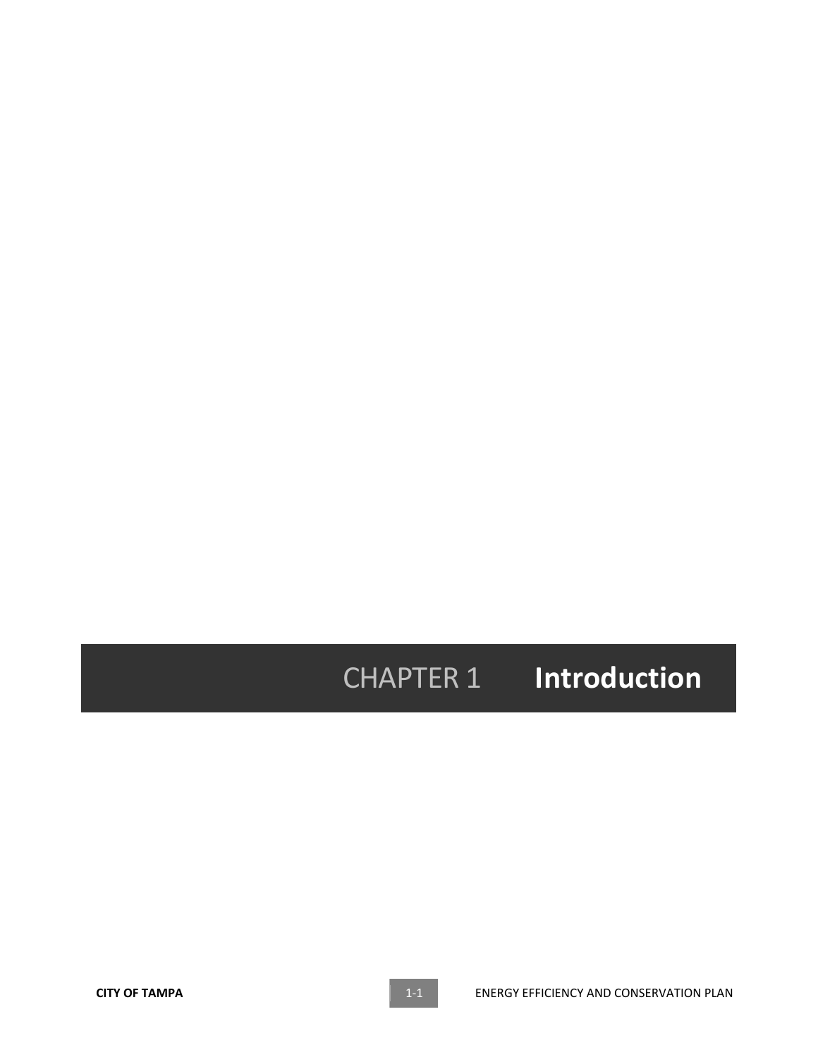# CHAPTER 1 Introduction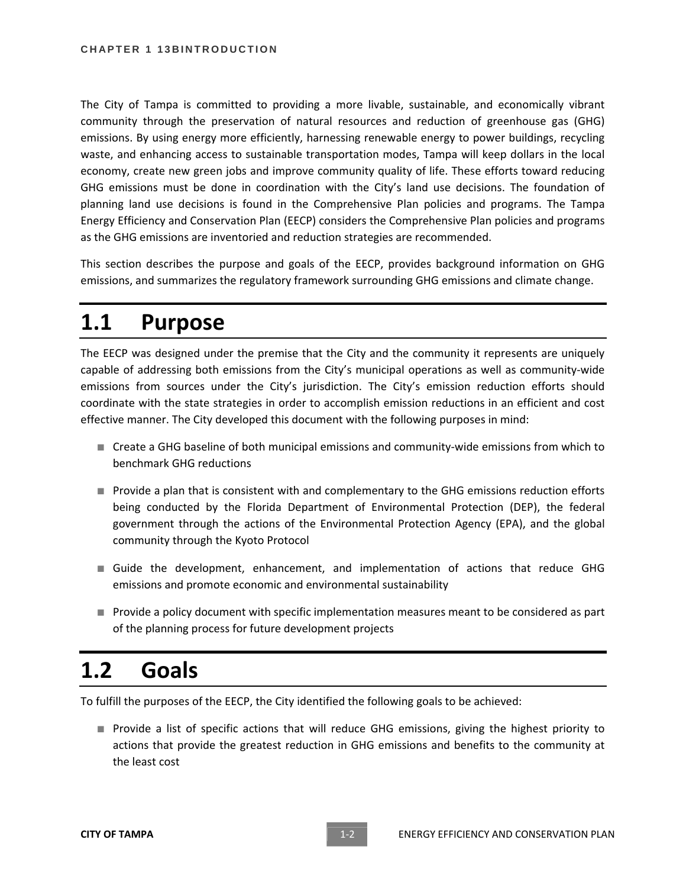The City of Tampa is committed to providing a more livable, sustainable, and economically vibrant community through the preservation of natural resources and reduction of greenhouse gas (GHG) emissions. By using energy more efficiently, harnessing renewable energy to power buildings, recycling waste, and enhancing access to sustainable transportation modes, Tampa will keep dollars in the local economy, create new green jobs and improve community quality of life. These efforts toward reducing GHG emissions must be done in coordination with the City's land use decisions. The foundation of planning land use decisions is found in the Comprehensive Plan policies and programs. The Tampa Energy Efficiency and Conservation Plan (EECP) considers the Comprehensive Plan policies and programs as the GHG emissions are inventoried and reduction strategies are recommended.

This section describes the purpose and goals of the EECP, provides background information on GHG emissions, and summarizes the regulatory framework surrounding GHG emissions and climate change.

# 1.1 Purpose

The EECP was designed under the premise that the City and the community it represents are uniquely capable of addressing both emissions from the City's municipal operations as well as community-wide emissions from sources under the City's jurisdiction. The City's emission reduction efforts should coordinate with the state strategies in order to accomplish emission reductions in an efficient and cost effective manner. The City developed this document with the following purposes in mind:

- Create a GHG baseline of both municipal emissions and community-wide emissions from which to benchmark GHG reductions
- Provide a plan that is consistent with and complementary to the GHG emissions reduction efforts being conducted by the Florida Department of Environmental Protection (DEP), the federal government through the actions of the Environmental Protection Agency (EPA), and the global community through the Kyoto Protocol
- Guide the development, enhancement, and implementation of actions that reduce GHG emissions and promote economic and environmental sustainability
- Provide a policy document with specific implementation measures meant to be considered as part of the planning process for future development projects

# 1.2 Goals

To fulfill the purposes of the EECP, the City identified the following goals to be achieved:

- Provide a list of specific actions that will reduce GHG emissions, giving the highest priority to actions that provide the greatest reduction in GHG emissions and benefits to the community at the least cost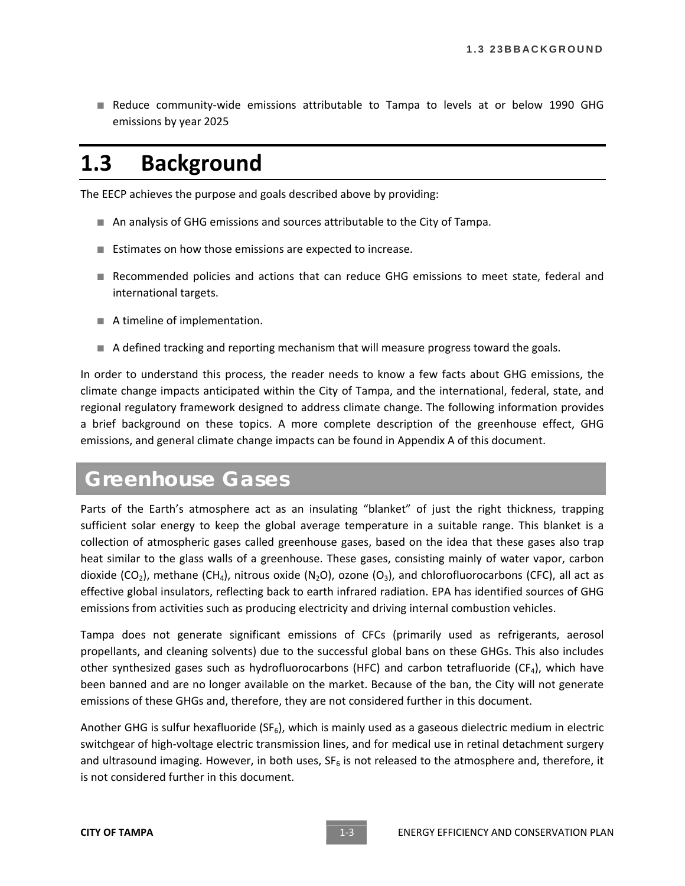- Reduce community-wide emissions attributable to Tampa to levels at or below 1990 GHG emissions by year 2025

## 1.3 Background

The EECP achieves the purpose and goals described above by providing:

- An analysis of GHG emissions and sources attributable to the City of Tampa.
- Estimates on how those emissions are expected to increase.
- Recommended policies and actions that can reduce GHG emissions to meet state, federal and international targets.
- A timeline of implementation.
- A defined tracking and reporting mechanism that will measure progress toward the goals.

In order to understand this process, the reader needs to know a few facts about GHG emissions, the climate change impacts anticipated within the City of Tampa, and the international, federal, state, and regional regulatory framework designed to address climate change. The following information provides a brief background on these topics. A more complete description of the greenhouse effect, GHG emissions, and general climate change impacts can be found in Appendix A of this document.

### Greenhouse Gases

Parts of the Earth's atmosphere act as an insulating "blanket" of just the right thickness, trapping sufficient solar energy to keep the global average temperature in a suitable range. This blanket is a collection of atmospheric gases called greenhouse gases, based on the idea that these gases also trap heat similar to the glass walls of a greenhouse. These gases, consisting mainly of water vapor, carbon dioxide ($CO_2$), methane ($CH_4$), nitrous oxide ($N_2O$), ozone ($O_3$), and chlorofluorocarbons (CFC), all act as effective global insulators, reflecting back to earth infrared radiation. EPA has identified sources of GHG emissions from activities such as producing electricity and driving internal combustion vehicles.

Tampa does not generate significant emissions of CFCs (primarily used as refrigerants, aerosol propellants, and cleaning solvents) due to the successful global bans on these GHGs. This also includes other synthesized gases such as hydrofluorocarbons (HFC) and carbon tetrafluoride ($CF_4$), which have been banned and are no longer available on the market. Because of the ban, the City will not generate emissions of these GHGs and, therefore, they are not considered further in this document.

Another GHG is sulfur hexafluoride ($SF_6$), which is mainly used as a gaseous dielectric medium in electric switchgear of high-voltage electric transmission lines, and for medical use in retinal detachment surgery and ultrasound imaging. However, in both uses, $SF_6$ is not released to the atmosphere and, therefore, it is not considered further in this document.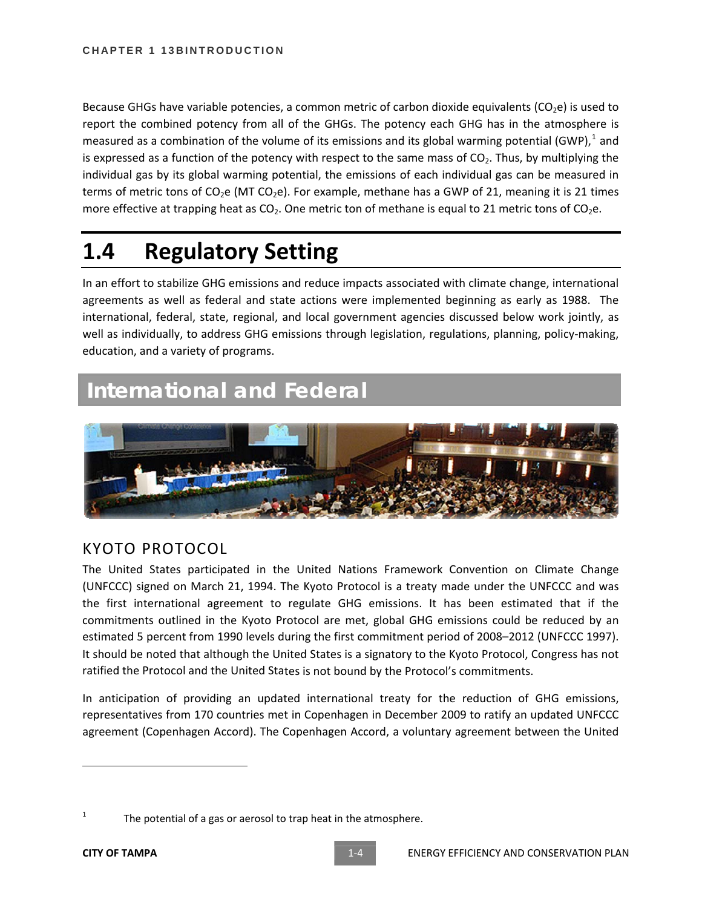Because GHGs have variable potencies, a common metric of carbon dioxide equivalents ($CO_2e$) is used to report the combined potency from all of the GHGs. The potency each GHG has in the atmosphere is measured as a combination of the volume of its emissions and its global warming potential (GWP),[1] and is expressed as a function of the potency with respect to the same mass of $CO_2$. Thus, by multiplying the individual gas by its global warming potential, the emissions of each individual gas can be measured in terms of metric tons of $CO_2e$ (MT $CO_2e$). For example, methane has a GWP of 21, meaning it is 21 times more effective at trapping heat as $CO_2$. One metric ton of methane is equal to 21 metric tons of $CO_2e$.

# 1.4 Regulatory Setting

In an effort to stabilize GHG emissions and reduce impacts associated with climate change, international agreements as well as federal and state actions were implemented beginning as early as 1988. The international, federal, state, regional, and local government agencies discussed below work jointly, as well as individually, to address GHG emissions through legislation, regulations, planning, policy-making, education, and a variety of programs.

## International and Federal

### KYOTO PROTOCOL

The United States participated in the United Nations Framework Convention on Climate Change (UNFCCC) signed on March 21, 1994. The Kyoto Protocol is a treaty made under the UNFCCC and was the first international agreement to regulate GHG emissions. It has been estimated that if the commitments outlined in the Kyoto Protocol are met, global GHG emissions could be reduced by an estimated 5 percent from 1990 levels during the first commitment period of 2008–2012 (UNFCCC 1997). It should be noted that although the United States is a signatory to the Kyoto Protocol, Congress has not ratified the Protocol and the United States is not bound by the Protocol's commitments.

In anticipation of providing an updated international treaty for the reduction of GHG emissions, representatives from 170 countries met in Copenhagen in December 2009 to ratify an updated UNFCCC agreement (Copenhagen Accord). The Copenhagen Accord, a voluntary agreement between the United

---

[1] The potential of a gas or aerosol to trap heat in the atmosphere.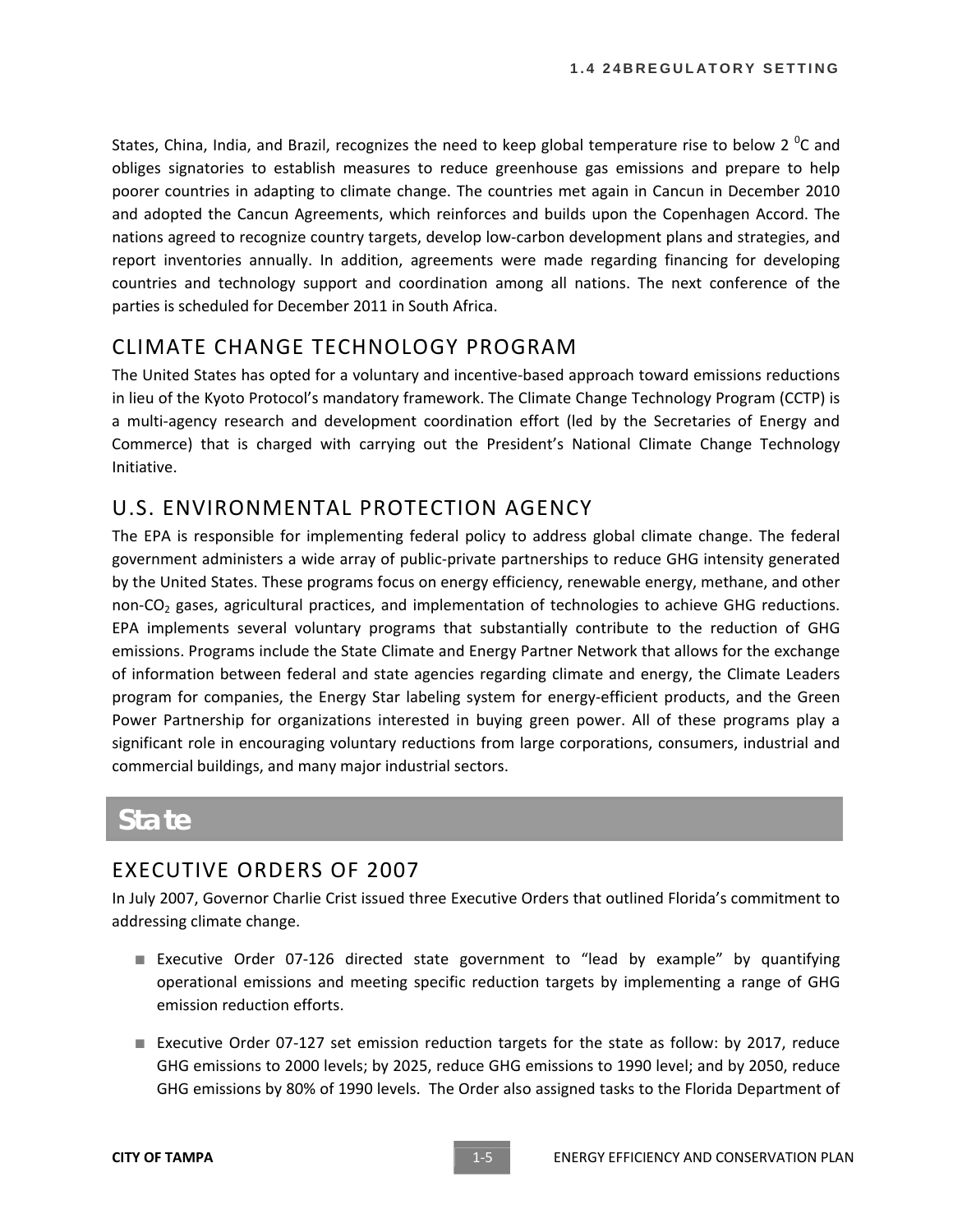States, China, India, and Brazil, recognizes the need to keep global temperature rise to below 2 $^0$C and obliges signatories to establish measures to reduce greenhouse gas emissions and prepare to help poorer countries in adapting to climate change. The countries met again in Cancun in December 2010 and adopted the Cancun Agreements, which reinforces and builds upon the Copenhagen Accord. The nations agreed to recognize country targets, develop low-carbon development plans and strategies, and report inventories annually. In addition, agreements were made regarding financing for developing countries and technology support and coordination among all nations. The next conference of the parties is scheduled for December 2011 in South Africa.

### CLIMATE CHANGE TECHNOLOGY PROGRAM

The United States has opted for a voluntary and incentive-based approach toward emissions reductions in lieu of the Kyoto Protocol's mandatory framework. The Climate Change Technology Program (CCTP) is a multi-agency research and development coordination effort (led by the Secretaries of Energy and Commerce) that is charged with carrying out the President's National Climate Change Technology Initiative.

### U.S. ENVIRONMENTAL PROTECTION AGENCY

The EPA is responsible for implementing federal policy to address global climate change. The federal government administers a wide array of public-private partnerships to reduce GHG intensity generated by the United States. These programs focus on energy efficiency, renewable energy, methane, and other non-$CO_2$ gases, agricultural practices, and implementation of technologies to achieve GHG reductions. EPA implements several voluntary programs that substantially contribute to the reduction of GHG emissions. Programs include the State Climate and Energy Partner Network that allows for the exchange of information between federal and state agencies regarding climate and energy, the Climate Leaders program for companies, the Energy Star labeling system for energy-efficient products, and the Green Power Partnership for organizations interested in buying green power. All of these programs play a significant role in encouraging voluntary reductions from large corporations, consumers, industrial and commercial buildings, and many major industrial sectors.

## State

### EXECUTIVE ORDERS OF 2007

In July 2007, Governor Charlie Crist issued three Executive Orders that outlined Florida's commitment to addressing climate change.

- Executive Order 07-126 directed state government to "lead by example" by quantifying operational emissions and meeting specific reduction targets by implementing a range of GHG emission reduction efforts.
- Executive Order 07-127 set emission reduction targets for the state as follow: by 2017, reduce GHG emissions to 2000 levels; by 2025, reduce GHG emissions to 1990 level; and by 2050, reduce GHG emissions by 80% of 1990 levels. The Order also assigned tasks to the Florida Department of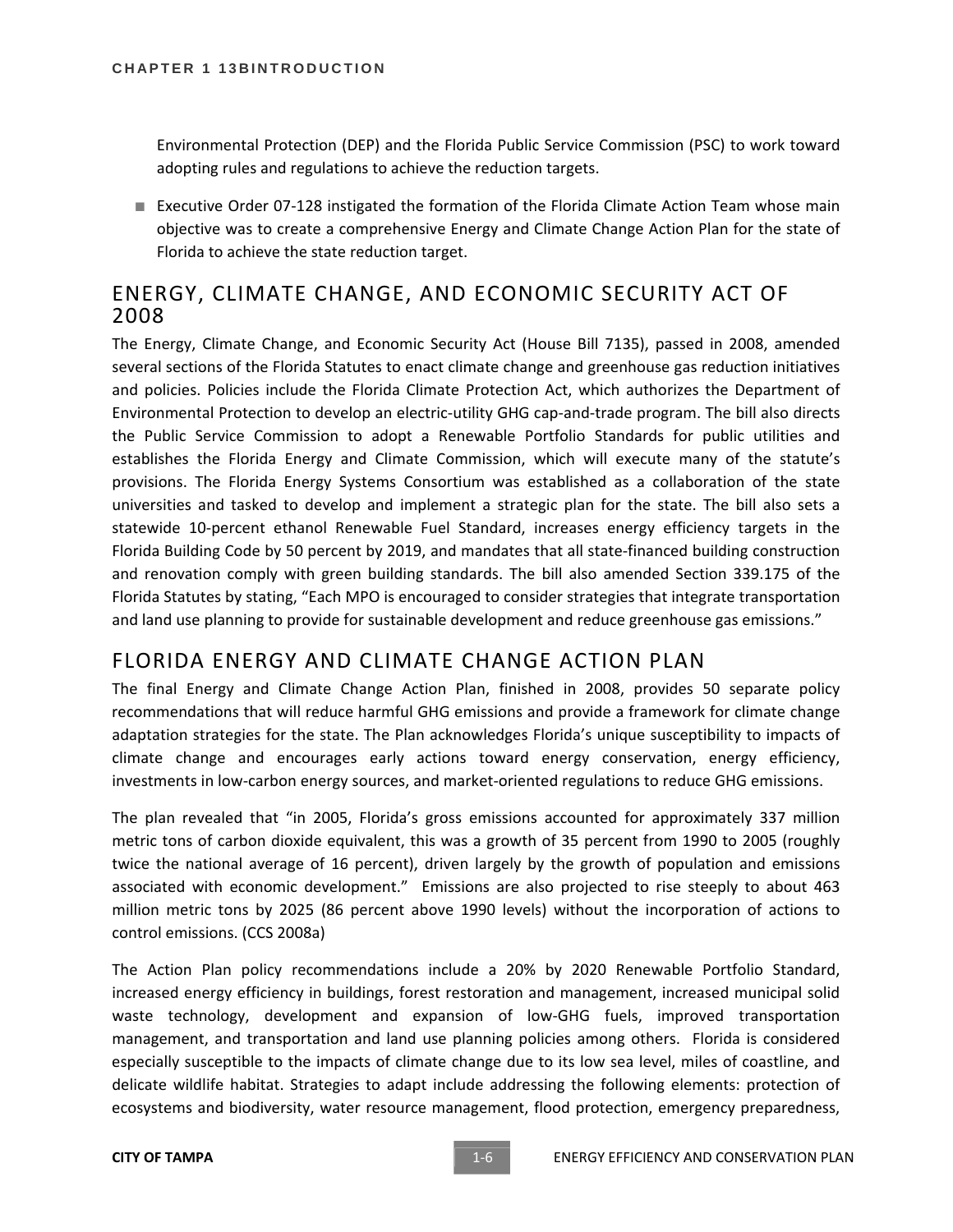Environmental Protection (DEP) and the Florida Public Service Commission (PSC) to work toward adopting rules and regulations to achieve the reduction targets.

- Executive Order 07-128 instigated the formation of the Florida Climate Action Team whose main objective was to create a comprehensive Energy and Climate Change Action Plan for the state of Florida to achieve the state reduction target.

## ENERGY, CLIMATE CHANGE, AND ECONOMIC SECURITY ACT OF 2008

The Energy, Climate Change, and Economic Security Act (House Bill 7135), passed in 2008, amended several sections of the Florida Statutes to enact climate change and greenhouse gas reduction initiatives and policies. Policies include the Florida Climate Protection Act, which authorizes the Department of Environmental Protection to develop an electric-utility GHG cap-and-trade program. The bill also directs the Public Service Commission to adopt a Renewable Portfolio Standards for public utilities and establishes the Florida Energy and Climate Commission, which will execute many of the statute's provisions. The Florida Energy Systems Consortium was established as a collaboration of the state universities and tasked to develop and implement a strategic plan for the state. The bill also sets a statewide 10-percent ethanol Renewable Fuel Standard, increases energy efficiency targets in the Florida Building Code by 50 percent by 2019, and mandates that all state-financed building construction and renovation comply with green building standards. The bill also amended Section 339.175 of the Florida Statutes by stating, "Each MPO is encouraged to consider strategies that integrate transportation and land use planning to provide for sustainable development and reduce greenhouse gas emissions."

## FLORIDA ENERGY AND CLIMATE CHANGE ACTION PLAN

The final Energy and Climate Change Action Plan, finished in 2008, provides 50 separate policy recommendations that will reduce harmful GHG emissions and provide a framework for climate change adaptation strategies for the state. The Plan acknowledges Florida's unique susceptibility to impacts of climate change and encourages early actions toward energy conservation, energy efficiency, investments in low-carbon energy sources, and market-oriented regulations to reduce GHG emissions.

The plan revealed that "in 2005, Florida's gross emissions accounted for approximately 337 million metric tons of carbon dioxide equivalent, this was a growth of 35 percent from 1990 to 2005 (roughly twice the national average of 16 percent), driven largely by the growth of population and emissions associated with economic development." Emissions are also projected to rise steeply to about 463 million metric tons by 2025 (86 percent above 1990 levels) without the incorporation of actions to control emissions. (CCS 2008a)

The Action Plan policy recommendations include a 20% by 2020 Renewable Portfolio Standard, increased energy efficiency in buildings, forest restoration and management, increased municipal solid waste technology, development and expansion of low-GHG fuels, improved transportation management, and transportation and land use planning policies among others. Florida is considered especially susceptible to the impacts of climate change due to its low sea level, miles of coastline, and delicate wildlife habitat. Strategies to adapt include addressing the following elements: protection of ecosystems and biodiversity, water resource management, flood protection, emergency preparedness,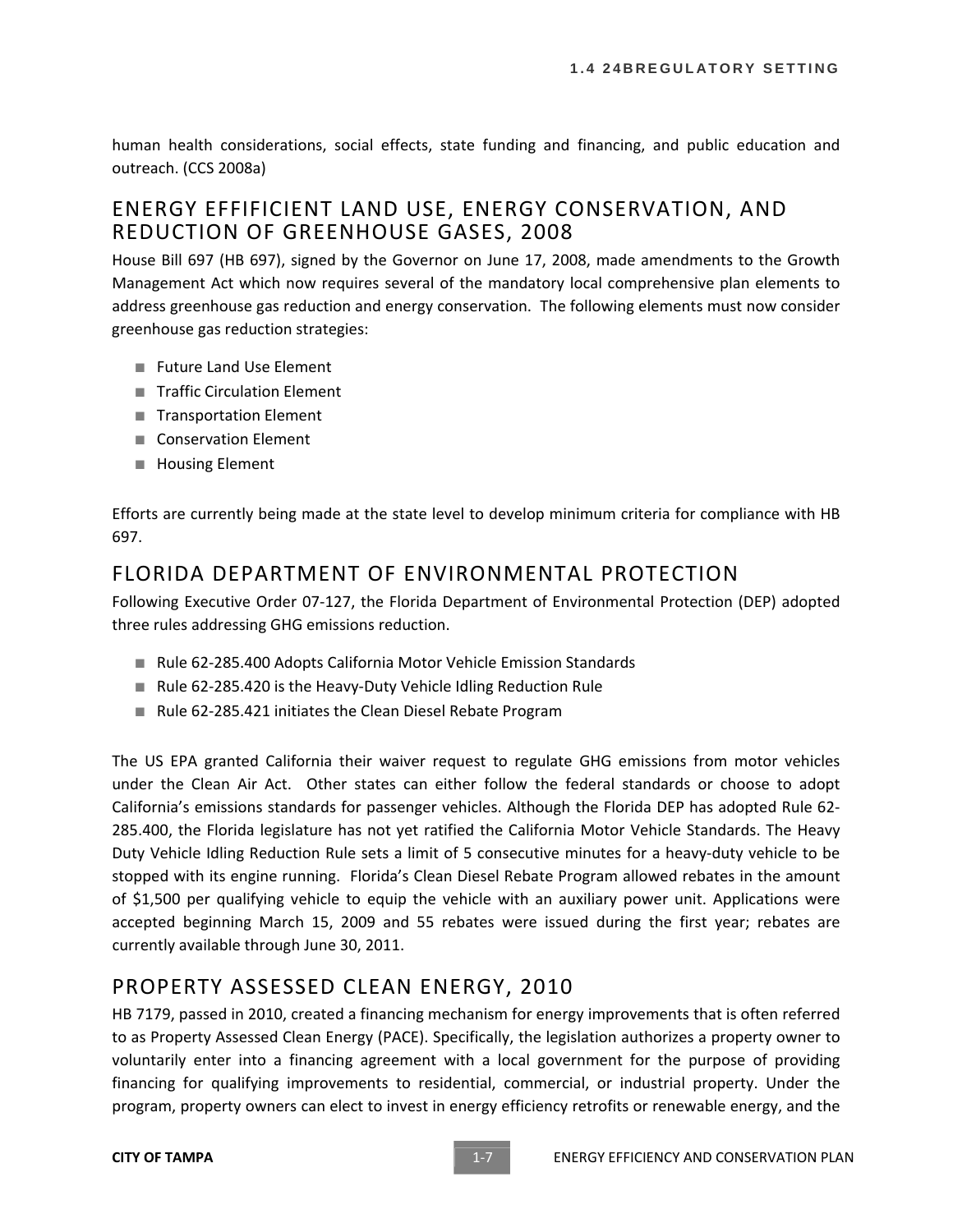human health considerations, social effects, state funding and financing, and public education and outreach. (CCS 2008a)

## ENERGY EFFIFICIENT LAND USE, ENERGY CONSERVATION, AND REDUCTION OF GREENHOUSE GASES, 2008

House Bill 697 (HB 697), signed by the Governor on June 17, 2008, made amendments to the Growth Management Act which now requires several of the mandatory local comprehensive plan elements to address greenhouse gas reduction and energy conservation. The following elements must now consider greenhouse gas reduction strategies:

- Future Land Use Element
- Traffic Circulation Element
- Transportation Element
- Conservation Element
- Housing Element

Efforts are currently being made at the state level to develop minimum criteria for compliance with HB 697.

## FLORIDA DEPARTMENT OF ENVIRONMENTAL PROTECTION

Following Executive Order 07-127, the Florida Department of Environmental Protection (DEP) adopted three rules addressing GHG emissions reduction.

- Rule 62-285.400 Adopts California Motor Vehicle Emission Standards
- Rule 62-285.420 is the Heavy-Duty Vehicle Idling Reduction Rule
- Rule 62-285.421 initiates the Clean Diesel Rebate Program

The US EPA granted California their waiver request to regulate GHG emissions from motor vehicles under the Clean Air Act. Other states can either follow the federal standards or choose to adopt California's emissions standards for passenger vehicles. Although the Florida DEP has adopted Rule 62-285.400, the Florida legislature has not yet ratified the California Motor Vehicle Standards. The Heavy Duty Vehicle Idling Reduction Rule sets a limit of 5 consecutive minutes for a heavy-duty vehicle to be stopped with its engine running. Florida's Clean Diesel Rebate Program allowed rebates in the amount of $1,500 per qualifying vehicle to equip the vehicle with an auxiliary power unit. Applications were accepted beginning March 15, 2009 and 55 rebates were issued during the first year; rebates are currently available through June 30, 2011.

## PROPERTY ASSESSED CLEAN ENERGY, 2010

HB 7179, passed in 2010, created a financing mechanism for energy improvements that is often referred to as Property Assessed Clean Energy (PACE). Specifically, the legislation authorizes a property owner to voluntarily enter into a financing agreement with a local government for the purpose of providing financing for qualifying improvements to residential, commercial, or industrial property. Under the program, property owners can elect to invest in energy efficiency retrofits or renewable energy, and the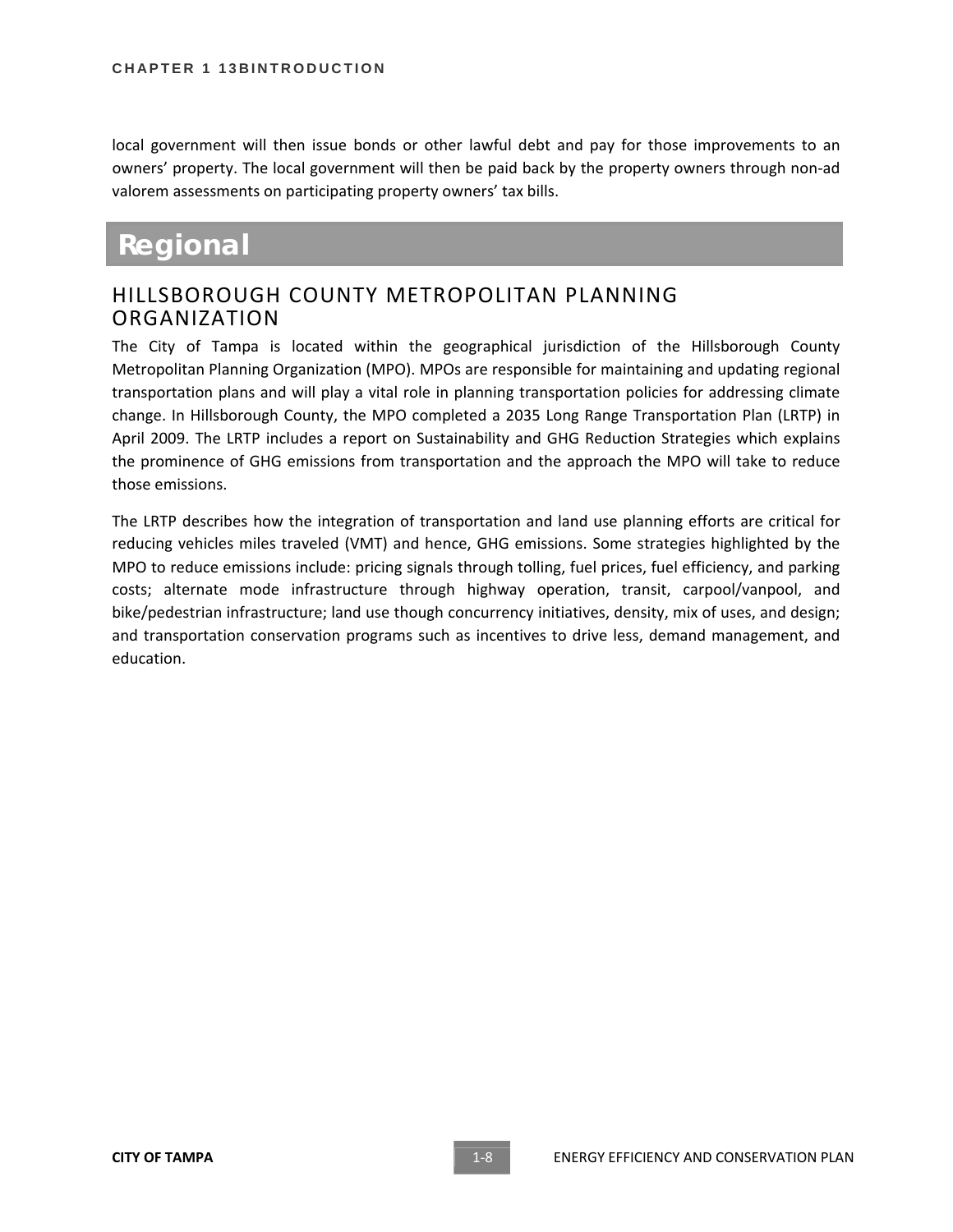local government will then issue bonds or other lawful debt and pay for those improvements to an owners' property. The local government will then be paid back by the property owners through non-ad valorem assessments on participating property owners' tax bills.

# Regional

## HILLSBOROUGH COUNTY METROPOLITAN PLANNING ORGANIZATION

The City of Tampa is located within the geographical jurisdiction of the Hillsborough County Metropolitan Planning Organization (MPO). MPOs are responsible for maintaining and updating regional transportation plans and will play a vital role in planning transportation policies for addressing climate change. In Hillsborough County, the MPO completed a 2035 Long Range Transportation Plan (LRTP) in April 2009. The LRTP includes a report on Sustainability and GHG Reduction Strategies which explains the prominence of GHG emissions from transportation and the approach the MPO will take to reduce those emissions.

The LRTP describes how the integration of transportation and land use planning efforts are critical for reducing vehicles miles traveled (VMT) and hence, GHG emissions. Some strategies highlighted by the MPO to reduce emissions include: pricing signals through tolling, fuel prices, fuel efficiency, and parking costs; alternate mode infrastructure through highway operation, transit, carpool/vanpool, and bike/pedestrian infrastructure; land use though concurrency initiatives, density, mix of uses, and design; and transportation conservation programs such as incentives to drive less, demand management, and education.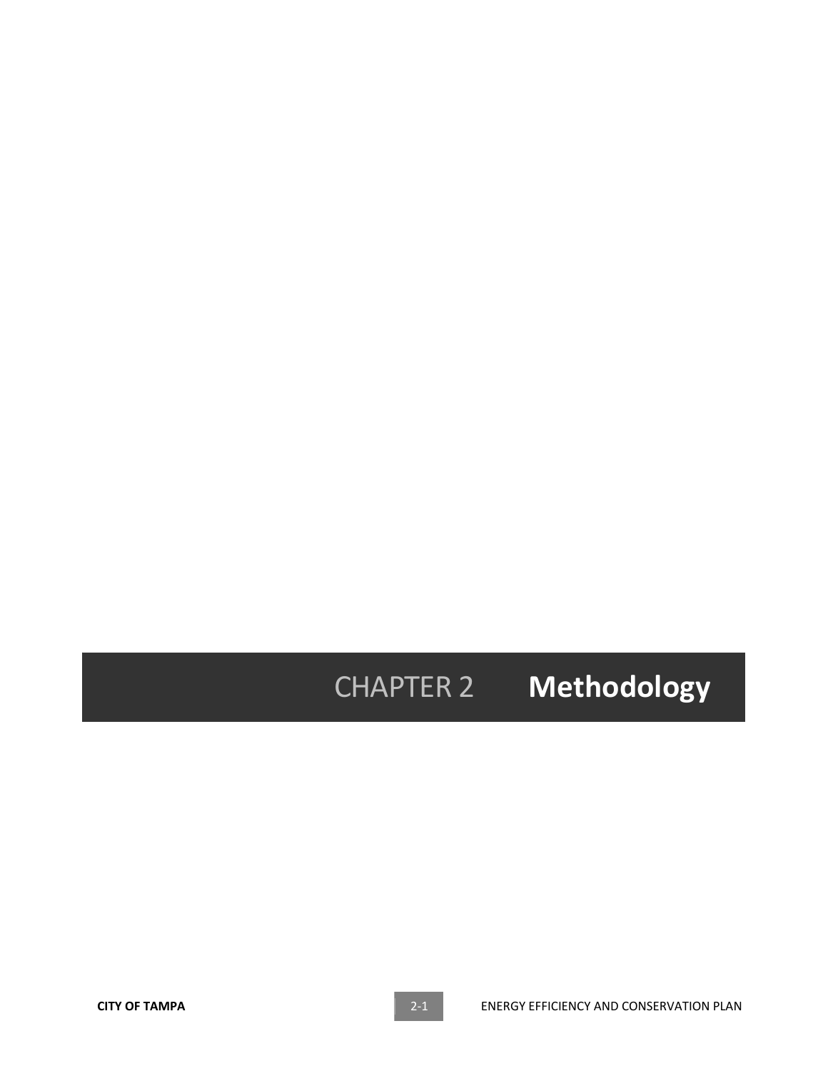# CHAPTER 2 **Methodology**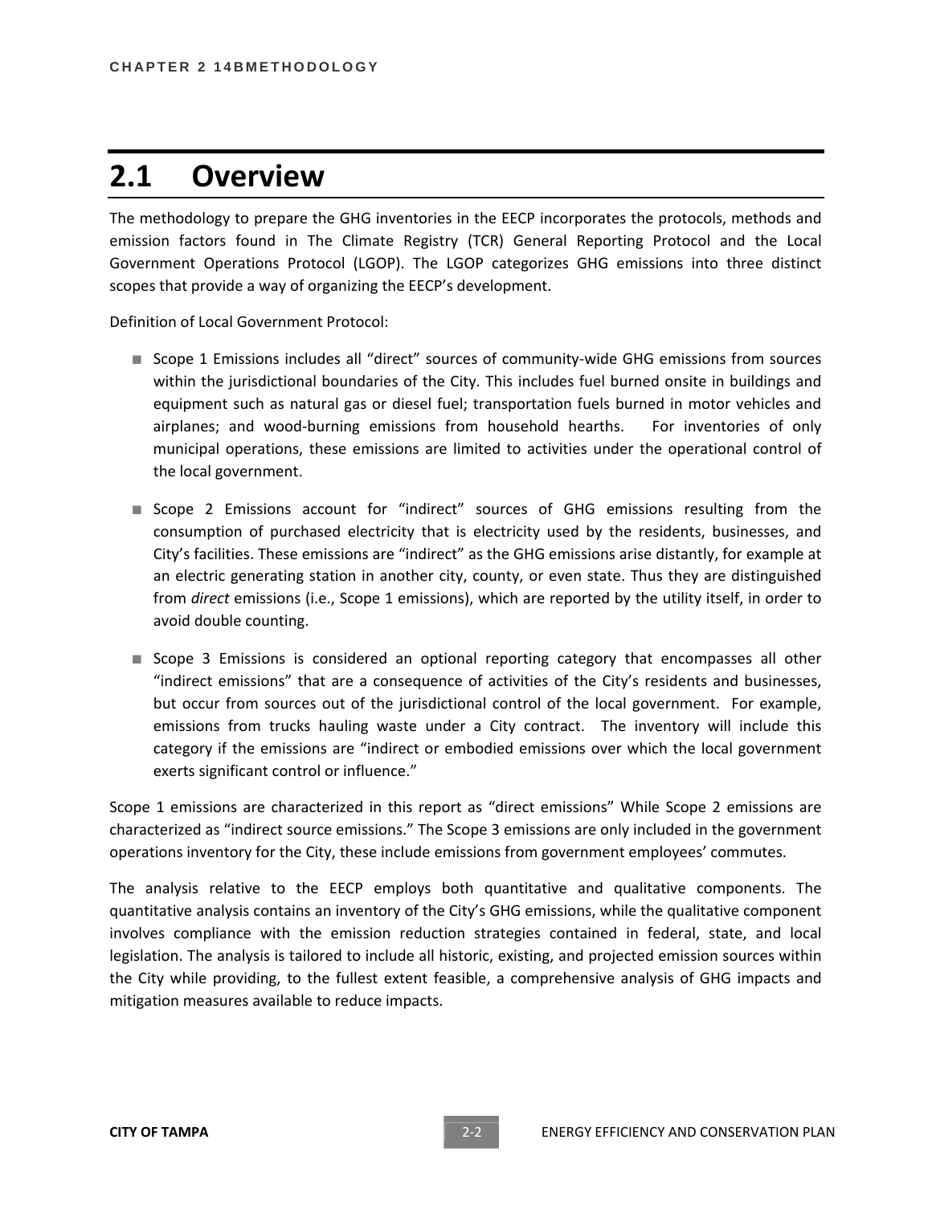## 2.1 Overview

The methodology to prepare the GHG inventories in the EECP incorporates the protocols, methods and emission factors found in The Climate Registry (TCR) General Reporting Protocol and the Local Government Operations Protocol (LGOP). The LGOP categorizes GHG emissions into three distinct scopes that provide a way of organizing the EECP's development.

Definition of Local Government Protocol:

- Scope 1 Emissions includes all "direct" sources of community-wide GHG emissions from sources within the jurisdictional boundaries of the City. This includes fuel burned onsite in buildings and equipment such as natural gas or diesel fuel; transportation fuels burned in motor vehicles and airplanes; and wood-burning emissions from household hearths. For inventories of only municipal operations, these emissions are limited to activities under the operational control of the local government.
- Scope 2 Emissions account for "indirect" sources of GHG emissions resulting from the consumption of purchased electricity that is electricity used by the residents, businesses, and City's facilities. These emissions are "indirect" as the GHG emissions arise distantly, for example at an electric generating station in another city, county, or even state. Thus they are distinguished from *direct* emissions (i.e., Scope 1 emissions), which are reported by the utility itself, in order to avoid double counting.
- Scope 3 Emissions is considered an optional reporting category that encompasses all other "indirect emissions" that are a consequence of activities of the City's residents and businesses, but occur from sources out of the jurisdictional control of the local government. For example, emissions from trucks hauling waste under a City contract. The inventory will include this category if the emissions are "indirect or embodied emissions over which the local government exerts significant control or influence."

Scope 1 emissions are characterized in this report as "direct emissions" While Scope 2 emissions are characterized as "indirect source emissions." The Scope 3 emissions are only included in the government operations inventory for the City, these include emissions from government employees' commutes.

The analysis relative to the EECP employs both quantitative and qualitative components. The quantitative analysis contains an inventory of the City's GHG emissions, while the qualitative component involves compliance with the emission reduction strategies contained in federal, state, and local legislation. The analysis is tailored to include all historic, existing, and projected emission sources within the City while providing, to the fullest extent feasible, a comprehensive analysis of GHG impacts and mitigation measures available to reduce impacts.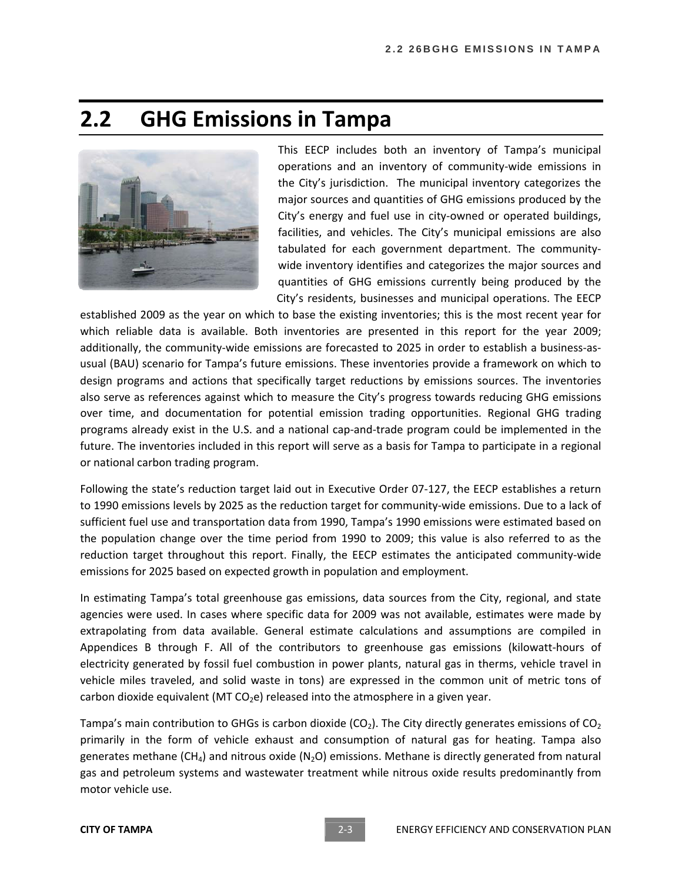## 2.2 GHG Emissions in Tampa

This EECP includes both an inventory of Tampa's municipal operations and an inventory of community-wide emissions in the City's jurisdiction. The municipal inventory categorizes the major sources and quantities of GHG emissions produced by the City's energy and fuel use in city-owned or operated buildings, facilities, and vehicles. The City's municipal emissions are also tabulated for each government department. The community-wide inventory identifies and categorizes the major sources and quantities of GHG emissions currently being produced by the City's residents, businesses and municipal operations. The EECP established 2009 as the year on which to base the existing inventories; this is the most recent year for which reliable data is available. Both inventories are presented in this report for the year 2009; additionally, the community-wide emissions are forecasted to 2025 in order to establish a business-as-usual (BAU) scenario for Tampa's future emissions. These inventories provide a framework on which to design programs and actions that specifically target reductions by emissions sources. The inventories also serve as references against which to measure the City's progress towards reducing GHG emissions over time, and documentation for potential emission trading opportunities. Regional GHG trading programs already exist in the U.S. and a national cap-and-trade program could be implemented in the future. The inventories included in this report will serve as a basis for Tampa to participate in a regional or national carbon trading program.

Following the state's reduction target laid out in Executive Order 07-127, the EECP establishes a return to 1990 emissions levels by 2025 as the reduction target for community-wide emissions. Due to a lack of sufficient fuel use and transportation data from 1990, Tampa's 1990 emissions were estimated based on the population change over the time period from 1990 to 2009; this value is also referred to as the reduction target throughout this report. Finally, the EECP estimates the anticipated community-wide emissions for 2025 based on expected growth in population and employment.

In estimating Tampa's total greenhouse gas emissions, data sources from the City, regional, and state agencies were used. In cases where specific data for 2009 was not available, estimates were made by extrapolating from data available. General estimate calculations and assumptions are compiled in Appendices B through F. All of the contributors to greenhouse gas emissions (kilowatt-hours of electricity generated by fossil fuel combustion in power plants, natural gas in therms, vehicle travel in vehicle miles traveled, and solid waste in tons) are expressed in the common unit of metric tons of carbon dioxide equivalent (MT $CO_2e$) released into the atmosphere in a given year.

Tampa's main contribution to GHGs is carbon dioxide ($CO_2$). The City directly generates emissions of $CO_2$ primarily in the form of vehicle exhaust and consumption of natural gas for heating. Tampa also generates methane ($CH_4$) and nitrous oxide ($N_2O$) emissions. Methane is directly generated from natural gas and petroleum systems and wastewater treatment while nitrous oxide results predominantly from motor vehicle use.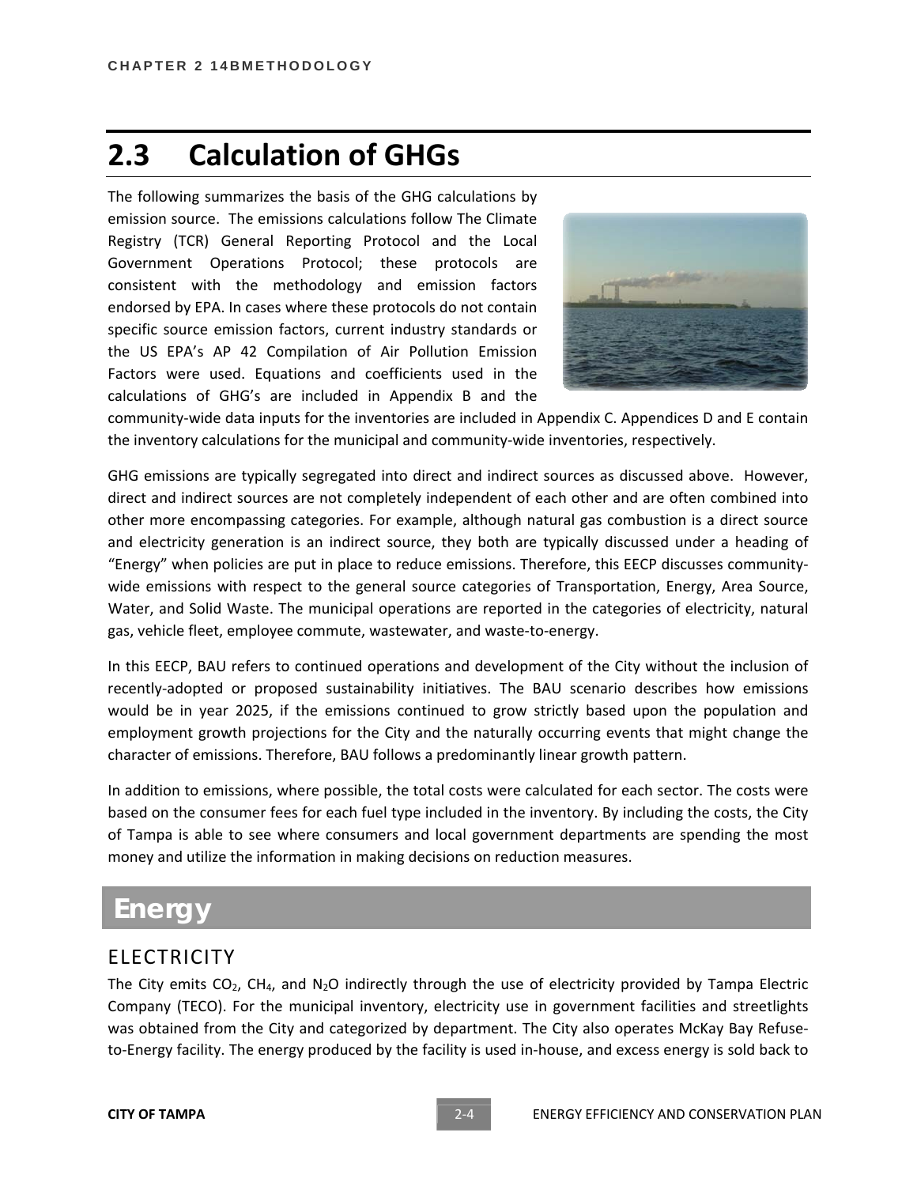## 2.3 Calculation of GHGs

The following summarizes the basis of the GHG calculations by emission source. The emissions calculations follow The Climate Registry (TCR) General Reporting Protocol and the Local Government Operations Protocol; these protocols are consistent with the methodology and emission factors endorsed by EPA. In cases where these protocols do not contain specific source emission factors, current industry standards or the US EPA's AP 42 Compilation of Air Pollution Emission Factors were used. Equations and coefficients used in the calculations of GHG's are included in Appendix B and the community-wide data inputs for the inventories are included in Appendix C. Appendices D and E contain the inventory calculations for the municipal and community-wide inventories, respectively.

GHG emissions are typically segregated into direct and indirect sources as discussed above. However, direct and indirect sources are not completely independent of each other and are often combined into other more encompassing categories. For example, although natural gas combustion is a direct source and electricity generation is an indirect source, they both are typically discussed under a heading of "Energy" when policies are put in place to reduce emissions. Therefore, this EECP discusses community-wide emissions with respect to the general source categories of Transportation, Energy, Area Source, Water, and Solid Waste. The municipal operations are reported in the categories of electricity, natural gas, vehicle fleet, employee commute, wastewater, and waste-to-energy.

In this EECP, BAU refers to continued operations and development of the City without the inclusion of recently-adopted or proposed sustainability initiatives. The BAU scenario describes how emissions would be in year 2025, if the emissions continued to grow strictly based upon the population and employment growth projections for the City and the naturally occurring events that might change the character of emissions. Therefore, BAU follows a predominantly linear growth pattern.

In addition to emissions, where possible, the total costs were calculated for each sector. The costs were based on the consumer fees for each fuel type included in the inventory. By including the costs, the City of Tampa is able to see where consumers and local government departments are spending the most money and utilize the information in making decisions on reduction measures.

## Energy

### ELECTRICITY

The City emits $CO_2$, $CH_4$, and $N_2O$ indirectly through the use of electricity provided by Tampa Electric Company (TECO). For the municipal inventory, electricity use in government facilities and streetlights was obtained from the City and categorized by department. The City also operates McKay Bay Refuse-to-Energy facility. The energy produced by the facility is used in-house, and excess energy is sold back to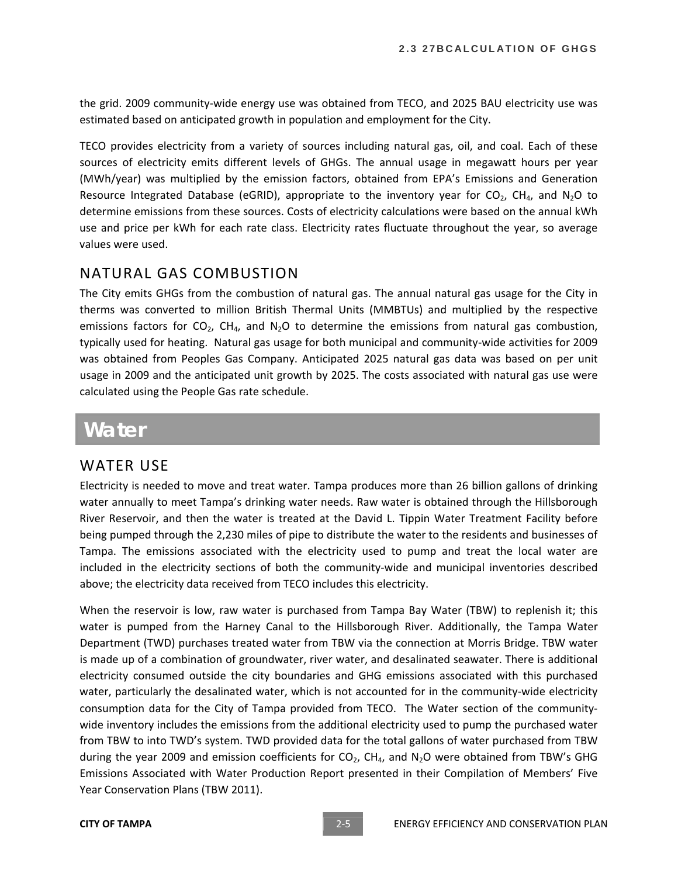the grid. 2009 community-wide energy use was obtained from TECO, and 2025 BAU electricity use was estimated based on anticipated growth in population and employment for the City.

TECO provides electricity from a variety of sources including natural gas, oil, and coal. Each of these sources of electricity emits different levels of GHGs. The annual usage in megawatt hours per year (MWh/year) was multiplied by the emission factors, obtained from EPA's Emissions and Generation Resource Integrated Database (eGRID), appropriate to the inventory year for $CO_2$, $CH_4$, and $N_2O$ to determine emissions from these sources. Costs of electricity calculations were based on the annual kWh use and price per kWh for each rate class. Electricity rates fluctuate throughout the year, so average values were used.

### NATURAL GAS COMBUSTION

The City emits GHGs from the combustion of natural gas. The annual natural gas usage for the City in therms was converted to million British Thermal Units (MMBTUs) and multiplied by the respective emissions factors for $CO_2$, $CH_4$, and $N_2O$ to determine the emissions from natural gas combustion, typically used for heating. Natural gas usage for both municipal and community-wide activities for 2009 was obtained from Peoples Gas Company. Anticipated 2025 natural gas data was based on per unit usage in 2009 and the anticipated unit growth by 2025. The costs associated with natural gas use were calculated using the People Gas rate schedule.

## Water

### WATER USE

Electricity is needed to move and treat water. Tampa produces more than 26 billion gallons of drinking water annually to meet Tampa's drinking water needs. Raw water is obtained through the Hillsborough River Reservoir, and then the water is treated at the David L. Tippin Water Treatment Facility before being pumped through the 2,230 miles of pipe to distribute the water to the residents and businesses of Tampa. The emissions associated with the electricity used to pump and treat the local water are included in the electricity sections of both the community-wide and municipal inventories described above; the electricity data received from TECO includes this electricity.

When the reservoir is low, raw water is purchased from Tampa Bay Water (TBW) to replenish it; this water is pumped from the Harney Canal to the Hillsborough River. Additionally, the Tampa Water Department (TWD) purchases treated water from TBW via the connection at Morris Bridge. TBW water is made up of a combination of groundwater, river water, and desalinated seawater. There is additional electricity consumed outside the city boundaries and GHG emissions associated with this purchased water, particularly the desalinated water, which is not accounted for in the community-wide electricity consumption data for the City of Tampa provided from TECO. The Water section of the community-wide inventory includes the emissions from the additional electricity used to pump the purchased water from TBW to into TWD's system. TWD provided data for the total gallons of water purchased from TBW during the year 2009 and emission coefficients for $CO_2$, $CH_4$, and $N_2O$ were obtained from TBW's GHG Emissions Associated with Water Production Report presented in their Compilation of Members' Five Year Conservation Plans (TBW 2011).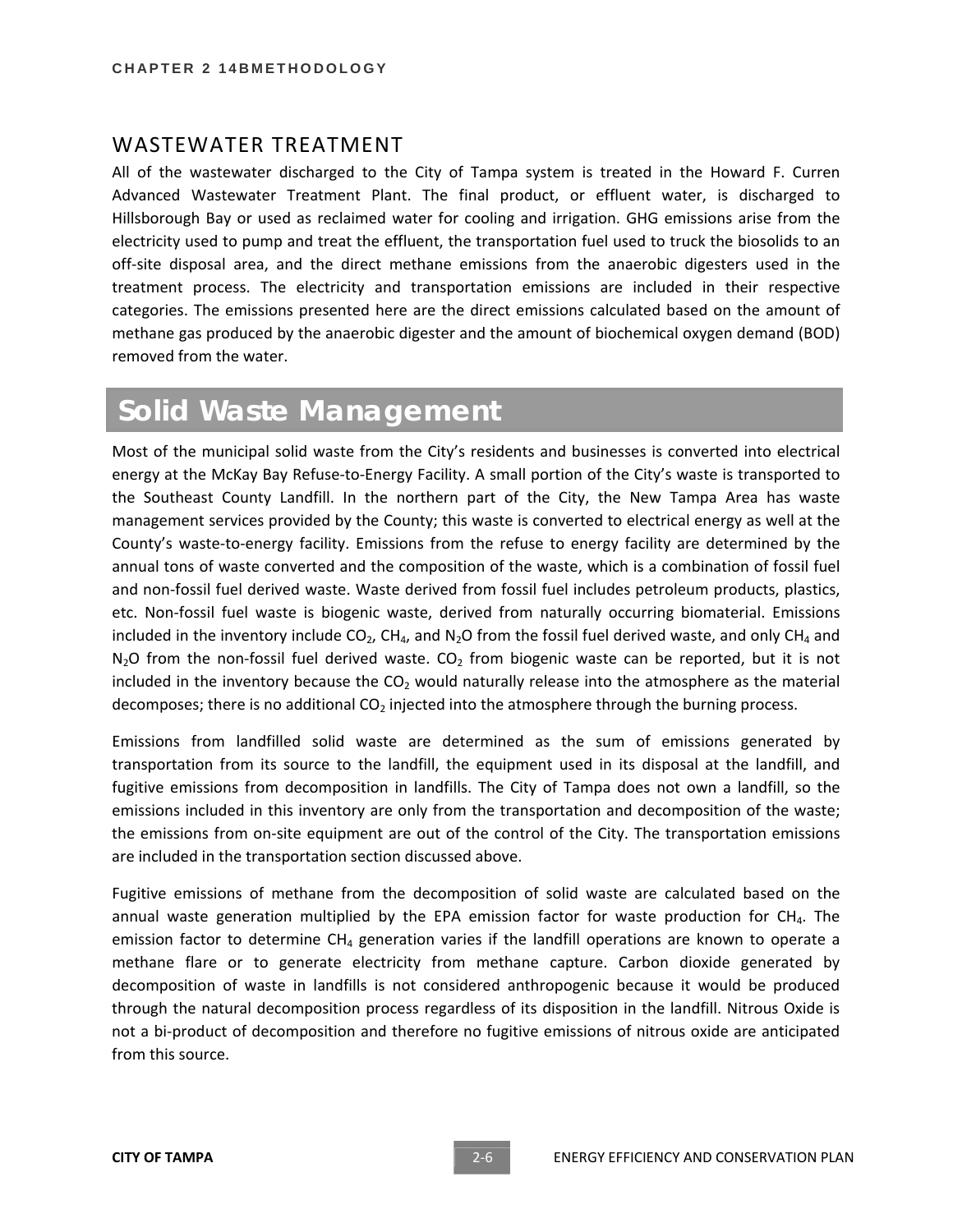## WASTEWATER TREATMENT

All of the wastewater discharged to the City of Tampa system is treated in the Howard F. Curren Advanced Wastewater Treatment Plant. The final product, or effluent water, is discharged to Hillsborough Bay or used as reclaimed water for cooling and irrigation. GHG emissions arise from the electricity used to pump and treat the effluent, the transportation fuel used to truck the biosolids to an off-site disposal area, and the direct methane emissions from the anaerobic digesters used in the treatment process. The electricity and transportation emissions are included in their respective categories. The emissions presented here are the direct emissions calculated based on the amount of methane gas produced by the anaerobic digester and the amount of biochemical oxygen demand (BOD) removed from the water.

# Solid Waste Management

Most of the municipal solid waste from the City's residents and businesses is converted into electrical energy at the McKay Bay Refuse-to-Energy Facility. A small portion of the City's waste is transported to the Southeast County Landfill. In the northern part of the City, the New Tampa Area has waste management services provided by the County; this waste is converted to electrical energy as well at the County's waste-to-energy facility. Emissions from the refuse to energy facility are determined by the annual tons of waste converted and the composition of the waste, which is a combination of fossil fuel and non-fossil fuel derived waste. Waste derived from fossil fuel includes petroleum products, plastics, etc. Non-fossil fuel waste is biogenic waste, derived from naturally occurring biomaterial. Emissions included in the inventory include $CO_2$, $CH_4$, and $N_2O$ from the fossil fuel derived waste, and only $CH_4$ and $N_2O$ from the non-fossil fuel derived waste. $CO_2$ from biogenic waste can be reported, but it is not included in the inventory because the $CO_2$ would naturally release into the atmosphere as the material decomposes; there is no additional $CO_2$ injected into the atmosphere through the burning process.

Emissions from landfilled solid waste are determined as the sum of emissions generated by transportation from its source to the landfill, the equipment used in its disposal at the landfill, and fugitive emissions from decomposition in landfills. The City of Tampa does not own a landfill, so the emissions included in this inventory are only from the transportation and decomposition of the waste; the emissions from on-site equipment are out of the control of the City. The transportation emissions are included in the transportation section discussed above.

Fugitive emissions of methane from the decomposition of solid waste are calculated based on the annual waste generation multiplied by the EPA emission factor for waste production for $CH_4$. The emission factor to determine $CH_4$ generation varies if the landfill operations are known to operate a methane flare or to generate electricity from methane capture. Carbon dioxide generated by decomposition of waste in landfills is not considered anthropogenic because it would be produced through the natural decomposition process regardless of its disposition in the landfill. Nitrous Oxide is not a bi-product of decomposition and therefore no fugitive emissions of nitrous oxide are anticipated from this source.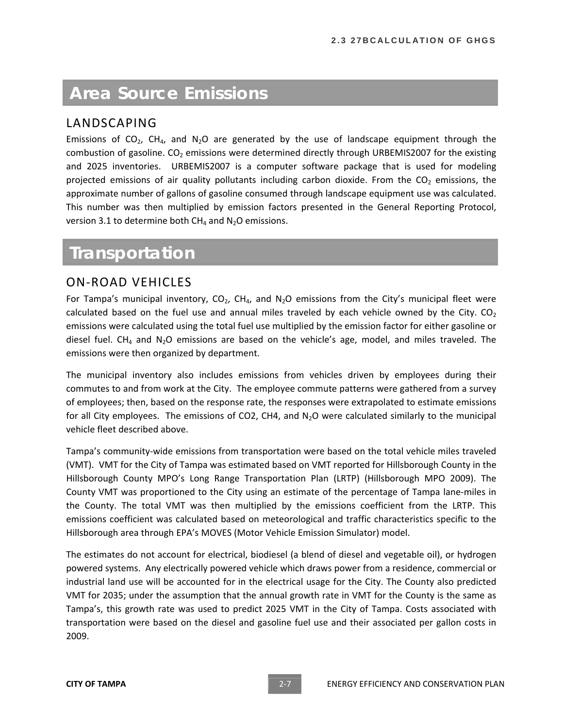# Area Source Emissions

## LANDSCAPING

Emissions of $CO_2$, $CH_4$, and $N_2O$ are generated by the use of landscape equipment through the combustion of gasoline. $CO_2$ emissions were determined directly through URBEMIS2007 for the existing and 2025 inventories. URBEMIS2007 is a computer software package that is used for modeling projected emissions of air quality pollutants including carbon dioxide. From the $CO_2$ emissions, the approximate number of gallons of gasoline consumed through landscape equipment use was calculated. This number was then multiplied by emission factors presented in the General Reporting Protocol, version 3.1 to determine both $CH_4$ and $N_2O$ emissions.

# Transportation

## ON-ROAD VEHICLES

For Tampa's municipal inventory, $CO_2$, $CH_4$, and $N_2O$ emissions from the City's municipal fleet were calculated based on the fuel use and annual miles traveled by each vehicle owned by the City. $CO_2$ emissions were calculated using the total fuel use multiplied by the emission factor for either gasoline or diesel fuel. $CH_4$ and $N_2O$ emissions are based on the vehicle's age, model, and miles traveled. The emissions were then organized by department.

The municipal inventory also includes emissions from vehicles driven by employees during their commutes to and from work at the City. The employee commute patterns were gathered from a survey of employees; then, based on the response rate, the responses were extrapolated to estimate emissions for all City employees. The emissions of CO2, CH4, and $N_2O$ were calculated similarly to the municipal vehicle fleet described above.

Tampa's community-wide emissions from transportation were based on the total vehicle miles traveled (VMT). VMT for the City of Tampa was estimated based on VMT reported for Hillsborough County in the Hillsborough County MPO's Long Range Transportation Plan (LRTP) (Hillsborough MPO 2009). The County VMT was proportioned to the City using an estimate of the percentage of Tampa lane-miles in the County. The total VMT was then multiplied by the emissions coefficient from the LRTP. This emissions coefficient was calculated based on meteorological and traffic characteristics specific to the Hillsborough area through EPA's MOVES (Motor Vehicle Emission Simulator) model.

The estimates do not account for electrical, biodiesel (a blend of diesel and vegetable oil), or hydrogen powered systems. Any electrically powered vehicle which draws power from a residence, commercial or industrial land use will be accounted for in the electrical usage for the City. The County also predicted VMT for 2035; under the assumption that the annual growth rate in VMT for the County is the same as Tampa's, this growth rate was used to predict 2025 VMT in the City of Tampa. Costs associated with transportation were based on the diesel and gasoline fuel use and their associated per gallon costs in 2009.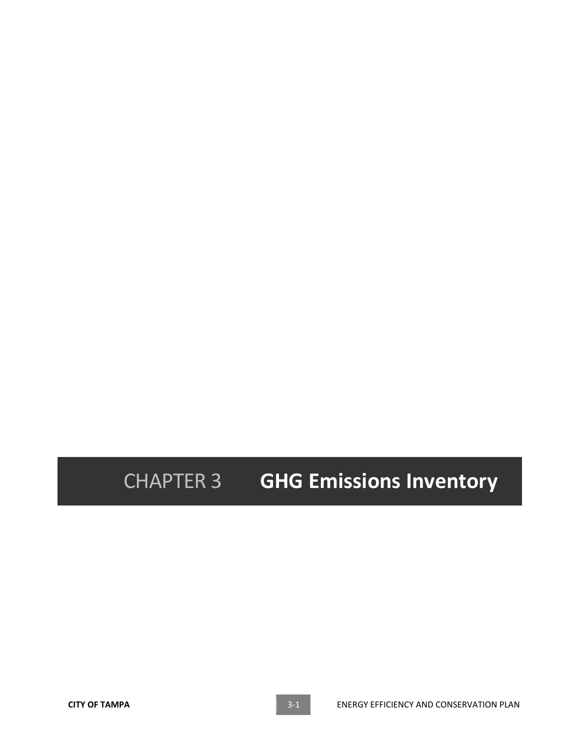# CHAPTER 3 GHG Emissions Inventory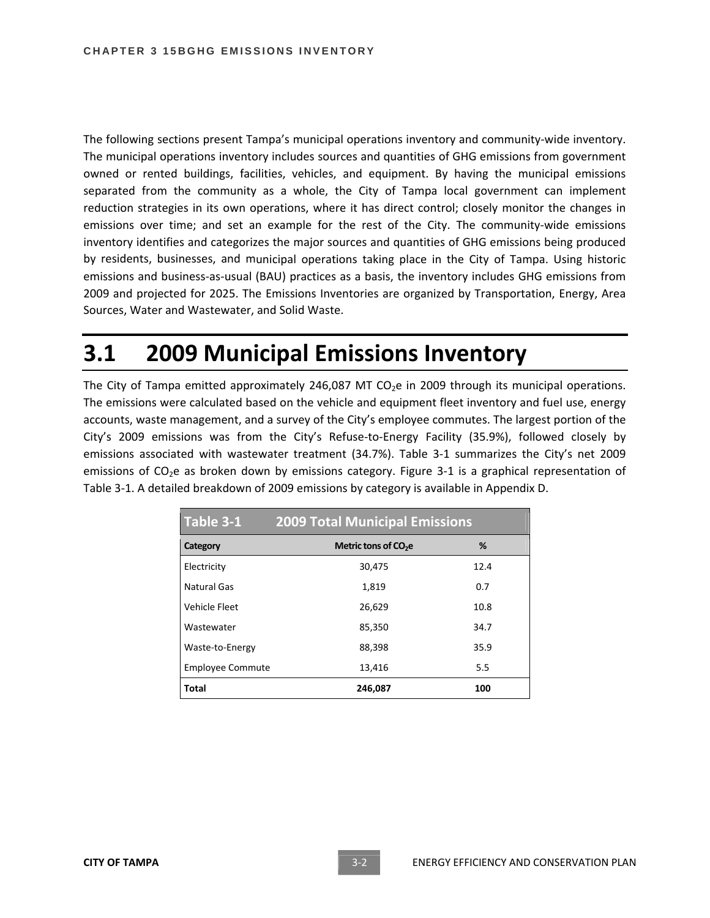The following sections present Tampa's municipal operations inventory and community-wide inventory. The municipal operations inventory includes sources and quantities of GHG emissions from government owned or rented buildings, facilities, vehicles, and equipment. By having the municipal emissions separated from the community as a whole, the City of Tampa local government can implement reduction strategies in its own operations, where it has direct control; closely monitor the changes in emissions over time; and set an example for the rest of the City. The community-wide emissions inventory identifies and categorizes the major sources and quantities of GHG emissions being produced by residents, businesses, and municipal operations taking place in the City of Tampa. Using historic emissions and business-as-usual (BAU) practices as a basis, the inventory includes GHG emissions from 2009 and projected for 2025. The Emissions Inventories are organized by Transportation, Energy, Area Sources, Water and Wastewater, and Solid Waste.

# 3.1 2009 Municipal Emissions Inventory

The City of Tampa emitted approximately 246,087 MT $CO_2e$ in 2009 through its municipal operations. The emissions were calculated based on the vehicle and equipment fleet inventory and fuel use, energy accounts, waste management, and a survey of the City's employee commutes. The largest portion of the City's 2009 emissions was from the City's Refuse-to-Energy Facility (35.9%), followed closely by emissions associated with wastewater treatment (34.7%). Table 3-1 summarizes the City's net 2009 emissions of $CO_2e$ as broken down by emissions category. Figure 3-1 is a graphical representation of Table 3-1. A detailed breakdown of 2009 emissions by category is available in Appendix D.

**Table 3-1 2009 Total Municipal Emissions**

| Category | Metric tons of $CO_2e$ | % |
|---|---|---|
| Electricity | 30,475 | 12.4 |
| Natural Gas | 1,819 | 0.7 |
| Vehicle Fleet | 26,629 | 10.8 |
| Wastewater | 85,350 | 34.7 |
| Waste-to-Energy | 88,398 | 35.9 |
| Employee Commute | 13,416 | 5.5 |
| **Total** | **246,087** | **100** |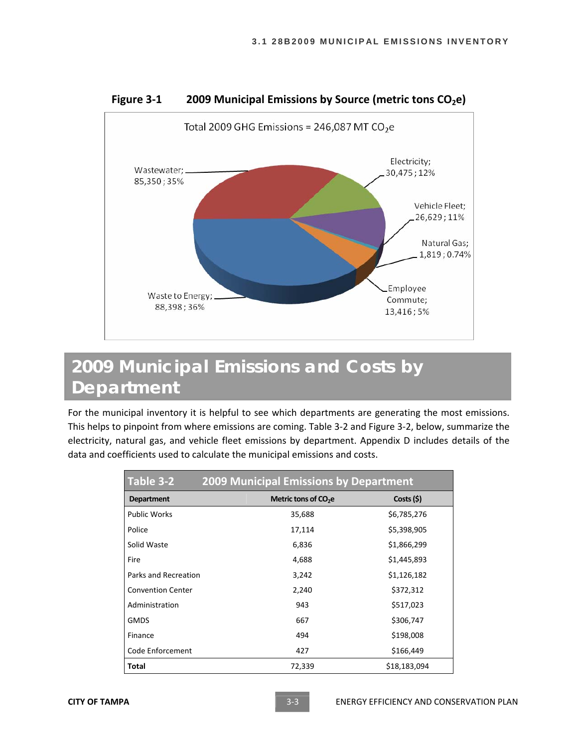**Figure 3-1 2009 Municipal Emissions by Source (metric tons $CO_2e$)**

Total 2009 GHG Emissions = 246,087 MT $CO_2e$

Wastewater; 85,350 ; 35%

Electricity; 30,475 ; 12%

Vehicle Fleet; 26,629 ; 11%

Natural Gas; 1,819 ; 0.74%

Employee Commute; 13,416 ; 5%

Waste to Energy; 88,398 ; 36%

## 2009 Municipal Emissions and Costs by Department

For the municipal inventory it is helpful to see which departments are generating the most emissions. This helps to pinpoint from where emissions are coming. Table 3-2 and Figure 3-2, below, summarize the electricity, natural gas, and vehicle fleet emissions by department. Appendix D includes details of the data and coefficients used to calculate the municipal emissions and costs.

**Table 3-2 2009 Municipal Emissions by Department**

| Department | Metric tons of $CO_2e$ | Costs ($) |
|---|---|---|
| Public Works | 35,688 | $6,785,276 |
| Police | 17,114 | $5,398,905 |
| Solid Waste | 6,836 | $1,866,299 |
| Fire | 4,688 | $1,445,893 |
| Parks and Recreation | 3,242 | $1,126,182 |
| Convention Center | 2,240 | $372,312 |
| Administration | 943 | $517,023 |
| GMDS | 667 | $306,747 |
| Finance | 494 | $198,008 |
| Code Enforcement | 427 | $166,449 |
| **Total** | 72,339 | $18,183,094 |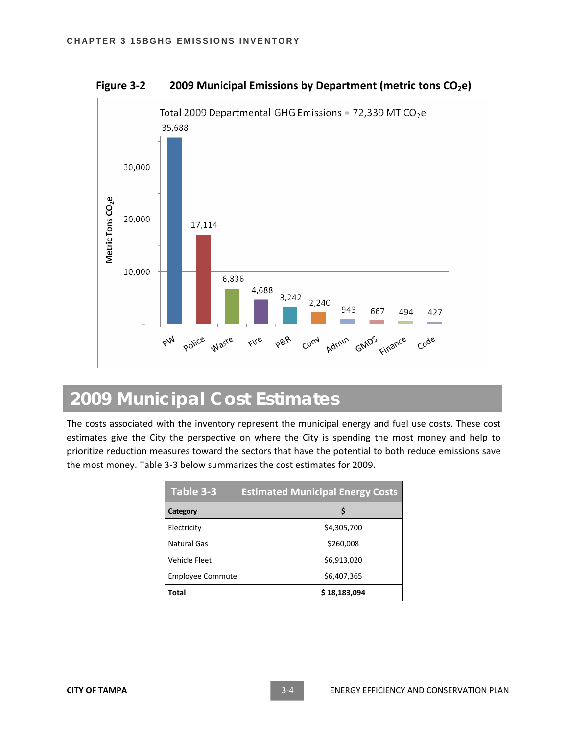**Figure 3-2 2009 Municipal Emissions by Department (metric tons $CO_2e$)**

Total 2009 Departmental GHG Emissions = 72,339 MT $CO_2e$

| Department | Metric Tons $CO_2e$ |
|---|---|
| PW | 35,688 |
| Police | 17,114 |
| Waste | 6,836 |
| Fire | 4,688 |
| P&R | 3,242 |
| Conv | 2,240 |
| Admin | 943 |
| GMDS | 667 |
| Finance | 494 |
| Code | 427 |

## 2009 Municipal Cost Estimates

The costs associated with the inventory represent the municipal energy and fuel use costs. These cost estimates give the City the perspective on where the City is spending the most money and help to prioritize reduction measures toward the sectors that have the potential to both reduce emissions save the most money. Table 3-3 below summarizes the cost estimates for 2009.

**Table 3-3 Estimated Municipal Energy Costs**

| Category | $ |
|---|---|
| Electricity | $4,305,700 |
| Natural Gas | $260,008 |
| Vehicle Fleet | $6,913,020 |
| Employee Commute | $6,407,365 |
| **Total** | **$ 18,183,094** |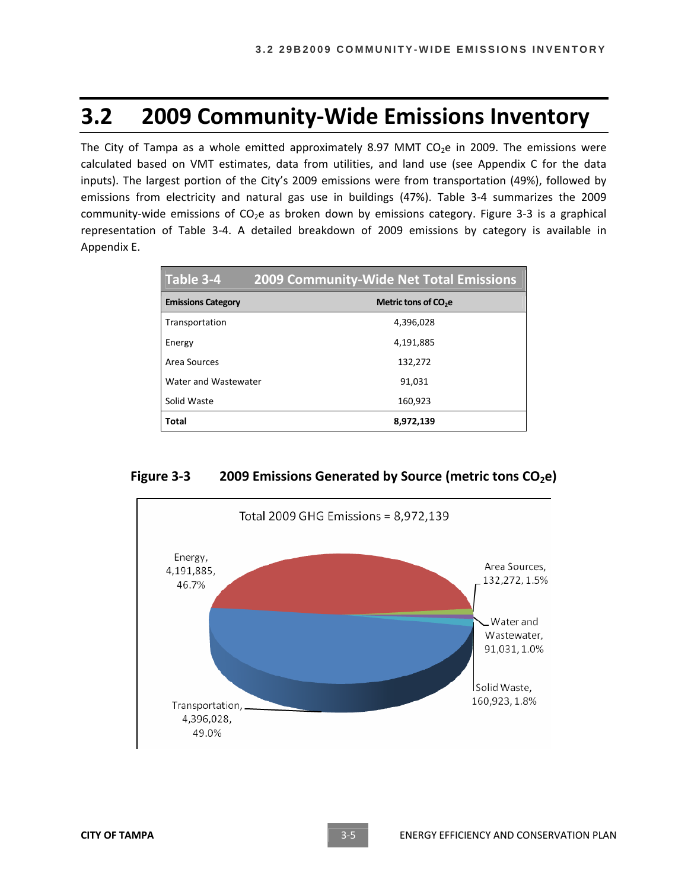## 3.2 2009 Community-Wide Emissions Inventory

The City of Tampa as a whole emitted approximately 8.97 MMT $CO_2e$ in 2009. The emissions were calculated based on VMT estimates, data from utilities, and land use (see Appendix C for the data inputs). The largest portion of the City's 2009 emissions were from transportation (49%), followed by emissions from electricity and natural gas use in buildings (47%). Table 3-4 summarizes the 2009 community-wide emissions of $CO_2e$ as broken down by emissions category. Figure 3-3 is a graphical representation of Table 3-4. A detailed breakdown of 2009 emissions by category is available in Appendix E.

**Table 3-4 2009 Community-Wide Net Total Emissions**

| Emissions Category | Metric tons of $CO_2e$ |
|---|---|
| Transportation | 4,396,028 |
| Energy | 4,191,885 |
| Area Sources | 132,272 |
| Water and Wastewater | 91,031 |
| Solid Waste | 160,923 |
| **Total** | **8,972,139** |

**Figure 3-3 2009 Emissions Generated by Source (metric tons $CO_2e$)**

Total 2009 GHG Emissions = 8,972,139

- Energy, 4,191,885, 46.7%
- Area Sources, 132,272, 1.5%
- Water and Wastewater, 91,031, 1.0%
- Solid Waste, 160,923, 1.8%
- Transportation, 4,396,028, 49.0%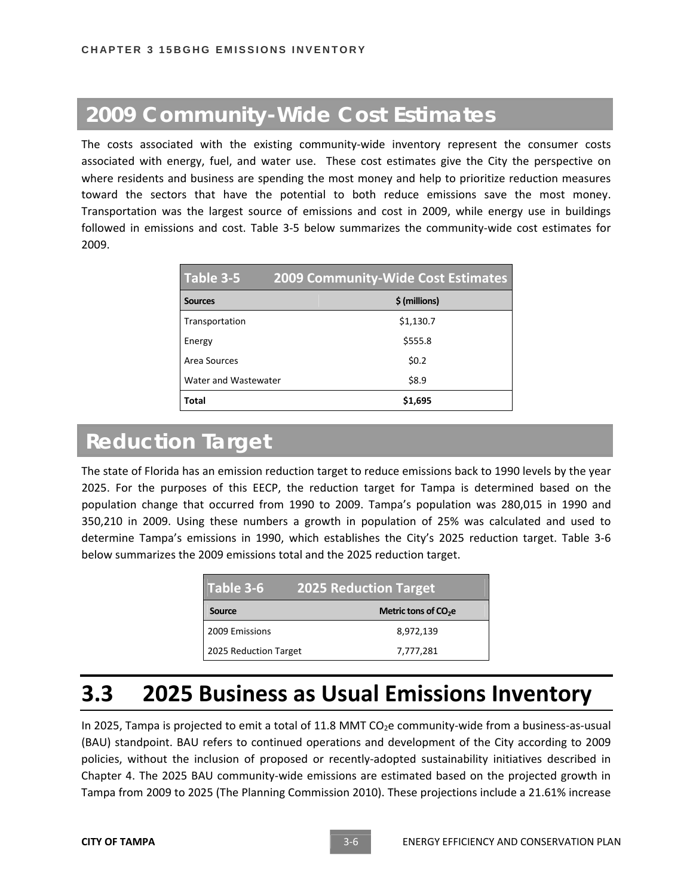## 2009 Community-Wide Cost Estimates

The costs associated with the existing community-wide inventory represent the consumer costs associated with energy, fuel, and water use. These cost estimates give the City the perspective on where residents and business are spending the most money and help to prioritize reduction measures toward the sectors that have the potential to both reduce emissions save the most money. Transportation was the largest source of emissions and cost in 2009, while energy use in buildings followed in emissions and cost. Table 3-5 below summarizes the community-wide cost estimates for 2009.

**Table 3-5 2009 Community-Wide Cost Estimates**

| Sources | $ (millions) |
|---|---|
| Transportation | $1,130.7 |
| Energy | $555.8 |
| Area Sources | $0.2 |
| Water and Wastewater | $8.9 |
| **Total** | **$1,695** |

## Reduction Target

The state of Florida has an emission reduction target to reduce emissions back to 1990 levels by the year 2025. For the purposes of this EECP, the reduction target for Tampa is determined based on the population change that occurred from 1990 to 2009. Tampa's population was 280,015 in 1990 and 350,210 in 2009. Using these numbers a growth in population of 25% was calculated and used to determine Tampa's emissions in 1990, which establishes the City's 2025 reduction target. Table 3-6 below summarizes the 2009 emissions total and the 2025 reduction target.

**Table 3-6 2025 Reduction Target**

| Source | Metric tons of $CO_2e$ |
|---|---|
| 2009 Emissions | 8,972,139 |
| 2025 Reduction Target | 7,777,281 |

# 3.3 2025 Business as Usual Emissions Inventory

In 2025, Tampa is projected to emit a total of 11.8 MMT $CO_2e$ community-wide from a business-as-usual (BAU) standpoint. BAU refers to continued operations and development of the City according to 2009 policies, without the inclusion of proposed or recently-adopted sustainability initiatives described in Chapter 4. The 2025 BAU community-wide emissions are estimated based on the projected growth in Tampa from 2009 to 2025 (The Planning Commission 2010). These projections include a 21.61% increase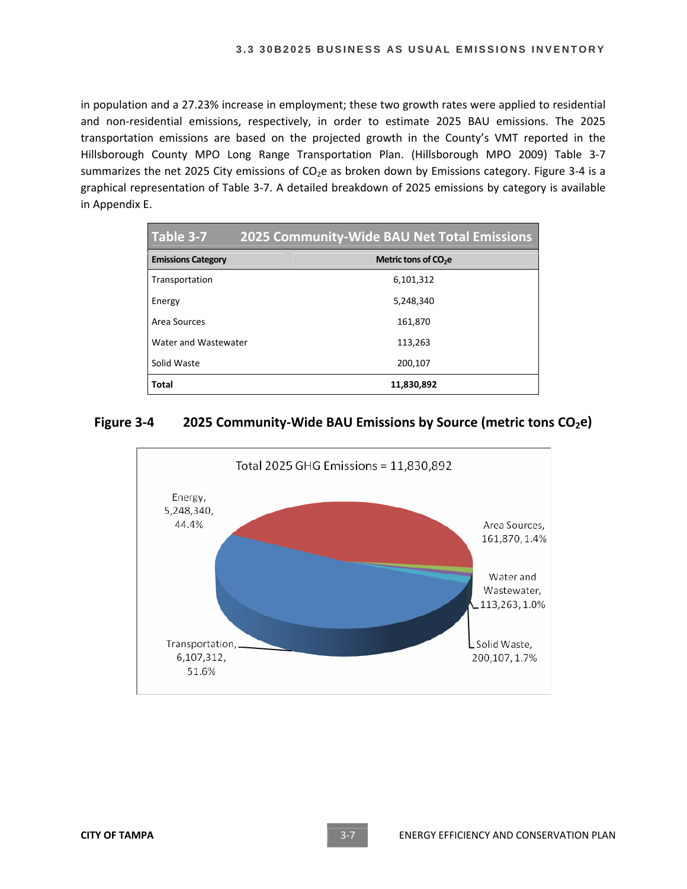in population and a 27.23% increase in employment; these two growth rates were applied to residential and non-residential emissions, respectively, in order to estimate 2025 BAU emissions. The 2025 transportation emissions are based on the projected growth in the County's VMT reported in the Hillsborough County MPO Long Range Transportation Plan. (Hillsborough MPO 2009) Table 3-7 summarizes the net 2025 City emissions of $CO_2e$ as broken down by Emissions category. Figure 3-4 is a graphical representation of Table 3-7. A detailed breakdown of 2025 emissions by category is available in Appendix E.

**Table 3-7 2025 Community-Wide BAU Net Total Emissions**

| Emissions Category | Metric tons of $CO_2e$ |
|---|---|
| Transportation | 6,101,312 |
| Energy | 5,248,340 |
| Area Sources | 161,870 |
| Water and Wastewater | 113,263 |
| Solid Waste | 200,107 |
| **Total** | **11,830,892** |

**Figure 3-4 2025 Community-Wide BAU Emissions by Source (metric tons $CO_2e$)**

Total 2025 GHG Emissions = 11,830,892

- Transportation, 6,107,312, 51.6%
- Energy, 5,248,340, 44.4%
- Area Sources, 161,870, 1.4%
- Water and Wastewater, 113,263, 1.0%
- Solid Waste, 200,107, 1.7%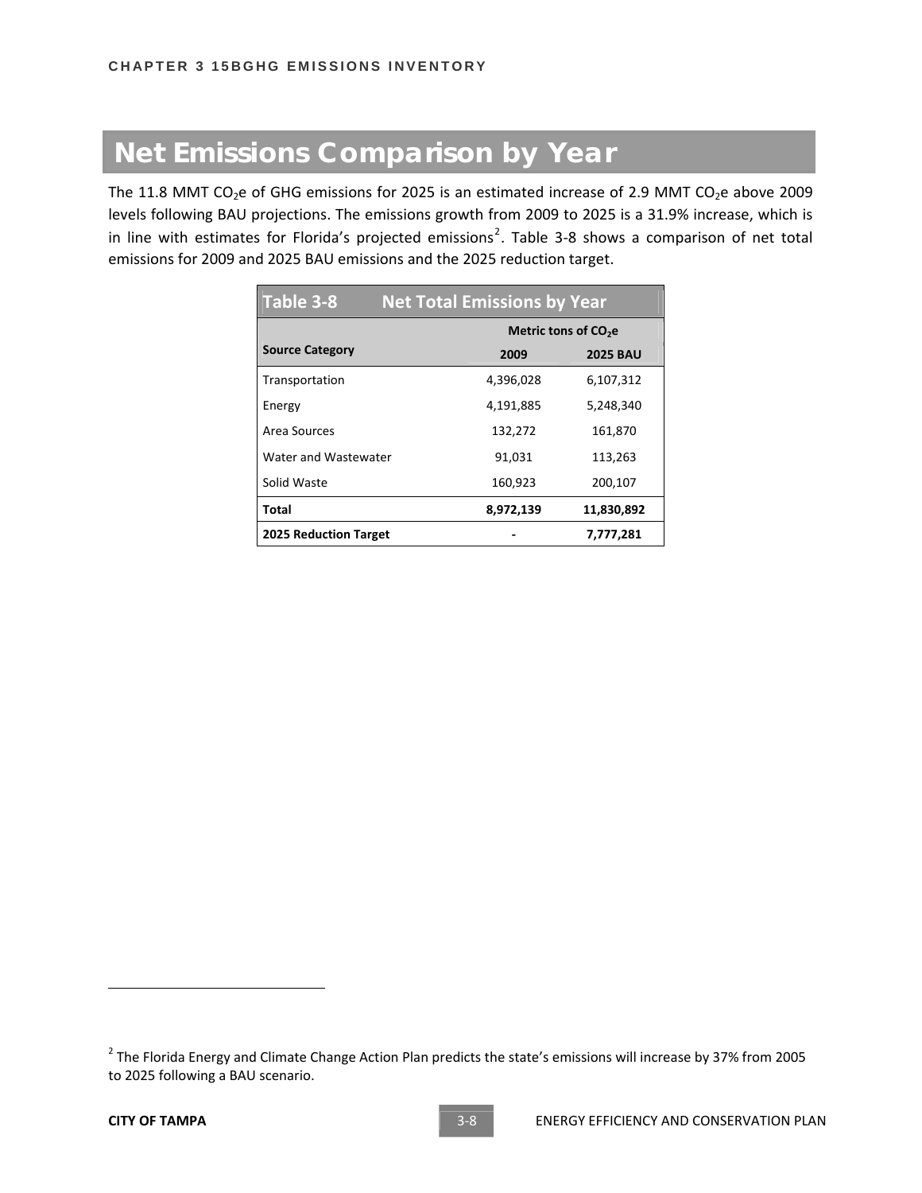# Net Emissions Comparison by Year

The 11.8 MMT $CO_2$e of GHG emissions for 2025 is an estimated increase of 2.9 MMT $CO_2$e above 2009 levels following BAU projections. The emissions growth from 2009 to 2025 is a 31.9% increase, which is in line with estimates for Florida's projected emissions[2]. Table 3-8 shows a comparison of net total emissions for 2009 and 2025 BAU emissions and the 2025 reduction target.

**Table 3-8 Net Total Emissions by Year**

| Source Category | Metric tons of $CO_2$e | |
|---|---|---|
| | 2009 | 2025 BAU |
| Transportation | 4,396,028 | 6,107,312 |
| Energy | 4,191,885 | 5,248,340 |
| Area Sources | 132,272 | 161,870 |
| Water and Wastewater | 91,031 | 113,263 |
| Solid Waste | 160,923 | 200,107 |
| **Total** | **8,972,139** | **11,830,892** |
| **2025 Reduction Target** | **-** | **7,777,281** |

[2] The Florida Energy and Climate Change Action Plan predicts the state's emissions will increase by 37% from 2005 to 2025 following a BAU scenario.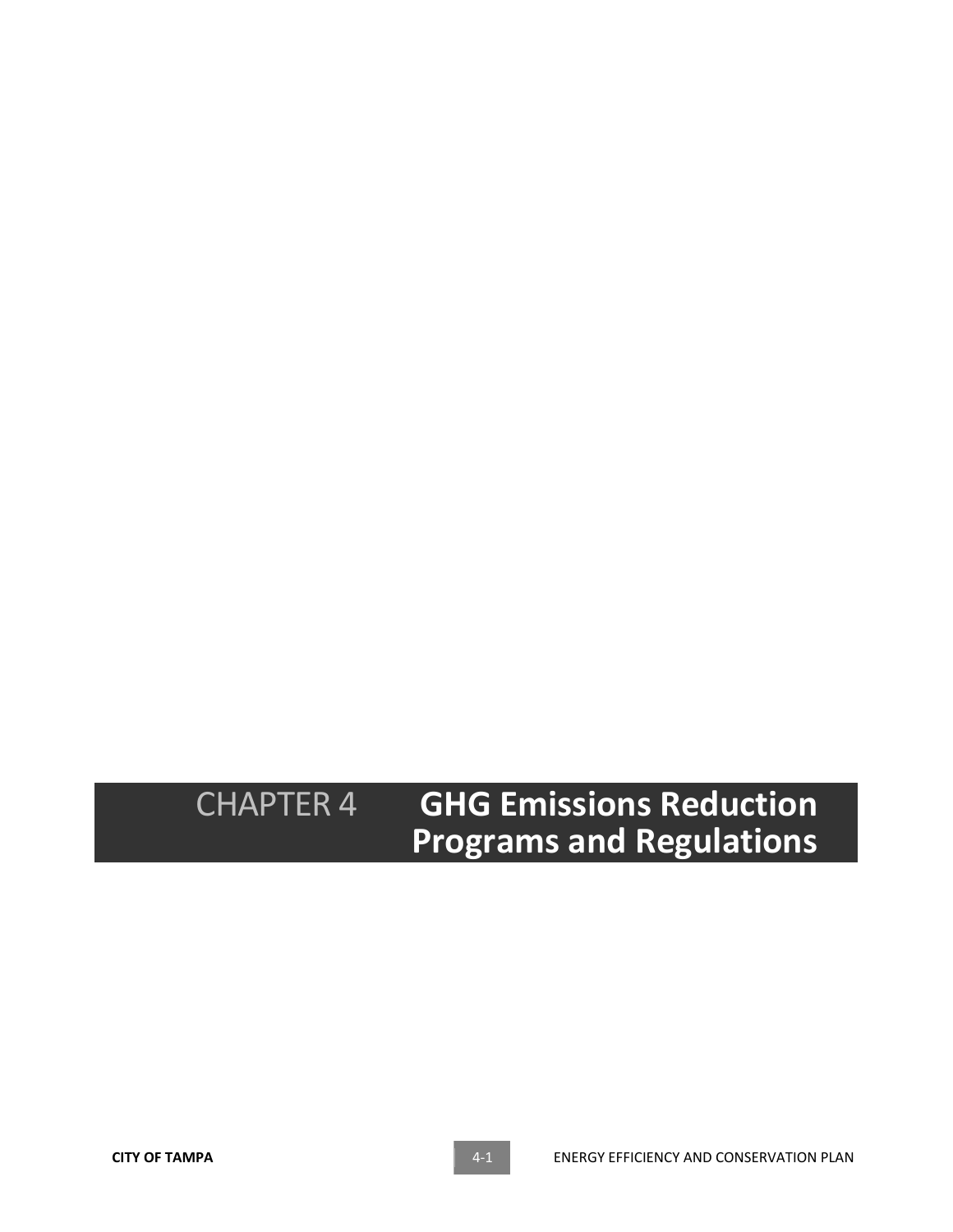# CHAPTER 4 GHG Emissions Reduction Programs and Regulations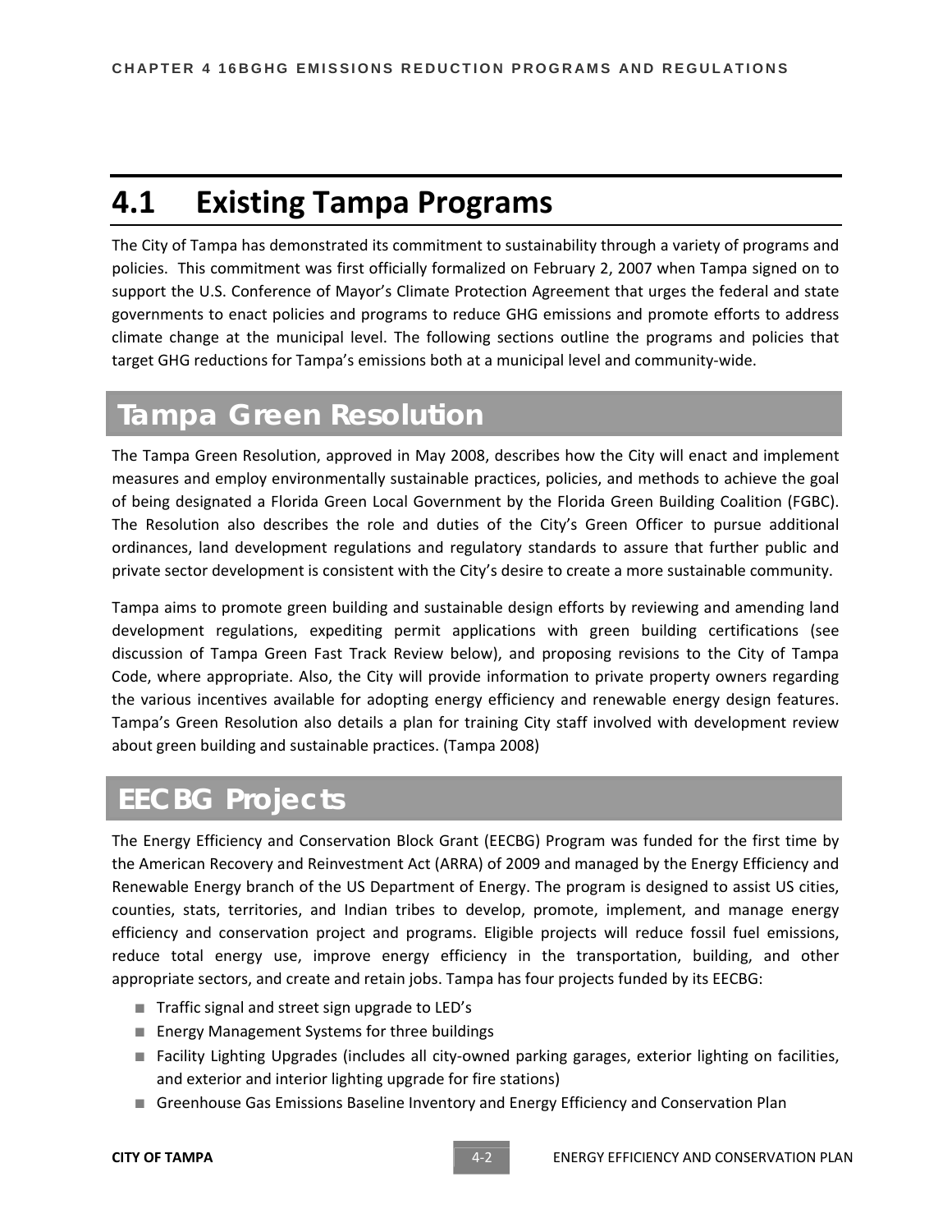## 4.1 Existing Tampa Programs

The City of Tampa has demonstrated its commitment to sustainability through a variety of programs and policies. This commitment was first officially formalized on February 2, 2007 when Tampa signed on to support the U.S. Conference of Mayor's Climate Protection Agreement that urges the federal and state governments to enact policies and programs to reduce GHG emissions and promote efforts to address climate change at the municipal level. The following sections outline the programs and policies that target GHG reductions for Tampa's emissions both at a municipal level and community-wide.

### Tampa Green Resolution

The Tampa Green Resolution, approved in May 2008, describes how the City will enact and implement measures and employ environmentally sustainable practices, policies, and methods to achieve the goal of being designated a Florida Green Local Government by the Florida Green Building Coalition (FGBC). The Resolution also describes the role and duties of the City's Green Officer to pursue additional ordinances, land development regulations and regulatory standards to assure that further public and private sector development is consistent with the City's desire to create a more sustainable community.

Tampa aims to promote green building and sustainable design efforts by reviewing and amending land development regulations, expediting permit applications with green building certifications (see discussion of Tampa Green Fast Track Review below), and proposing revisions to the City of Tampa Code, where appropriate. Also, the City will provide information to private property owners regarding the various incentives available for adopting energy efficiency and renewable energy design features. Tampa's Green Resolution also details a plan for training City staff involved with development review about green building and sustainable practices. (Tampa 2008)

### EECBG Projects

The Energy Efficiency and Conservation Block Grant (EECBG) Program was funded for the first time by the American Recovery and Reinvestment Act (ARRA) of 2009 and managed by the Energy Efficiency and Renewable Energy branch of the US Department of Energy. The program is designed to assist US cities, counties, stats, territories, and Indian tribes to develop, promote, implement, and manage energy efficiency and conservation project and programs. Eligible projects will reduce fossil fuel emissions, reduce total energy use, improve energy efficiency in the transportation, building, and other appropriate sectors, and create and retain jobs. Tampa has four projects funded by its EECBG:

- Traffic signal and street sign upgrade to LED's
- Energy Management Systems for three buildings
- Facility Lighting Upgrades (includes all city-owned parking garages, exterior lighting on facilities, and exterior and interior lighting upgrade for fire stations)
- Greenhouse Gas Emissions Baseline Inventory and Energy Efficiency and Conservation Plan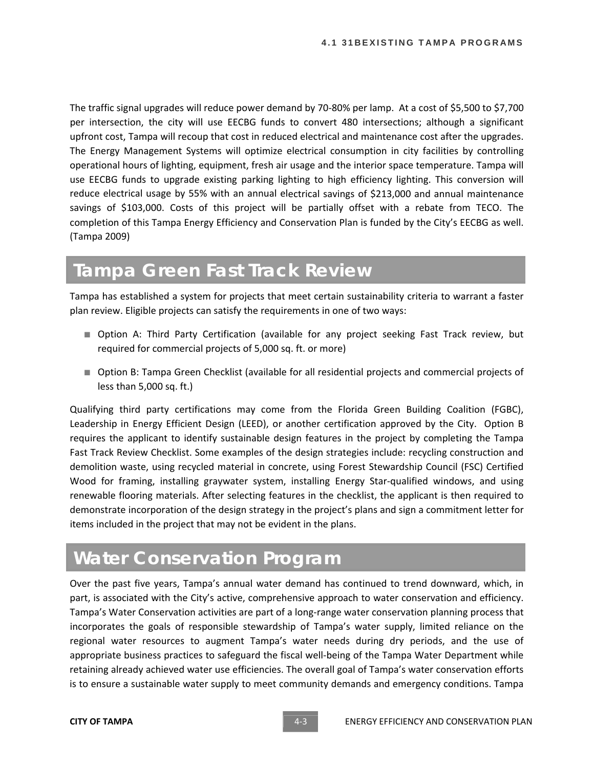The traffic signal upgrades will reduce power demand by 70-80% per lamp. At a cost of $5,500 to $7,700 per intersection, the city will use EECBG funds to convert 480 intersections; although a significant upfront cost, Tampa will recoup that cost in reduced electrical and maintenance cost after the upgrades. The Energy Management Systems will optimize electrical consumption in city facilities by controlling operational hours of lighting, equipment, fresh air usage and the interior space temperature. Tampa will use EECBG funds to upgrade existing parking lighting to high efficiency lighting. This conversion will reduce electrical usage by 55% with an annual electrical savings of $213,000 and annual maintenance savings of $103,000. Costs of this project will be partially offset with a rebate from TECO. The completion of this Tampa Energy Efficiency and Conservation Plan is funded by the City's EECBG as well. (Tampa 2009)

## Tampa Green Fast Track Review

Tampa has established a system for projects that meet certain sustainability criteria to warrant a faster plan review. Eligible projects can satisfy the requirements in one of two ways:

- Option A: Third Party Certification (available for any project seeking Fast Track review, but required for commercial projects of 5,000 sq. ft. or more)
- Option B: Tampa Green Checklist (available for all residential projects and commercial projects of less than 5,000 sq. ft.)

Qualifying third party certifications may come from the Florida Green Building Coalition (FGBC), Leadership in Energy Efficient Design (LEED), or another certification approved by the City. Option B requires the applicant to identify sustainable design features in the project by completing the Tampa Fast Track Review Checklist. Some examples of the design strategies include: recycling construction and demolition waste, using recycled material in concrete, using Forest Stewardship Council (FSC) Certified Wood for framing, installing graywater system, installing Energy Star-qualified windows, and using renewable flooring materials. After selecting features in the checklist, the applicant is then required to demonstrate incorporation of the design strategy in the project's plans and sign a commitment letter for items included in the project that may not be evident in the plans.

## Water Conservation Program

Over the past five years, Tampa's annual water demand has continued to trend downward, which, in part, is associated with the City's active, comprehensive approach to water conservation and efficiency. Tampa's Water Conservation activities are part of a long-range water conservation planning process that incorporates the goals of responsible stewardship of Tampa's water supply, limited reliance on the regional water resources to augment Tampa's water needs during dry periods, and the use of appropriate business practices to safeguard the fiscal well-being of the Tampa Water Department while retaining already achieved water use efficiencies. The overall goal of Tampa's water conservation efforts is to ensure a sustainable water supply to meet community demands and emergency conditions. Tampa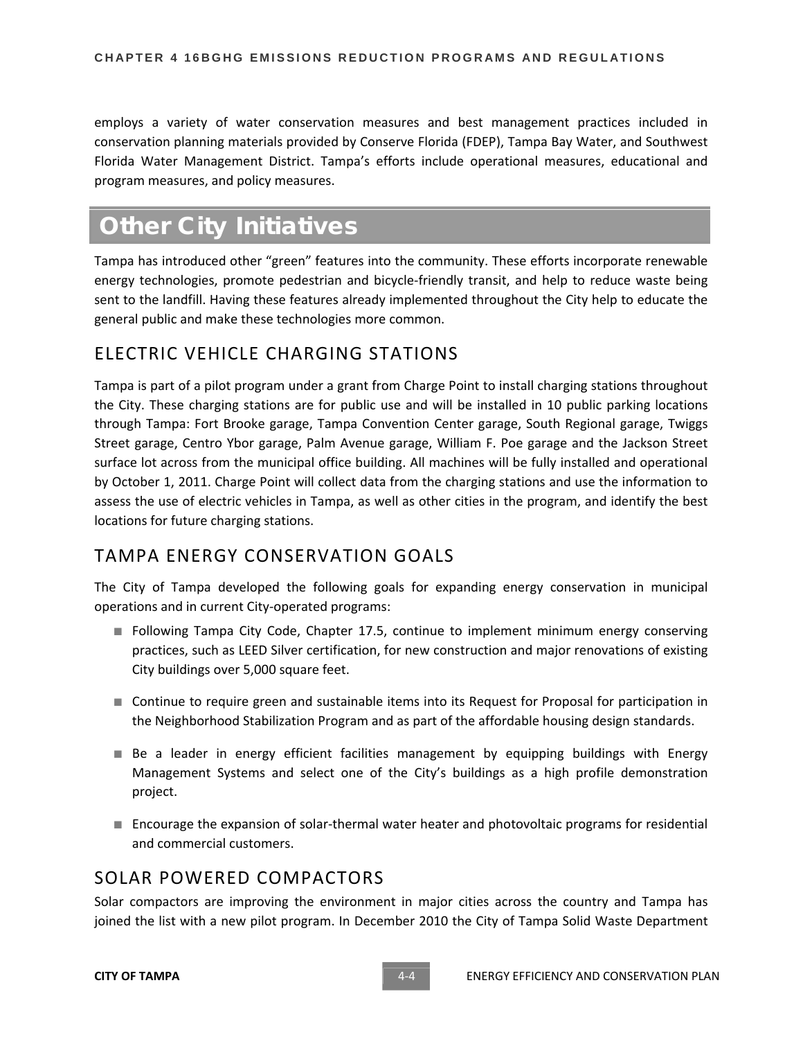employs a variety of water conservation measures and best management practices included in conservation planning materials provided by Conserve Florida (FDEP), Tampa Bay Water, and Southwest Florida Water Management District. Tampa's efforts include operational measures, educational and program measures, and policy measures.

# Other City Initiatives

Tampa has introduced other "green" features into the community. These efforts incorporate renewable energy technologies, promote pedestrian and bicycle-friendly transit, and help to reduce waste being sent to the landfill. Having these features already implemented throughout the City help to educate the general public and make these technologies more common.

## ELECTRIC VEHICLE CHARGING STATIONS

Tampa is part of a pilot program under a grant from Charge Point to install charging stations throughout the City. These charging stations are for public use and will be installed in 10 public parking locations through Tampa: Fort Brooke garage, Tampa Convention Center garage, South Regional garage, Twiggs Street garage, Centro Ybor garage, Palm Avenue garage, William F. Poe garage and the Jackson Street surface lot across from the municipal office building. All machines will be fully installed and operational by October 1, 2011. Charge Point will collect data from the charging stations and use the information to assess the use of electric vehicles in Tampa, as well as other cities in the program, and identify the best locations for future charging stations.

## TAMPA ENERGY CONSERVATION GOALS

The City of Tampa developed the following goals for expanding energy conservation in municipal operations and in current City-operated programs:

- Following Tampa City Code, Chapter 17.5, continue to implement minimum energy conserving practices, such as LEED Silver certification, for new construction and major renovations of existing City buildings over 5,000 square feet.
- Continue to require green and sustainable items into its Request for Proposal for participation in the Neighborhood Stabilization Program and as part of the affordable housing design standards.
- Be a leader in energy efficient facilities management by equipping buildings with Energy Management Systems and select one of the City's buildings as a high profile demonstration project.
- Encourage the expansion of solar-thermal water heater and photovoltaic programs for residential and commercial customers.

## SOLAR POWERED COMPACTORS

Solar compactors are improving the environment in major cities across the country and Tampa has joined the list with a new pilot program. In December 2010 the City of Tampa Solid Waste Department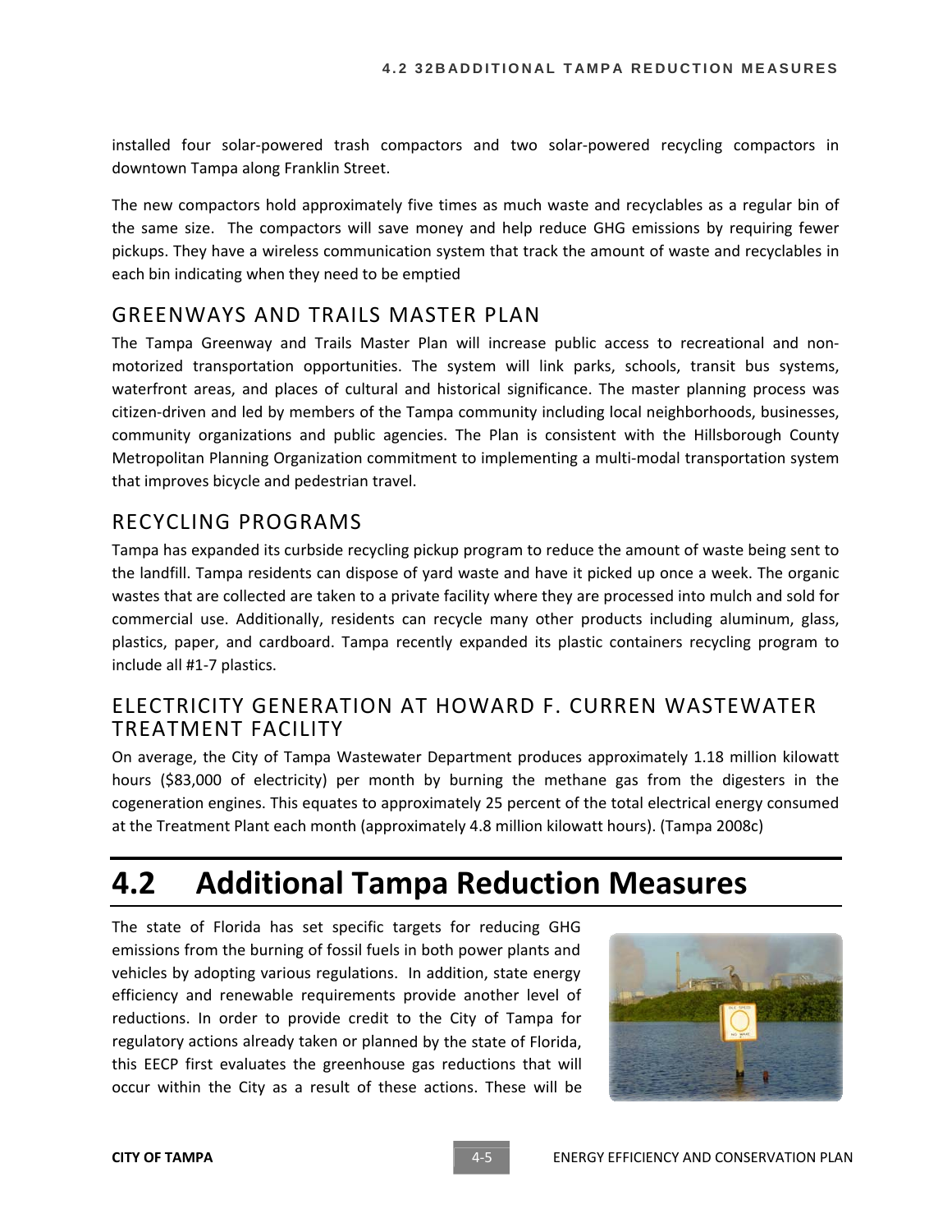installed four solar-powered trash compactors and two solar-powered recycling compactors in downtown Tampa along Franklin Street.

The new compactors hold approximately five times as much waste and recyclables as a regular bin of the same size. The compactors will save money and help reduce GHG emissions by requiring fewer pickups. They have a wireless communication system that track the amount of waste and recyclables in each bin indicating when they need to be emptied

### GREENWAYS AND TRAILS MASTER PLAN

The Tampa Greenway and Trails Master Plan will increase public access to recreational and non-motorized transportation opportunities. The system will link parks, schools, transit bus systems, waterfront areas, and places of cultural and historical significance. The master planning process was citizen-driven and led by members of the Tampa community including local neighborhoods, businesses, community organizations and public agencies. The Plan is consistent with the Hillsborough County Metropolitan Planning Organization commitment to implementing a multi-modal transportation system that improves bicycle and pedestrian travel.

### RECYCLING PROGRAMS

Tampa has expanded its curbside recycling pickup program to reduce the amount of waste being sent to the landfill. Tampa residents can dispose of yard waste and have it picked up once a week. The organic wastes that are collected are taken to a private facility where they are processed into mulch and sold for commercial use. Additionally, residents can recycle many other products including aluminum, glass, plastics, paper, and cardboard. Tampa recently expanded its plastic containers recycling program to include all #1-7 plastics.

### ELECTRICITY GENERATION AT HOWARD F. CURREN WASTEWATER TREATMENT FACILITY

On average, the City of Tampa Wastewater Department produces approximately 1.18 million kilowatt hours ($83,000 of electricity) per month by burning the methane gas from the digesters in the cogeneration engines. This equates to approximately 25 percent of the total electrical energy consumed at the Treatment Plant each month (approximately 4.8 million kilowatt hours). (Tampa 2008c)

# 4.2 Additional Tampa Reduction Measures

The state of Florida has set specific targets for reducing GHG emissions from the burning of fossil fuels in both power plants and vehicles by adopting various regulations. In addition, state energy efficiency and renewable requirements provide another level of reductions. In order to provide credit to the City of Tampa for regulatory actions already taken or planned by the state of Florida, this EECP first evaluates the greenhouse gas reductions that will occur within the City as a result of these actions. These will be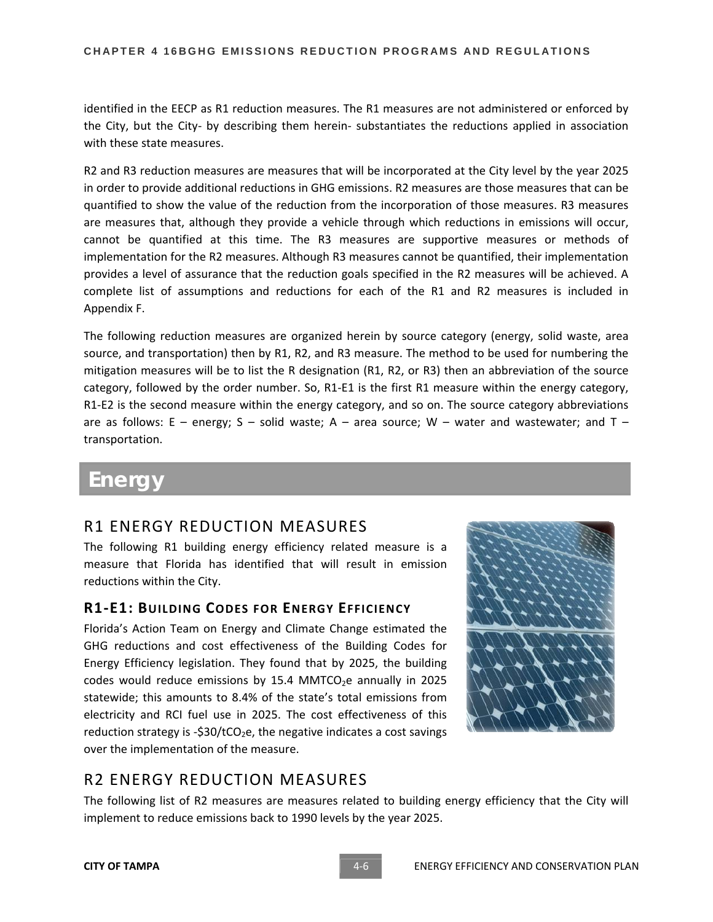identified in the EECP as R1 reduction measures. The R1 measures are not administered or enforced by the City, but the City- by describing them herein- substantiates the reductions applied in association with these state measures.

R2 and R3 reduction measures are measures that will be incorporated at the City level by the year 2025 in order to provide additional reductions in GHG emissions. R2 measures are those measures that can be quantified to show the value of the reduction from the incorporation of those measures. R3 measures are measures that, although they provide a vehicle through which reductions in emissions will occur, cannot be quantified at this time. The R3 measures are supportive measures or methods of implementation for the R2 measures. Although R3 measures cannot be quantified, their implementation provides a level of assurance that the reduction goals specified in the R2 measures will be achieved. A complete list of assumptions and reductions for each of the R1 and R2 measures is included in Appendix F.

The following reduction measures are organized herein by source category (energy, solid waste, area source, and transportation) then by R1, R2, and R3 measure. The method to be used for numbering the mitigation measures will be to list the R designation (R1, R2, or R3) then an abbreviation of the source category, followed by the order number. So, R1-E1 is the first R1 measure within the energy category, R1-E2 is the second measure within the energy category, and so on. The source category abbreviations are as follows: E – energy; S – solid waste; A – area source; W – water and wastewater; and T – transportation.

# Energy

## R1 ENERGY REDUCTION MEASURES

The following R1 building energy efficiency related measure is a measure that Florida has identified that will result in emission reductions within the City.

### R1-E1: Building Codes for Energy Efficiency

Florida's Action Team on Energy and Climate Change estimated the GHG reductions and cost effectiveness of the Building Codes for Energy Efficiency legislation. They found that by 2025, the building codes would reduce emissions by 15.4 $MMTCO_2e$ annually in 2025 statewide; this amounts to 8.4% of the state's total emissions from electricity and RCI fuel use in 2025. The cost effectiveness of this reduction strategy is -\$30/$tCO_2e$, the negative indicates a cost savings over the implementation of the measure.

## R2 ENERGY REDUCTION MEASURES

The following list of R2 measures are measures related to building energy efficiency that the City will implement to reduce emissions back to 1990 levels by the year 2025.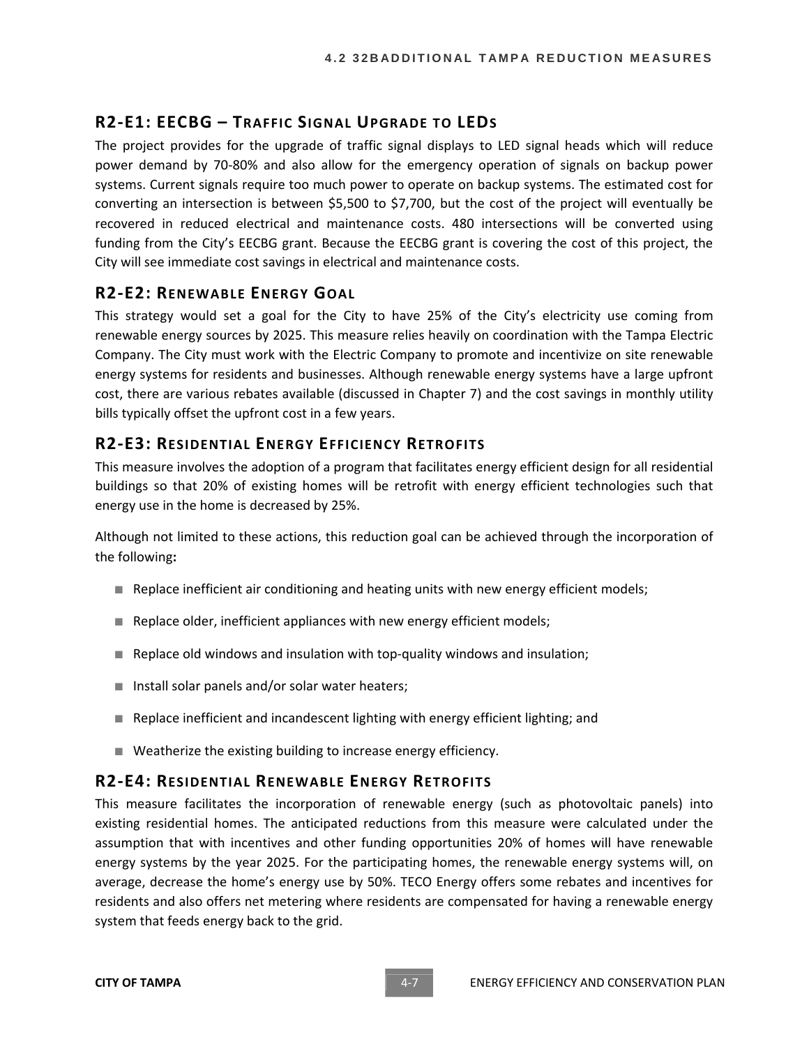## R2-E1: EECBG – Traffic Signal Upgrade to LEDs

The project provides for the upgrade of traffic signal displays to LED signal heads which will reduce power demand by 70-80% and also allow for the emergency operation of signals on backup power systems. Current signals require too much power to operate on backup systems. The estimated cost for converting an intersection is between $5,500 to $7,700, but the cost of the project will eventually be recovered in reduced electrical and maintenance costs. 480 intersections will be converted using funding from the City's EECBG grant. Because the EECBG grant is covering the cost of this project, the City will see immediate cost savings in electrical and maintenance costs.

## R2-E2: Renewable Energy Goal

This strategy would set a goal for the City to have 25% of the City's electricity use coming from renewable energy sources by 2025. This measure relies heavily on coordination with the Tampa Electric Company. The City must work with the Electric Company to promote and incentivize on site renewable energy systems for residents and businesses. Although renewable energy systems have a large upfront cost, there are various rebates available (discussed in Chapter 7) and the cost savings in monthly utility bills typically offset the upfront cost in a few years.

## R2-E3: Residential Energy Efficiency Retrofits

This measure involves the adoption of a program that facilitates energy efficient design for all residential buildings so that 20% of existing homes will be retrofit with energy efficient technologies such that energy use in the home is decreased by 25%.

Although not limited to these actions, this reduction goal can be achieved through the incorporation of the following**:**

- Replace inefficient air conditioning and heating units with new energy efficient models;
- Replace older, inefficient appliances with new energy efficient models;
- Replace old windows and insulation with top-quality windows and insulation;
- Install solar panels and/or solar water heaters;
- Replace inefficient and incandescent lighting with energy efficient lighting; and
- Weatherize the existing building to increase energy efficiency.

## R2-E4: Residential Renewable Energy Retrofits

This measure facilitates the incorporation of renewable energy (such as photovoltaic panels) into existing residential homes. The anticipated reductions from this measure were calculated under the assumption that with incentives and other funding opportunities 20% of homes will have renewable energy systems by the year 2025. For the participating homes, the renewable energy systems will, on average, decrease the home's energy use by 50%. TECO Energy offers some rebates and incentives for residents and also offers net metering where residents are compensated for having a renewable energy system that feeds energy back to the grid.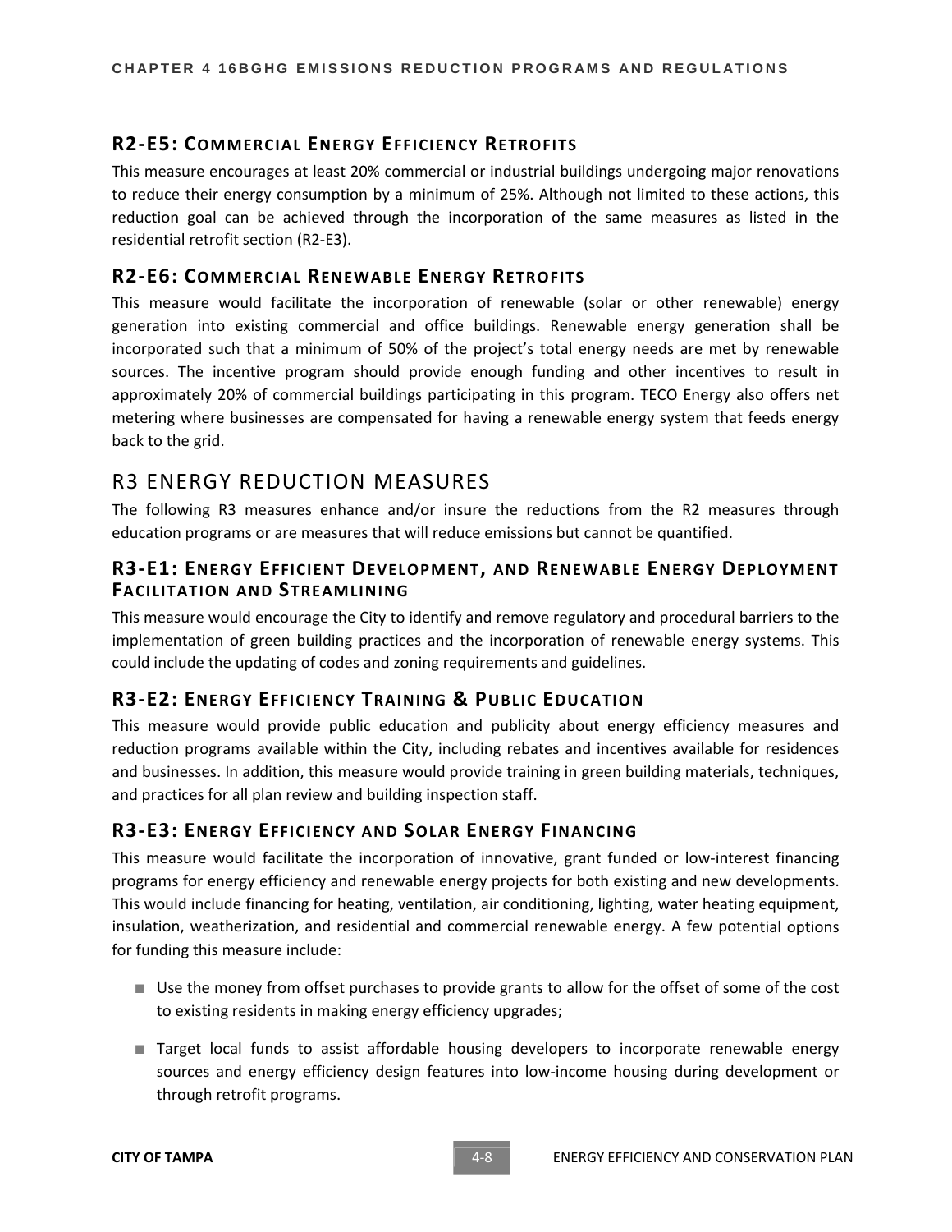### R2-E5: Commercial Energy Efficiency Retrofits

This measure encourages at least 20% commercial or industrial buildings undergoing major renovations to reduce their energy consumption by a minimum of 25%. Although not limited to these actions, this reduction goal can be achieved through the incorporation of the same measures as listed in the residential retrofit section (R2-E3).

### R2-E6: Commercial Renewable Energy Retrofits

This measure would facilitate the incorporation of renewable (solar or other renewable) energy generation into existing commercial and office buildings. Renewable energy generation shall be incorporated such that a minimum of 50% of the project's total energy needs are met by renewable sources. The incentive program should provide enough funding and other incentives to result in approximately 20% of commercial buildings participating in this program. TECO Energy also offers net metering where businesses are compensated for having a renewable energy system that feeds energy back to the grid.

## R3 Energy Reduction Measures

The following R3 measures enhance and/or insure the reductions from the R2 measures through education programs or are measures that will reduce emissions but cannot be quantified.

### R3-E1: Energy Efficient Development, and Renewable Energy Deployment Facilitation and Streamlining

This measure would encourage the City to identify and remove regulatory and procedural barriers to the implementation of green building practices and the incorporation of renewable energy systems. This could include the updating of codes and zoning requirements and guidelines.

### R3-E2: Energy Efficiency Training & Public Education

This measure would provide public education and publicity about energy efficiency measures and reduction programs available within the City, including rebates and incentives available for residences and businesses. In addition, this measure would provide training in green building materials, techniques, and practices for all plan review and building inspection staff.

### R3-E3: Energy Efficiency and Solar Energy Financing

This measure would facilitate the incorporation of innovative, grant funded or low-interest financing programs for energy efficiency and renewable energy projects for both existing and new developments. This would include financing for heating, ventilation, air conditioning, lighting, water heating equipment, insulation, weatherization, and residential and commercial renewable energy. A few potential options for funding this measure include:

- Use the money from offset purchases to provide grants to allow for the offset of some of the cost to existing residents in making energy efficiency upgrades;
- Target local funds to assist affordable housing developers to incorporate renewable energy sources and energy efficiency design features into low-income housing during development or through retrofit programs.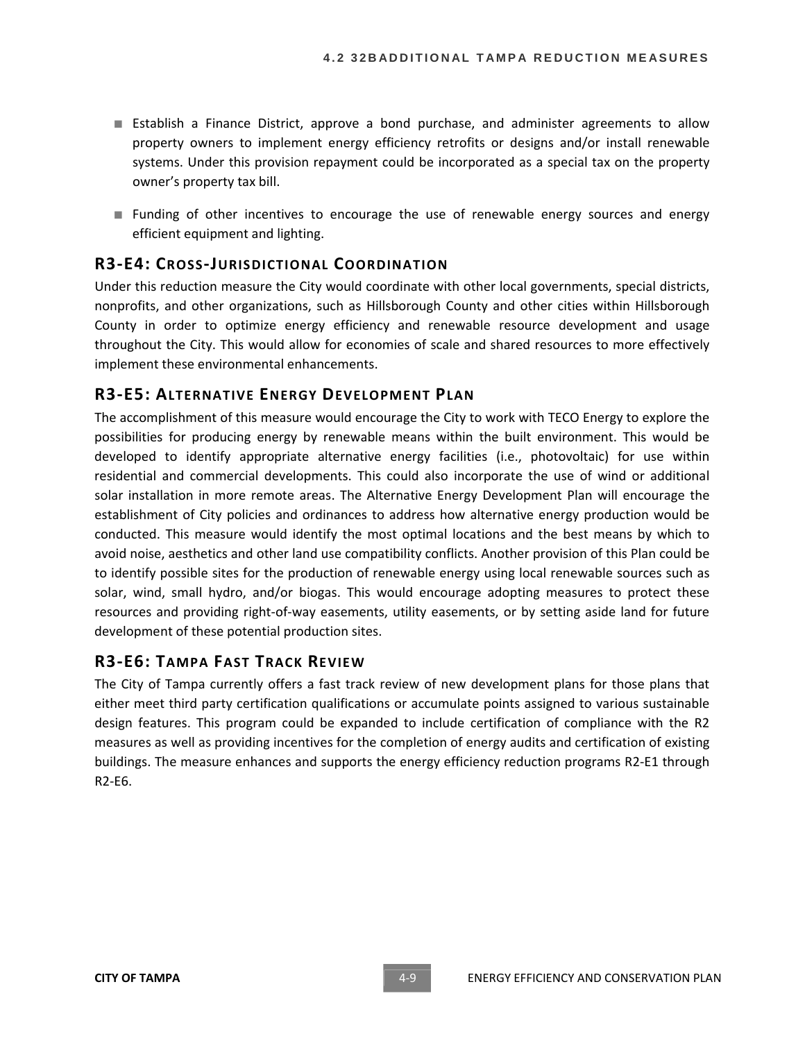- Establish a Finance District, approve a bond purchase, and administer agreements to allow property owners to implement energy efficiency retrofits or designs and/or install renewable systems. Under this provision repayment could be incorporated as a special tax on the property owner's property tax bill.
- Funding of other incentives to encourage the use of renewable energy sources and energy efficient equipment and lighting.

### R3-E4: Cross-Jurisdictional Coordination

Under this reduction measure the City would coordinate with other local governments, special districts, nonprofits, and other organizations, such as Hillsborough County and other cities within Hillsborough County in order to optimize energy efficiency and renewable resource development and usage throughout the City. This would allow for economies of scale and shared resources to more effectively implement these environmental enhancements.

### R3-E5: Alternative Energy Development Plan

The accomplishment of this measure would encourage the City to work with TECO Energy to explore the possibilities for producing energy by renewable means within the built environment. This would be developed to identify appropriate alternative energy facilities (i.e., photovoltaic) for use within residential and commercial developments. This could also incorporate the use of wind or additional solar installation in more remote areas. The Alternative Energy Development Plan will encourage the establishment of City policies and ordinances to address how alternative energy production would be conducted. This measure would identify the most optimal locations and the best means by which to avoid noise, aesthetics and other land use compatibility conflicts. Another provision of this Plan could be to identify possible sites for the production of renewable energy using local renewable sources such as solar, wind, small hydro, and/or biogas. This would encourage adopting measures to protect these resources and providing right-of-way easements, utility easements, or by setting aside land for future development of these potential production sites.

### R3-E6: Tampa Fast Track Review

The City of Tampa currently offers a fast track review of new development plans for those plans that either meet third party certification qualifications or accumulate points assigned to various sustainable design features. This program could be expanded to include certification of compliance with the R2 measures as well as providing incentives for the completion of energy audits and certification of existing buildings. The measure enhances and supports the energy efficiency reduction programs R2-E1 through R2-E6.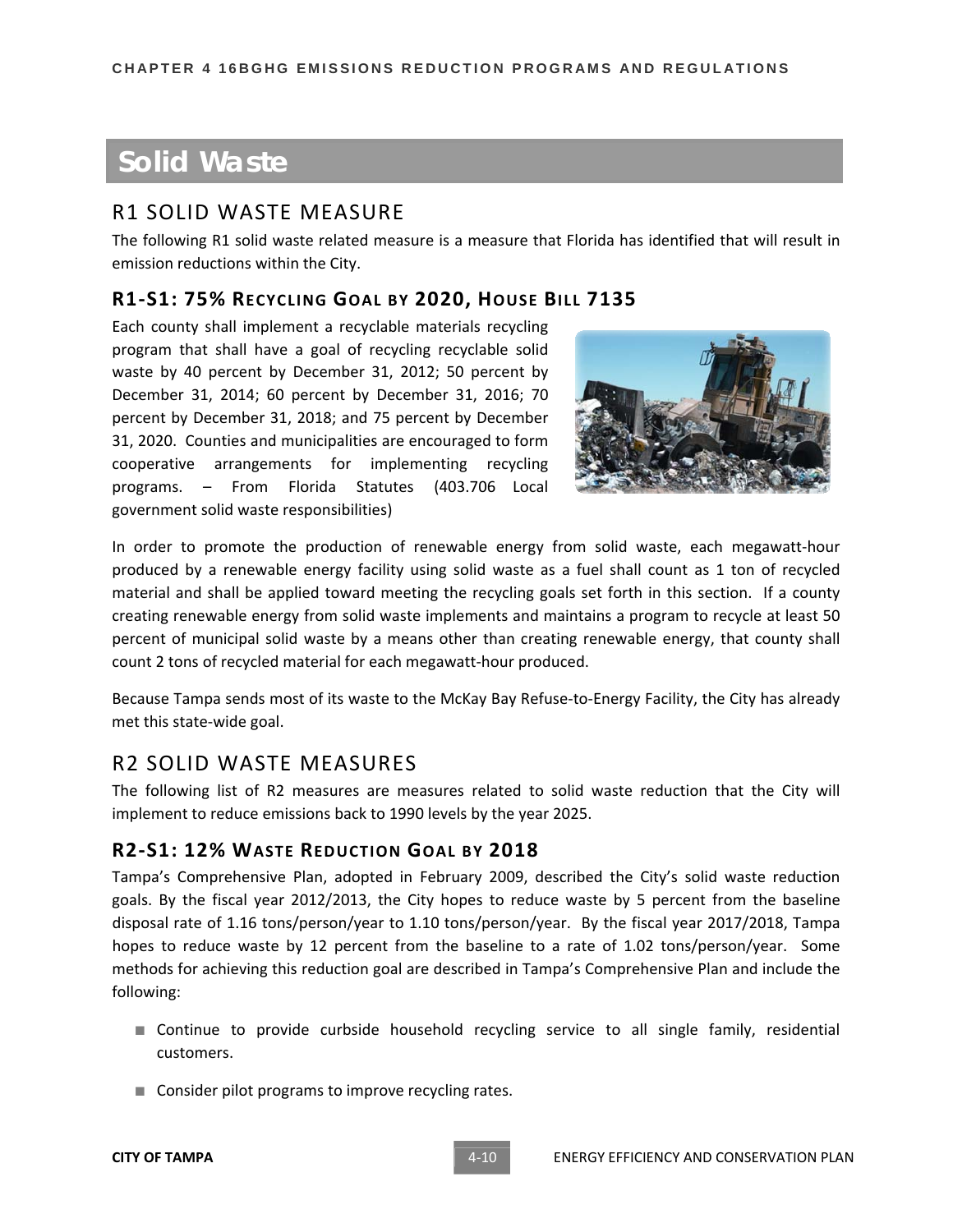# Solid Waste

## R1 SOLID WASTE MEASURE

The following R1 solid waste related measure is a measure that Florida has identified that will result in emission reductions within the City.

### R1-S1: 75% RECYCLING GOAL BY 2020, HOUSE BILL 7135

Each county shall implement a recyclable materials recycling program that shall have a goal of recycling recyclable solid waste by 40 percent by December 31, 2012; 50 percent by December 31, 2014; 60 percent by December 31, 2016; 70 percent by December 31, 2018; and 75 percent by December 31, 2020. Counties and municipalities are encouraged to form cooperative arrangements for implementing recycling programs. – From Florida Statutes (403.706 Local government solid waste responsibilities)

In order to promote the production of renewable energy from solid waste, each megawatt-hour produced by a renewable energy facility using solid waste as a fuel shall count as 1 ton of recycled material and shall be applied toward meeting the recycling goals set forth in this section. If a county creating renewable energy from solid waste implements and maintains a program to recycle at least 50 percent of municipal solid waste by a means other than creating renewable energy, that county shall count 2 tons of recycled material for each megawatt-hour produced.

Because Tampa sends most of its waste to the McKay Bay Refuse-to-Energy Facility, the City has already met this state-wide goal.

## R2 SOLID WASTE MEASURES

The following list of R2 measures are measures related to solid waste reduction that the City will implement to reduce emissions back to 1990 levels by the year 2025.

### R2-S1: 12% WASTE REDUCTION GOAL BY 2018

Tampa's Comprehensive Plan, adopted in February 2009, described the City's solid waste reduction goals. By the fiscal year 2012/2013, the City hopes to reduce waste by 5 percent from the baseline disposal rate of 1.16 tons/person/year to 1.10 tons/person/year. By the fiscal year 2017/2018, Tampa hopes to reduce waste by 12 percent from the baseline to a rate of 1.02 tons/person/year. Some methods for achieving this reduction goal are described in Tampa's Comprehensive Plan and include the following:

- Continue to provide curbside household recycling service to all single family, residential customers.
- Consider pilot programs to improve recycling rates.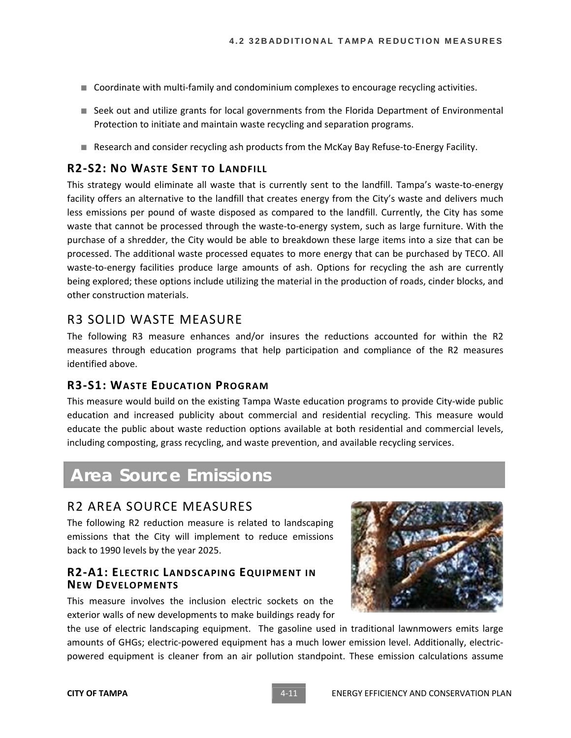- Coordinate with multi-family and condominium complexes to encourage recycling activities.
- Seek out and utilize grants for local governments from the Florida Department of Environmental Protection to initiate and maintain waste recycling and separation programs.
- Research and consider recycling ash products from the McKay Bay Refuse-to-Energy Facility.

### R2-S2: No Waste Sent to Landfill

This strategy would eliminate all waste that is currently sent to the landfill. Tampa's waste-to-energy facility offers an alternative to the landfill that creates energy from the City's waste and delivers much less emissions per pound of waste disposed as compared to the landfill. Currently, the City has some waste that cannot be processed through the waste-to-energy system, such as large furniture. With the purchase of a shredder, the City would be able to breakdown these large items into a size that can be processed. The additional waste processed equates to more energy that can be purchased by TECO. All waste-to-energy facilities produce large amounts of ash. Options for recycling the ash are currently being explored; these options include utilizing the material in the production of roads, cinder blocks, and other construction materials.

## R3 Solid Waste Measure

The following R3 measure enhances and/or insures the reductions accounted for within the R2 measures through education programs that help participation and compliance of the R2 measures identified above.

### R3-S1: Waste Education Program

This measure would build on the existing Tampa Waste education programs to provide City-wide public education and increased publicity about commercial and residential recycling. This measure would educate the public about waste reduction options available at both residential and commercial levels, including composting, grass recycling, and waste prevention, and available recycling services.

# Area Source Emissions

## R2 Area Source Measures

The following R2 reduction measure is related to landscaping emissions that the City will implement to reduce emissions back to 1990 levels by the year 2025.

### R2-A1: Electric Landscaping Equipment in New Developments

This measure involves the inclusion electric sockets on the exterior walls of new developments to make buildings ready for the use of electric landscaping equipment. The gasoline used in traditional lawnmowers emits large amounts of GHGs; electric-powered equipment has a much lower emission level. Additionally, electric-powered equipment is cleaner from an air pollution standpoint. These emission calculations assume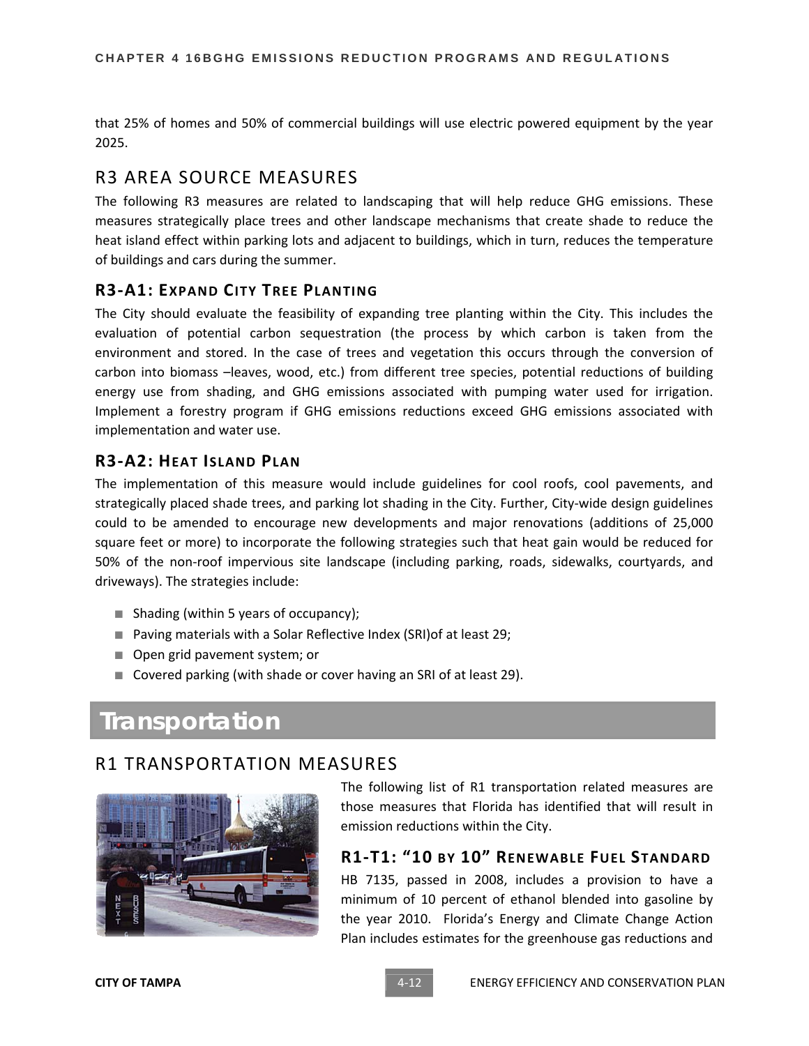that 25% of homes and 50% of commercial buildings will use electric powered equipment by the year 2025.

## R3 AREA SOURCE MEASURES

The following R3 measures are related to landscaping that will help reduce GHG emissions. These measures strategically place trees and other landscape mechanisms that create shade to reduce the heat island effect within parking lots and adjacent to buildings, which in turn, reduces the temperature of buildings and cars during the summer.

### R3-A1: EXPAND CITY TREE PLANTING

The City should evaluate the feasibility of expanding tree planting within the City. This includes the evaluation of potential carbon sequestration (the process by which carbon is taken from the environment and stored. In the case of trees and vegetation this occurs through the conversion of carbon into biomass –leaves, wood, etc.) from different tree species, potential reductions of building energy use from shading, and GHG emissions associated with pumping water used for irrigation. Implement a forestry program if GHG emissions reductions exceed GHG emissions associated with implementation and water use.

### R3-A2: HEAT ISLAND PLAN

The implementation of this measure would include guidelines for cool roofs, cool pavements, and strategically placed shade trees, and parking lot shading in the City. Further, City-wide design guidelines could to be amended to encourage new developments and major renovations (additions of 25,000 square feet or more) to incorporate the following strategies such that heat gain would be reduced for 50% of the non-roof impervious site landscape (including parking, roads, sidewalks, courtyards, and driveways). The strategies include:

- Shading (within 5 years of occupancy);
- Paving materials with a Solar Reflective Index (SRI)of at least 29;
- Open grid pavement system; or
- Covered parking (with shade or cover having an SRI of at least 29).

# Transportation

## R1 TRANSPORTATION MEASURES

The following list of R1 transportation related measures are those measures that Florida has identified that will result in emission reductions within the City.

### R1-T1: "10 BY 10" RENEWABLE FUEL STANDARD

HB 7135, passed in 2008, includes a provision to have a minimum of 10 percent of ethanol blended into gasoline by the year 2010. Florida's Energy and Climate Change Action Plan includes estimates for the greenhouse gas reductions and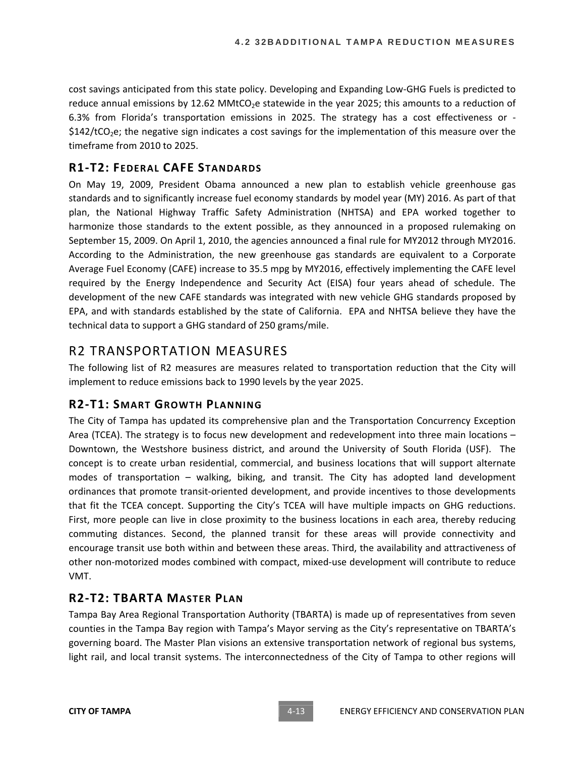cost savings anticipated from this state policy. Developing and Expanding Low-GHG Fuels is predicted to reduce annual emissions by 12.62 $MMtCO_2e$ statewide in the year 2025; this amounts to a reduction of 6.3% from Florida's transportation emissions in 2025. The strategy has a cost effectiveness or -\$142/$tCO_2e$; the negative sign indicates a cost savings for the implementation of this measure over the timeframe from 2010 to 2025.

### R1-T2: Federal CAFE Standards

On May 19, 2009, President Obama announced a new plan to establish vehicle greenhouse gas standards and to significantly increase fuel economy standards by model year (MY) 2016. As part of that plan, the National Highway Traffic Safety Administration (NHTSA) and EPA worked together to harmonize those standards to the extent possible, as they announced in a proposed rulemaking on September 15, 2009. On April 1, 2010, the agencies announced a final rule for MY2012 through MY2016. According to the Administration, the new greenhouse gas standards are equivalent to a Corporate Average Fuel Economy (CAFE) increase to 35.5 mpg by MY2016, effectively implementing the CAFE level required by the Energy Independence and Security Act (EISA) four years ahead of schedule. The development of the new CAFE standards was integrated with new vehicle GHG standards proposed by EPA, and with standards established by the state of California. EPA and NHTSA believe they have the technical data to support a GHG standard of 250 grams/mile.

## R2 Transportation Measures

The following list of R2 measures are measures related to transportation reduction that the City will implement to reduce emissions back to 1990 levels by the year 2025.

### R2-T1: Smart Growth Planning

The City of Tampa has updated its comprehensive plan and the Transportation Concurrency Exception Area (TCEA). The strategy is to focus new development and redevelopment into three main locations – Downtown, the Westshore business district, and around the University of South Florida (USF). The concept is to create urban residential, commercial, and business locations that will support alternate modes of transportation – walking, biking, and transit. The City has adopted land development ordinances that promote transit-oriented development, and provide incentives to those developments that fit the TCEA concept. Supporting the City's TCEA will have multiple impacts on GHG reductions. First, more people can live in close proximity to the business locations in each area, thereby reducing commuting distances. Second, the planned transit for these areas will provide connectivity and encourage transit use both within and between these areas. Third, the availability and attractiveness of other non-motorized modes combined with compact, mixed-use development will contribute to reduce VMT.

### R2-T2: TBARTA Master Plan

Tampa Bay Area Regional Transportation Authority (TBARTA) is made up of representatives from seven counties in the Tampa Bay region with Tampa's Mayor serving as the City's representative on TBARTA's governing board. The Master Plan visions an extensive transportation network of regional bus systems, light rail, and local transit systems. The interconnectedness of the City of Tampa to other regions will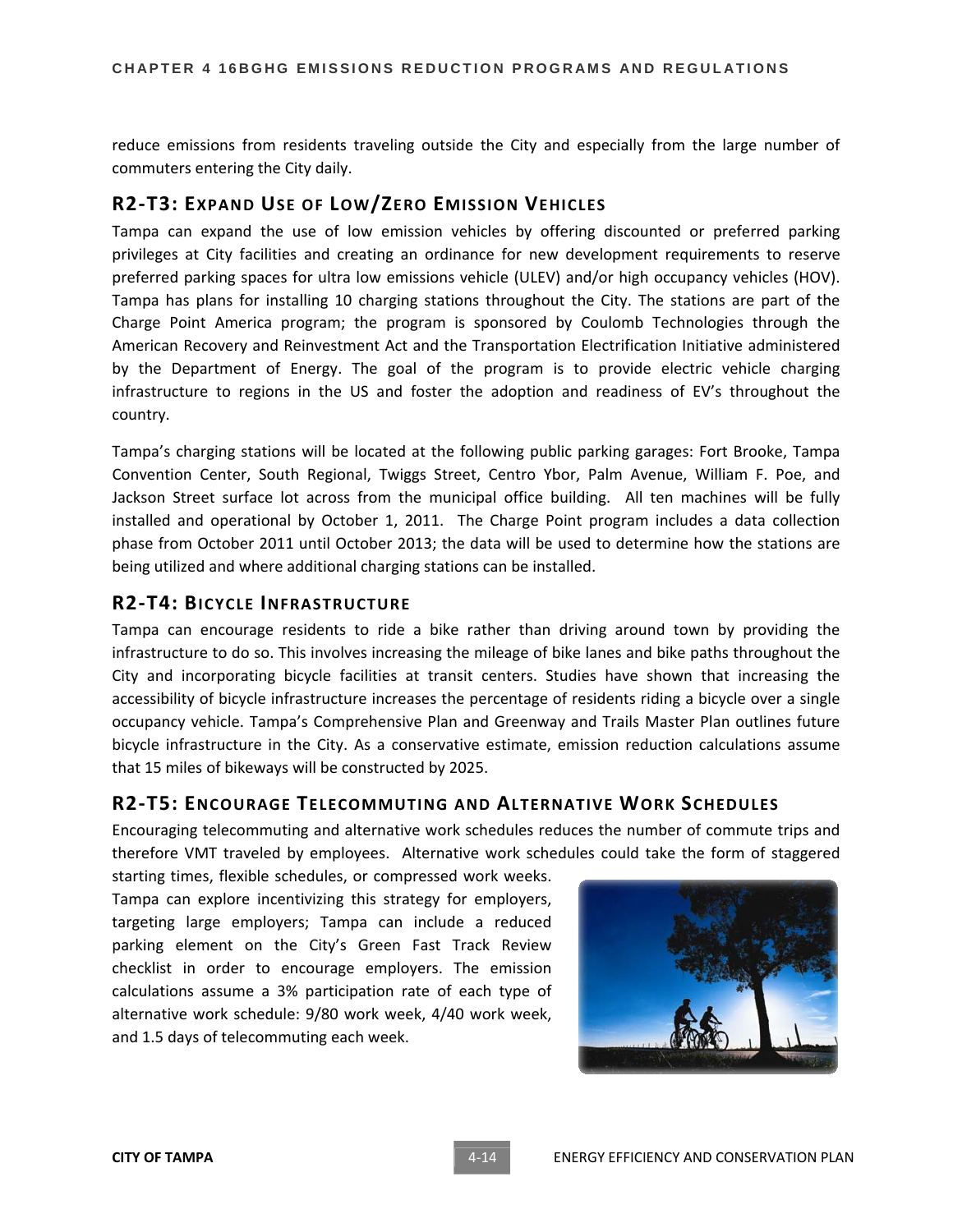reduce emissions from residents traveling outside the City and especially from the large number of commuters entering the City daily.

## R2-T3: Expand Use of Low/Zero Emission Vehicles

Tampa can expand the use of low emission vehicles by offering discounted or preferred parking privileges at City facilities and creating an ordinance for new development requirements to reserve preferred parking spaces for ultra low emissions vehicle (ULEV) and/or high occupancy vehicles (HOV). Tampa has plans for installing 10 charging stations throughout the City. The stations are part of the Charge Point America program; the program is sponsored by Coulomb Technologies through the American Recovery and Reinvestment Act and the Transportation Electrification Initiative administered by the Department of Energy. The goal of the program is to provide electric vehicle charging infrastructure to regions in the US and foster the adoption and readiness of EV's throughout the country.

Tampa's charging stations will be located at the following public parking garages: Fort Brooke, Tampa Convention Center, South Regional, Twiggs Street, Centro Ybor, Palm Avenue, William F. Poe, and Jackson Street surface lot across from the municipal office building. All ten machines will be fully installed and operational by October 1, 2011. The Charge Point program includes a data collection phase from October 2011 until October 2013; the data will be used to determine how the stations are being utilized and where additional charging stations can be installed.

## R2-T4: Bicycle Infrastructure

Tampa can encourage residents to ride a bike rather than driving around town by providing the infrastructure to do so. This involves increasing the mileage of bike lanes and bike paths throughout the City and incorporating bicycle facilities at transit centers. Studies have shown that increasing the accessibility of bicycle infrastructure increases the percentage of residents riding a bicycle over a single occupancy vehicle. Tampa's Comprehensive Plan and Greenway and Trails Master Plan outlines future bicycle infrastructure in the City. As a conservative estimate, emission reduction calculations assume that 15 miles of bikeways will be constructed by 2025.

## R2-T5: Encourage Telecommuting and Alternative Work Schedules

Encouraging telecommuting and alternative work schedules reduces the number of commute trips and therefore VMT traveled by employees. Alternative work schedules could take the form of staggered starting times, flexible schedules, or compressed work weeks. Tampa can explore incentivizing this strategy for employers, targeting large employers; Tampa can include a reduced parking element on the City's Green Fast Track Review checklist in order to encourage employers. The emission calculations assume a 3% participation rate of each type of alternative work schedule: 9/80 work week, 4/40 work week, and 1.5 days of telecommuting each week.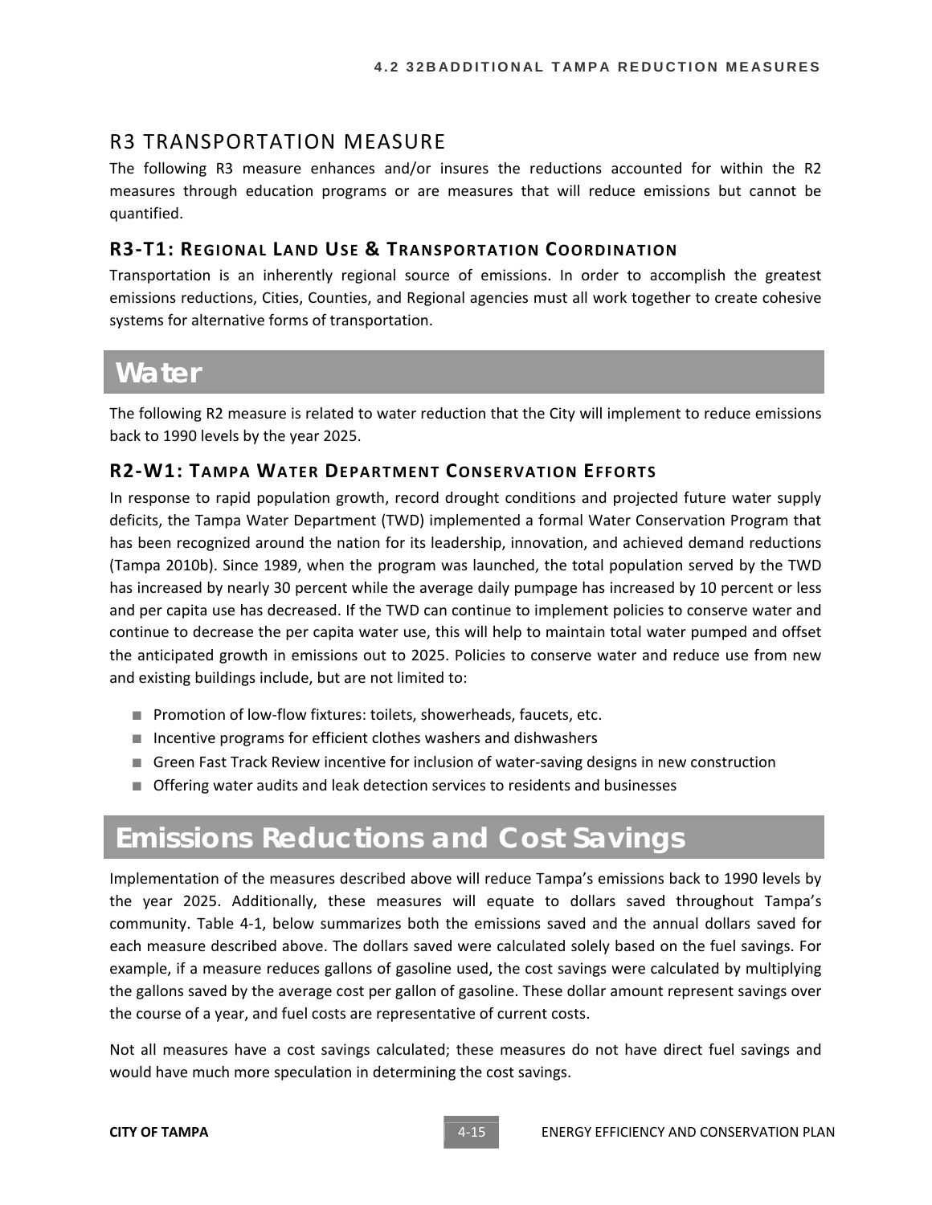## R3 TRANSPORTATION MEASURE

The following R3 measure enhances and/or insures the reductions accounted for within the R2 measures through education programs or are measures that will reduce emissions but cannot be quantified.

### R3-T1: Regional Land Use & Transportation Coordination

Transportation is an inherently regional source of emissions. In order to accomplish the greatest emissions reductions, Cities, Counties, and Regional agencies must all work together to create cohesive systems for alternative forms of transportation.

# Water

The following R2 measure is related to water reduction that the City will implement to reduce emissions back to 1990 levels by the year 2025.

### R2-W1: Tampa Water Department Conservation Efforts

In response to rapid population growth, record drought conditions and projected future water supply deficits, the Tampa Water Department (TWD) implemented a formal Water Conservation Program that has been recognized around the nation for its leadership, innovation, and achieved demand reductions (Tampa 2010b). Since 1989, when the program was launched, the total population served by the TWD has increased by nearly 30 percent while the average daily pumpage has increased by 10 percent or less and per capita use has decreased. If the TWD can continue to implement policies to conserve water and continue to decrease the per capita water use, this will help to maintain total water pumped and offset the anticipated growth in emissions out to 2025. Policies to conserve water and reduce use from new and existing buildings include, but are not limited to:

- Promotion of low-flow fixtures: toilets, showerheads, faucets, etc.
- Incentive programs for efficient clothes washers and dishwashers
- Green Fast Track Review incentive for inclusion of water-saving designs in new construction
- Offering water audits and leak detection services to residents and businesses

# Emissions Reductions and Cost Savings

Implementation of the measures described above will reduce Tampa's emissions back to 1990 levels by the year 2025. Additionally, these measures will equate to dollars saved throughout Tampa's community. Table 4-1, below summarizes both the emissions saved and the annual dollars saved for each measure described above. The dollars saved were calculated solely based on the fuel savings. For example, if a measure reduces gallons of gasoline used, the cost savings were calculated by multiplying the gallons saved by the average cost per gallon of gasoline. These dollar amount represent savings over the course of a year, and fuel costs are representative of current costs.

Not all measures have a cost savings calculated; these measures do not have direct fuel savings and would have much more speculation in determining the cost savings.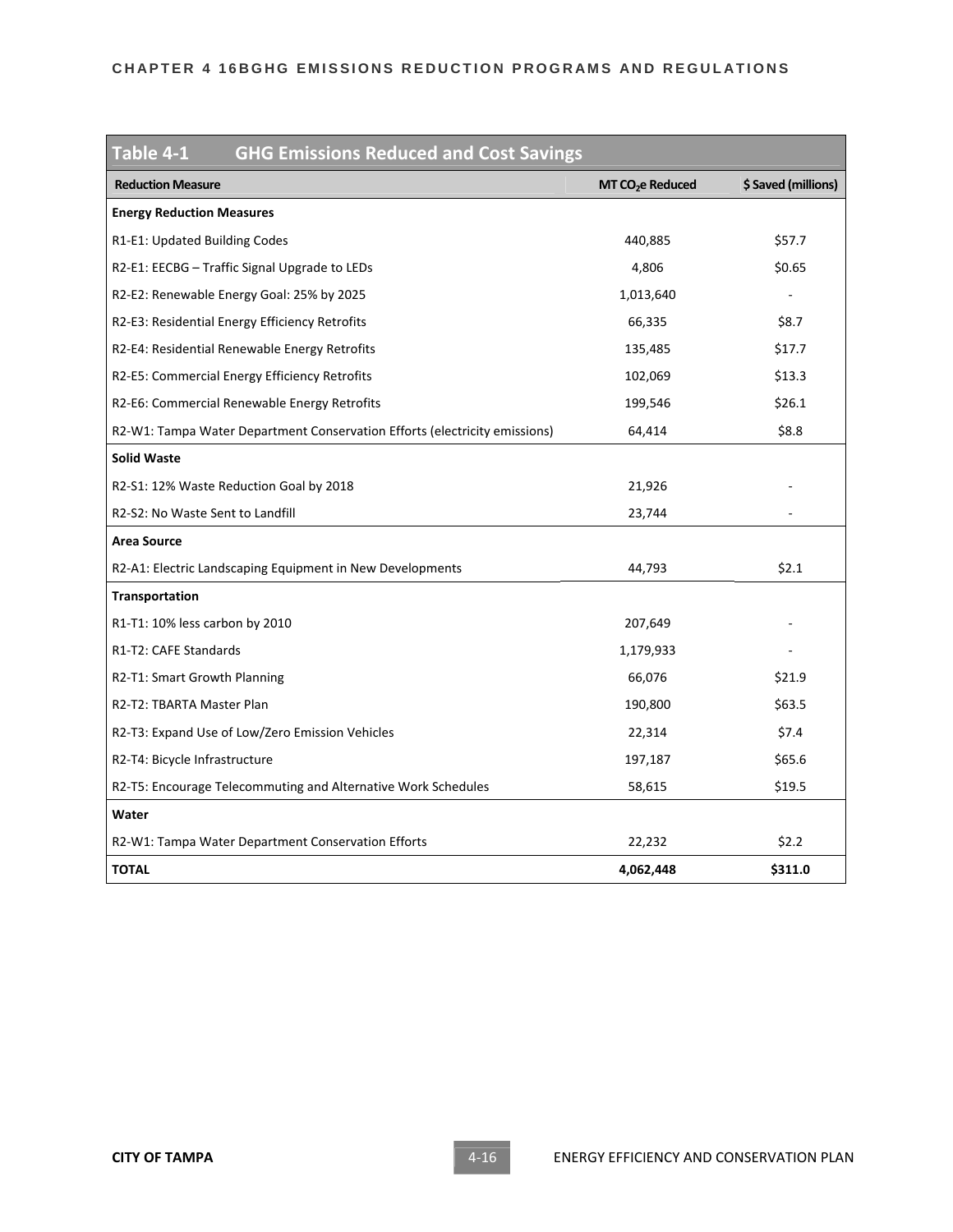**Table 4-1 GHG Emissions Reduced and Cost Savings**

| Reduction Measure | MT $CO_2e$ Reduced | $ Saved (millions) |
|---|---|---|
| **Energy Reduction Measures** | | |
| R1-E1: Updated Building Codes | 440,885 | $57.7 |
| R2-E1: EECBG – Traffic Signal Upgrade to LEDs | 4,806 | $0.65 |
| R2-E2: Renewable Energy Goal: 25% by 2025 | 1,013,640 | - |
| R2-E3: Residential Energy Efficiency Retrofits | 66,335 | $8.7 |
| R2-E4: Residential Renewable Energy Retrofits | 135,485 | $17.7 |
| R2-E5: Commercial Energy Efficiency Retrofits | 102,069 | $13.3 |
| R2-E6: Commercial Renewable Energy Retrofits | 199,546 | $26.1 |
| R2-W1: Tampa Water Department Conservation Efforts (electricity emissions) | 64,414 | $8.8 |
| **Solid Waste** | | |
| R2-S1: 12% Waste Reduction Goal by 2018 | 21,926 | - |
| R2-S2: No Waste Sent to Landfill | 23,744 | - |
| **Area Source** | | |
| R2-A1: Electric Landscaping Equipment in New Developments | 44,793 | $2.1 |
| **Transportation** | | |
| R1-T1: 10% less carbon by 2010 | 207,649 | - |
| R1-T2: CAFE Standards | 1,179,933 | - |
| R2-T1: Smart Growth Planning | 66,076 | $21.9 |
| R2-T2: TBARTA Master Plan | 190,800 | $63.5 |
| R2-T3: Expand Use of Low/Zero Emission Vehicles | 22,314 | $7.4 |
| R2-T4: Bicycle Infrastructure | 197,187 | $65.6 |
| R2-T5: Encourage Telecommuting and Alternative Work Schedules | 58,615 | $19.5 |
| **Water** | | |
| R2-W1: Tampa Water Department Conservation Efforts | 22,232 | $2.2 |
| **TOTAL** | **4,062,448** | **$311.0** |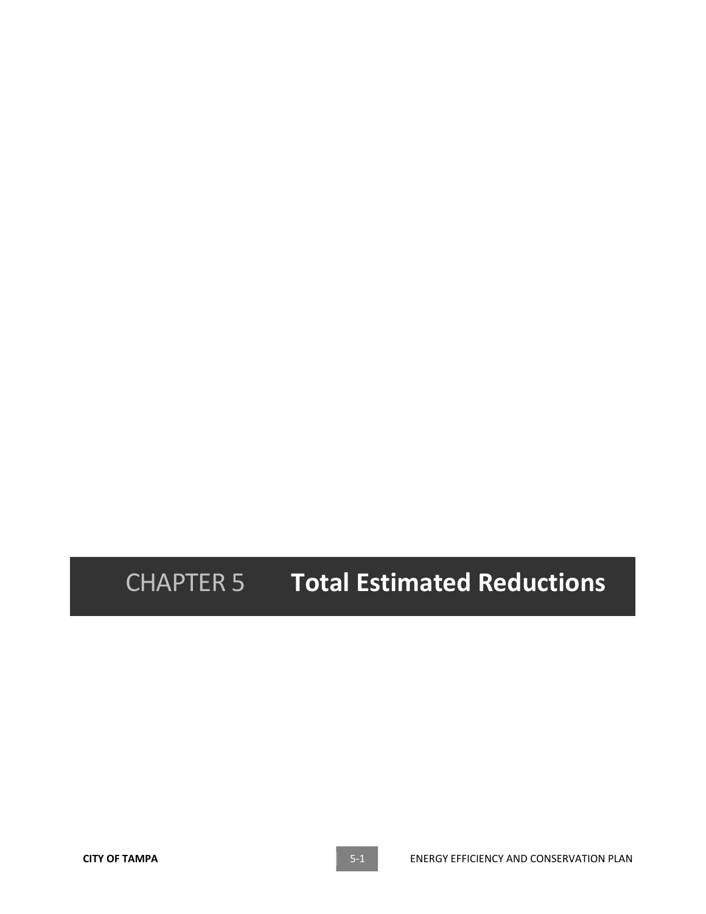# CHAPTER 5 Total Estimated Reductions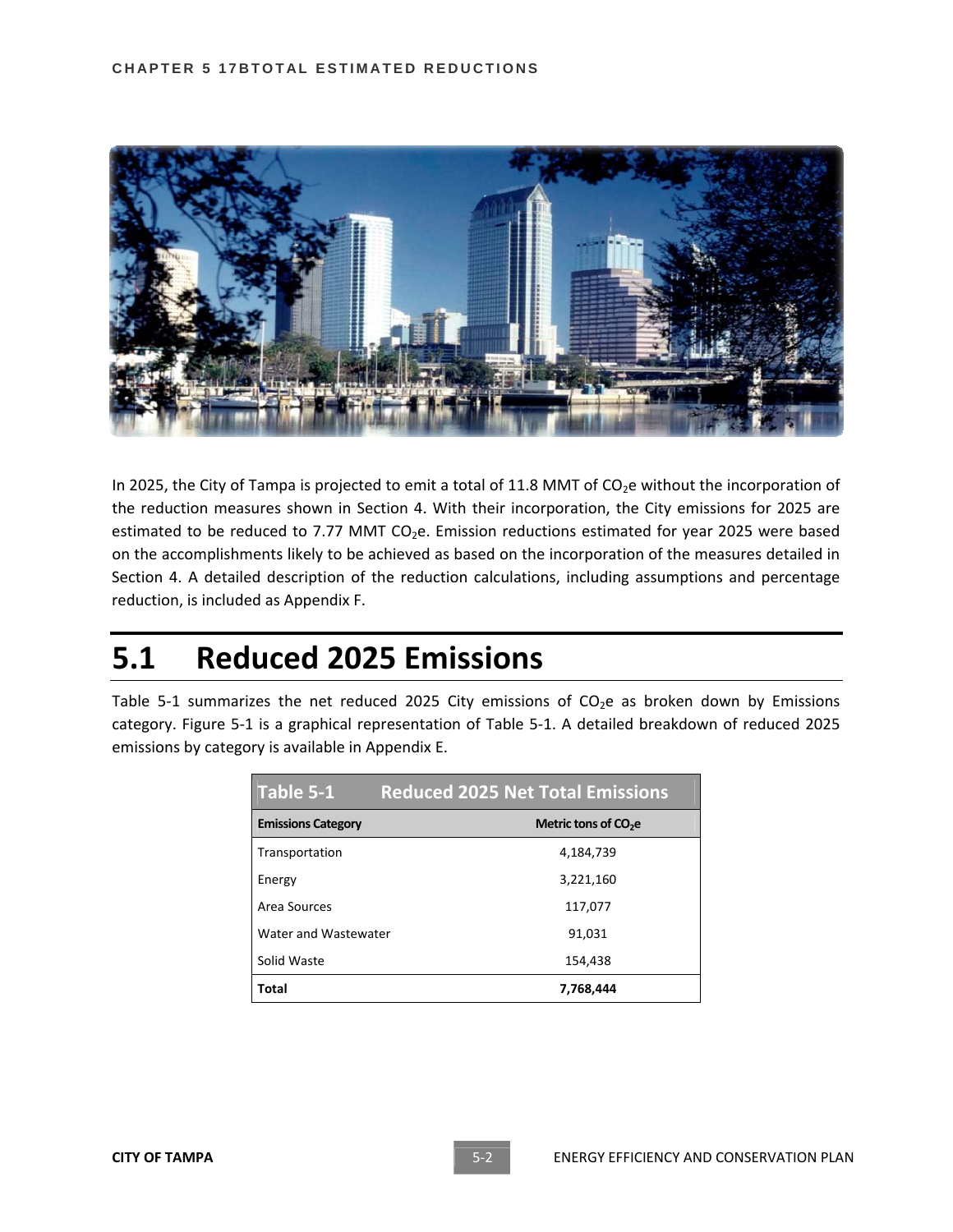In 2025, the City of Tampa is projected to emit a total of 11.8 MMT of $CO_2e$ without the incorporation of the reduction measures shown in Section 4. With their incorporation, the City emissions for 2025 are estimated to be reduced to 7.77 MMT $CO_2e$. Emission reductions estimated for year 2025 were based on the accomplishments likely to be achieved as based on the incorporation of the measures detailed in Section 4. A detailed description of the reduction calculations, including assumptions and percentage reduction, is included as Appendix F.

## 5.1 Reduced 2025 Emissions

Table 5-1 summarizes the net reduced 2025 City emissions of $CO_2e$ as broken down by Emissions category. Figure 5-1 is a graphical representation of Table 5-1. A detailed breakdown of reduced 2025 emissions by category is available in Appendix E.

**Table 5-1 Reduced 2025 Net Total Emissions**

| Emissions Category | Metric tons of $CO_2e$ |
|---|---|
| Transportation | 4,184,739 |
| Energy | 3,221,160 |
| Area Sources | 117,077 |
| Water and Wastewater | 91,031 |
| Solid Waste | 154,438 |
| **Total** | **7,768,444** |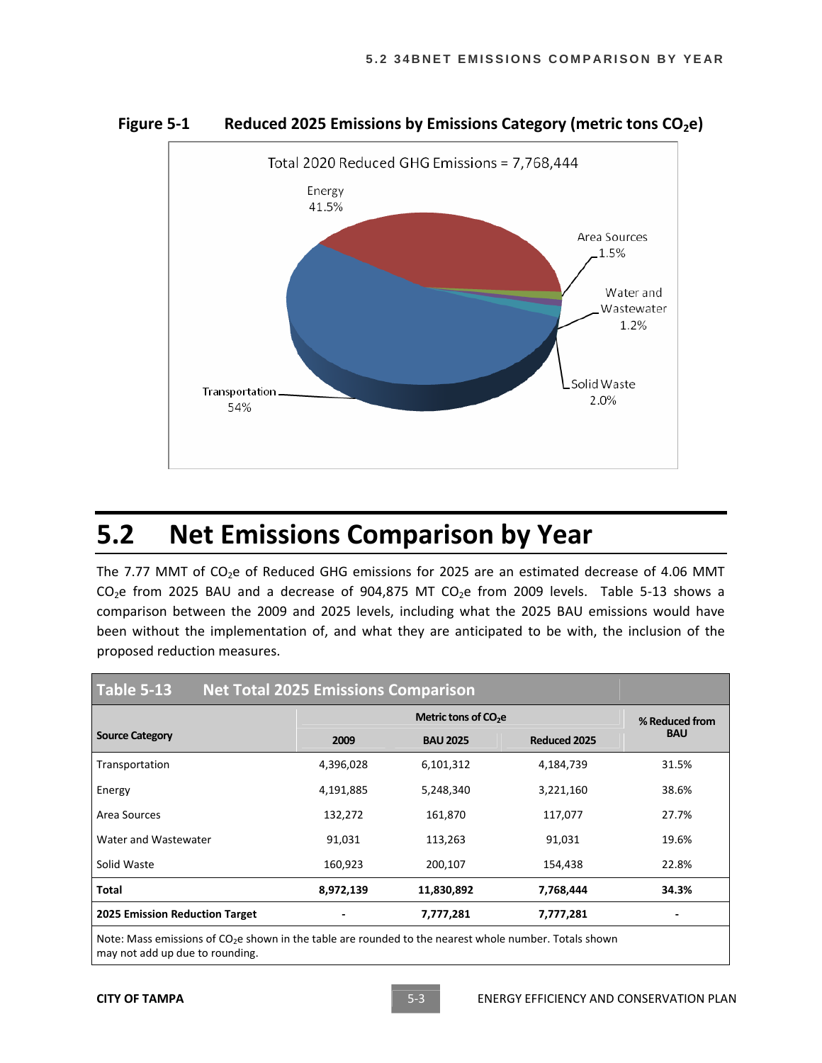**Figure 5-1 Reduced 2025 Emissions by Emissions Category (metric tons $CO_2e$)**

Total 2020 Reduced GHG Emissions = 7,768,444

Energy 41.5%

Area Sources 1.5%

Water and Wastewater 1.2%

Solid Waste 2.0%

Transportation 54%

# 5.2 Net Emissions Comparison by Year

The 7.77 MMT of $CO_2e$ of Reduced GHG emissions for 2025 are an estimated decrease of 4.06 MMT $CO_2e$ from 2025 BAU and a decrease of 904,875 MT $CO_2e$ from 2009 levels. Table 5-13 shows a comparison between the 2009 and 2025 levels, including what the 2025 BAU emissions would have been without the implementation of, and what they are anticipated to be with, the inclusion of the proposed reduction measures.

**Table 5-13 Net Total 2025 Emissions Comparison**

| Source Category | Metric tons of $CO_2e$ | | | % Reduced from BAU |
|---|---|---|---|---|
| | 2009 | BAU 2025 | Reduced 2025 | |
| Transportation | 4,396,028 | 6,101,312 | 4,184,739 | 31.5% |
| Energy | 4,191,885 | 5,248,340 | 3,221,160 | 38.6% |
| Area Sources | 132,272 | 161,870 | 117,077 | 27.7% |
| Water and Wastewater | 91,031 | 113,263 | 91,031 | 19.6% |
| Solid Waste | 160,923 | 200,107 | 154,438 | 22.8% |
| **Total** | **8,972,139** | **11,830,892** | **7,768,444** | **34.3%** |
| **2025 Emission Reduction Target** | **-** | **7,777,281** | **7,777,281** | **-** |

Note: Mass emissions of $CO_2e$ shown in the table are rounded to the nearest whole number. Totals shown may not add up due to rounding.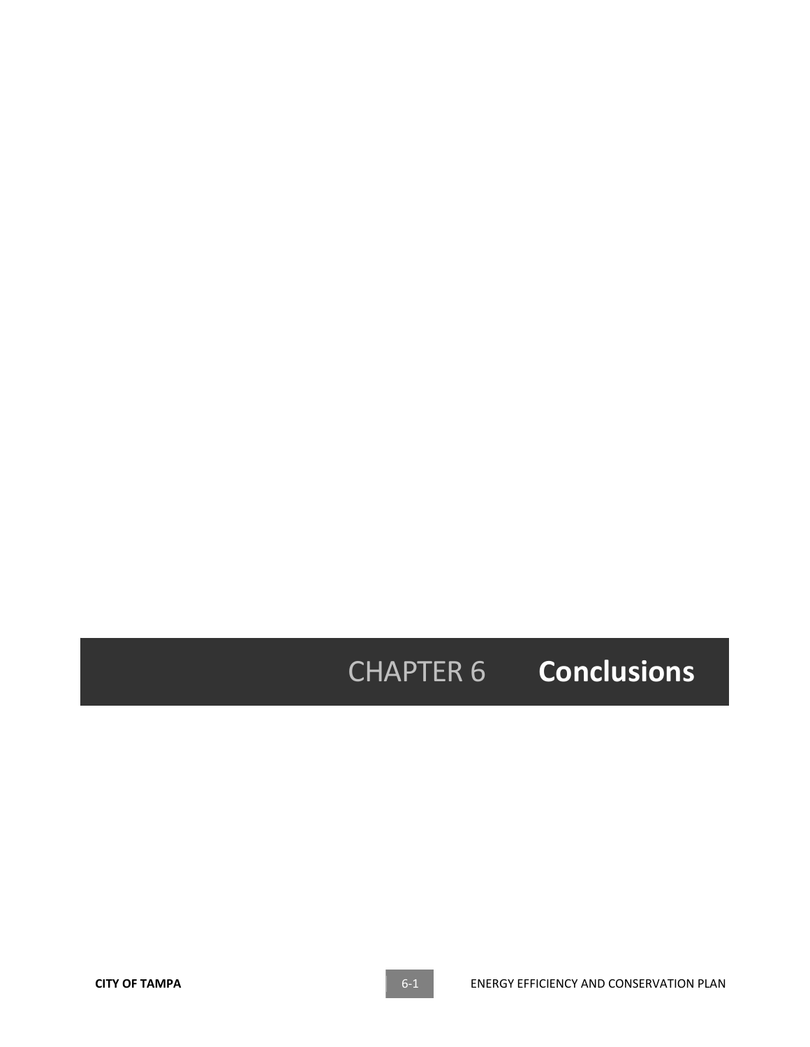# CHAPTER 6 Conclusions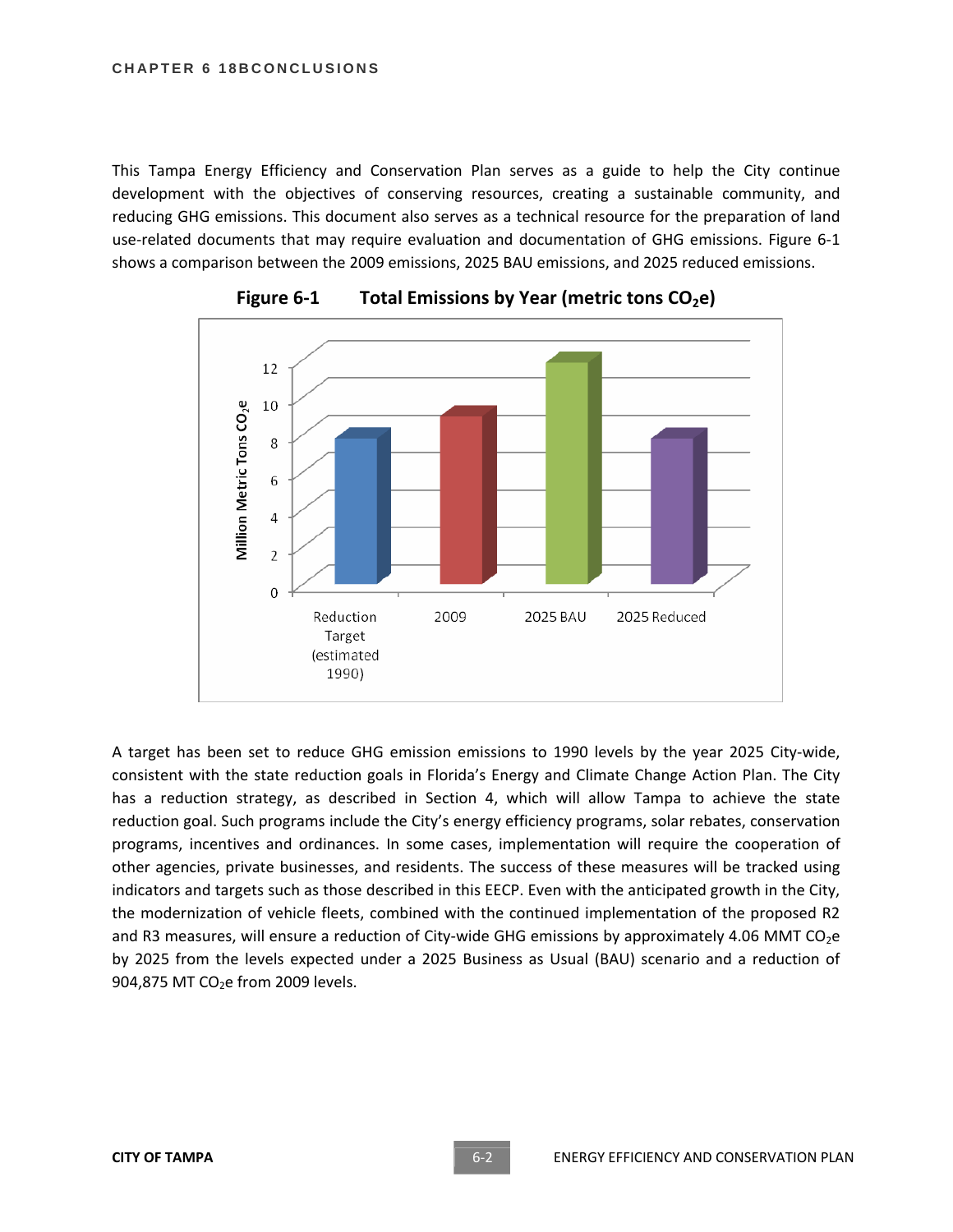# CHAPTER 6 18BCONCLUSIONS

This Tampa Energy Efficiency and Conservation Plan serves as a guide to help the City continue development with the objectives of conserving resources, creating a sustainable community, and reducing GHG emissions. This document also serves as a technical resource for the preparation of land use-related documents that may require evaluation and documentation of GHG emissions. Figure 6-1 shows a comparison between the 2009 emissions, 2025 BAU emissions, and 2025 reduced emissions.

**Figure 6-1 Total Emissions by Year (metric tons $CO_2e$)**

A target has been set to reduce GHG emission emissions to 1990 levels by the year 2025 City-wide, consistent with the state reduction goals in Florida's Energy and Climate Change Action Plan. The City has a reduction strategy, as described in Section 4, which will allow Tampa to achieve the state reduction goal. Such programs include the City's energy efficiency programs, solar rebates, conservation programs, incentives and ordinances. In some cases, implementation will require the cooperation of other agencies, private businesses, and residents. The success of these measures will be tracked using indicators and targets such as those described in this EECP. Even with the anticipated growth in the City, the modernization of vehicle fleets, combined with the continued implementation of the proposed R2 and R3 measures, will ensure a reduction of City-wide GHG emissions by approximately 4.06 MMT $CO_2e$ by 2025 from the levels expected under a 2025 Business as Usual (BAU) scenario and a reduction of 904,875 MT $CO_2e$ from 2009 levels.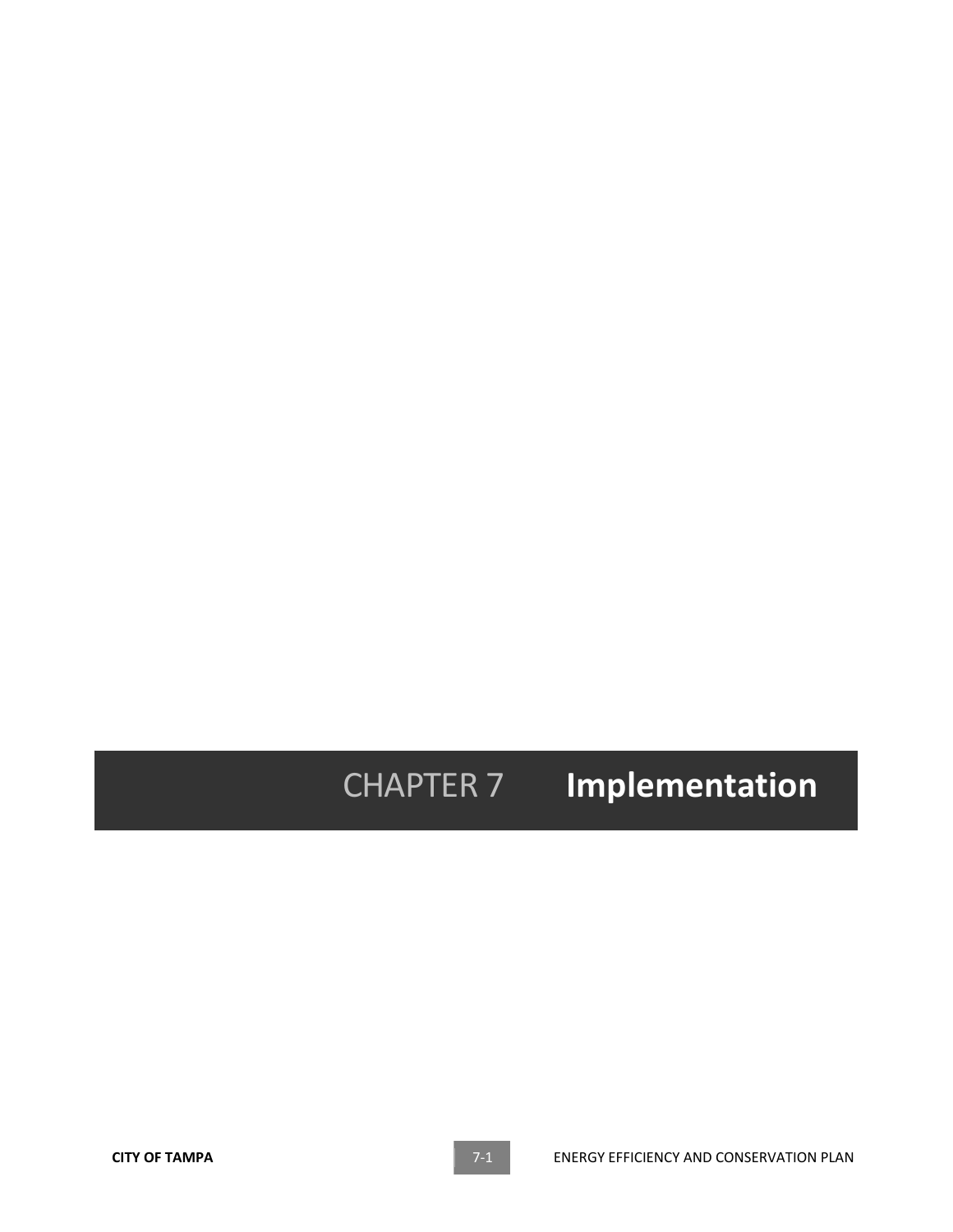# CHAPTER 7 Implementation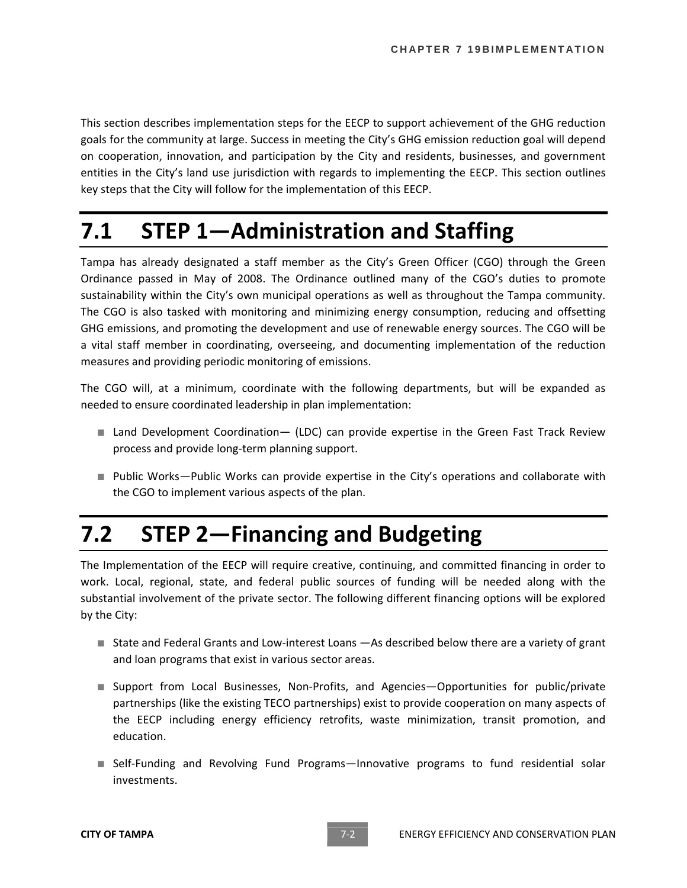This section describes implementation steps for the EECP to support achievement of the GHG reduction goals for the community at large. Success in meeting the City's GHG emission reduction goal will depend on cooperation, innovation, and participation by the City and residents, businesses, and government entities in the City's land use jurisdiction with regards to implementing the EECP. This section outlines key steps that the City will follow for the implementation of this EECP.

## 7.1 STEP 1—Administration and Staffing

Tampa has already designated a staff member as the City's Green Officer (CGO) through the Green Ordinance passed in May of 2008. The Ordinance outlined many of the CGO's duties to promote sustainability within the City's own municipal operations as well as throughout the Tampa community. The CGO is also tasked with monitoring and minimizing energy consumption, reducing and offsetting GHG emissions, and promoting the development and use of renewable energy sources. The CGO will be a vital staff member in coordinating, overseeing, and documenting implementation of the reduction measures and providing periodic monitoring of emissions.

The CGO will, at a minimum, coordinate with the following departments, but will be expanded as needed to ensure coordinated leadership in plan implementation:

- Land Development Coordination— (LDC) can provide expertise in the Green Fast Track Review process and provide long-term planning support.
- Public Works—Public Works can provide expertise in the City's operations and collaborate with the CGO to implement various aspects of the plan.

## 7.2 STEP 2—Financing and Budgeting

The Implementation of the EECP will require creative, continuing, and committed financing in order to work. Local, regional, state, and federal public sources of funding will be needed along with the substantial involvement of the private sector. The following different financing options will be explored by the City:

- State and Federal Grants and Low-interest Loans —As described below there are a variety of grant and loan programs that exist in various sector areas.
- Support from Local Businesses, Non-Profits, and Agencies—Opportunities for public/private partnerships (like the existing TECO partnerships) exist to provide cooperation on many aspects of the EECP including energy efficiency retrofits, waste minimization, transit promotion, and education.
- Self-Funding and Revolving Fund Programs—Innovative programs to fund residential solar investments.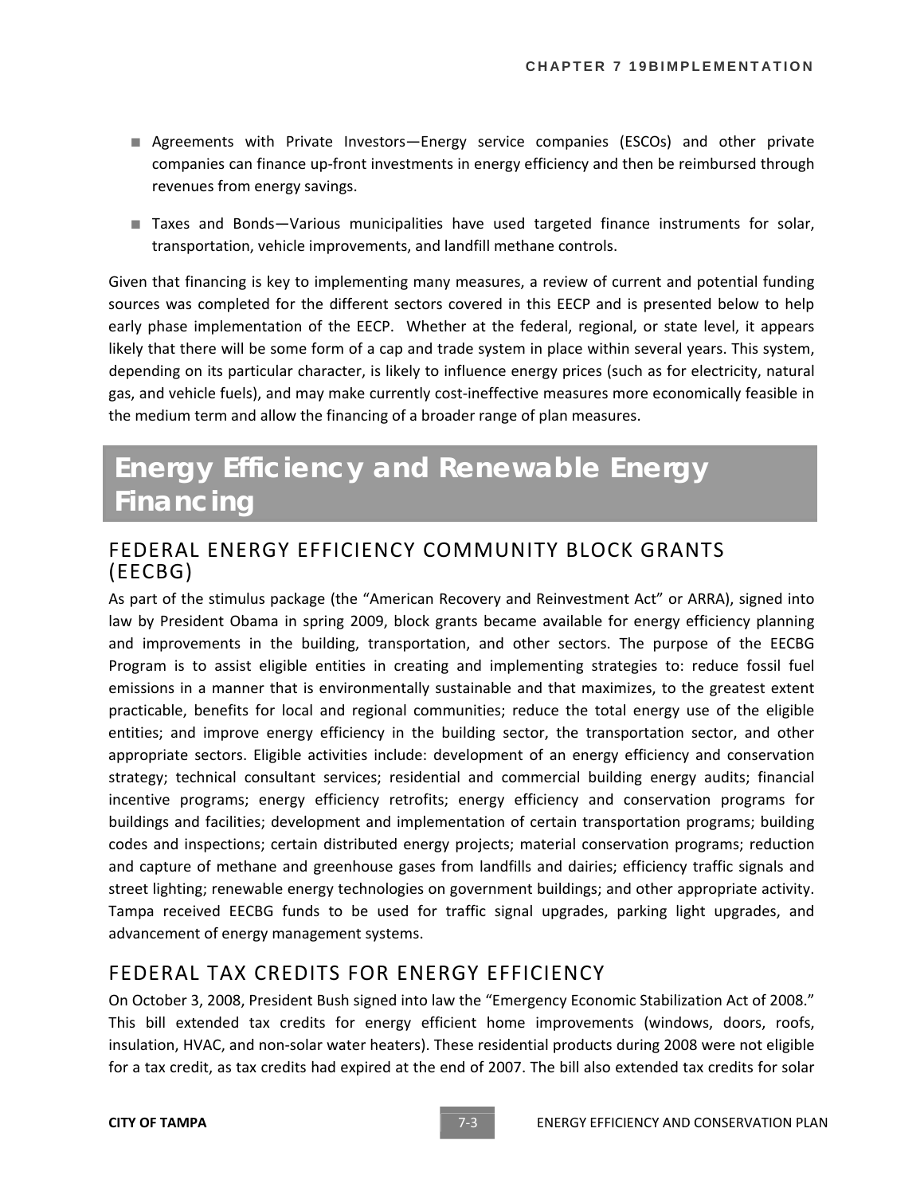- Agreements with Private Investors—Energy service companies (ESCOs) and other private companies can finance up-front investments in energy efficiency and then be reimbursed through revenues from energy savings.
- Taxes and Bonds—Various municipalities have used targeted finance instruments for solar, transportation, vehicle improvements, and landfill methane controls.

Given that financing is key to implementing many measures, a review of current and potential funding sources was completed for the different sectors covered in this EECP and is presented below to help early phase implementation of the EECP. Whether at the federal, regional, or state level, it appears likely that there will be some form of a cap and trade system in place within several years. This system, depending on its particular character, is likely to influence energy prices (such as for electricity, natural gas, and vehicle fuels), and may make currently cost-ineffective measures more economically feasible in the medium term and allow the financing of a broader range of plan measures.

# Energy Efficiency and Renewable Energy Financing

## FEDERAL ENERGY EFFICIENCY COMMUNITY BLOCK GRANTS (EECBG)

As part of the stimulus package (the "American Recovery and Reinvestment Act" or ARRA), signed into law by President Obama in spring 2009, block grants became available for energy efficiency planning and improvements in the building, transportation, and other sectors. The purpose of the EECBG Program is to assist eligible entities in creating and implementing strategies to: reduce fossil fuel emissions in a manner that is environmentally sustainable and that maximizes, to the greatest extent practicable, benefits for local and regional communities; reduce the total energy use of the eligible entities; and improve energy efficiency in the building sector, the transportation sector, and other appropriate sectors. Eligible activities include: development of an energy efficiency and conservation strategy; technical consultant services; residential and commercial building energy audits; financial incentive programs; energy efficiency retrofits; energy efficiency and conservation programs for buildings and facilities; development and implementation of certain transportation programs; building codes and inspections; certain distributed energy projects; material conservation programs; reduction and capture of methane and greenhouse gases from landfills and dairies; efficiency traffic signals and street lighting; renewable energy technologies on government buildings; and other appropriate activity. Tampa received EECBG funds to be used for traffic signal upgrades, parking light upgrades, and advancement of energy management systems.

## FEDERAL TAX CREDITS FOR ENERGY EFFICIENCY

On October 3, 2008, President Bush signed into law the "Emergency Economic Stabilization Act of 2008." This bill extended tax credits for energy efficient home improvements (windows, doors, roofs, insulation, HVAC, and non-solar water heaters). These residential products during 2008 were not eligible for a tax credit, as tax credits had expired at the end of 2007. The bill also extended tax credits for solar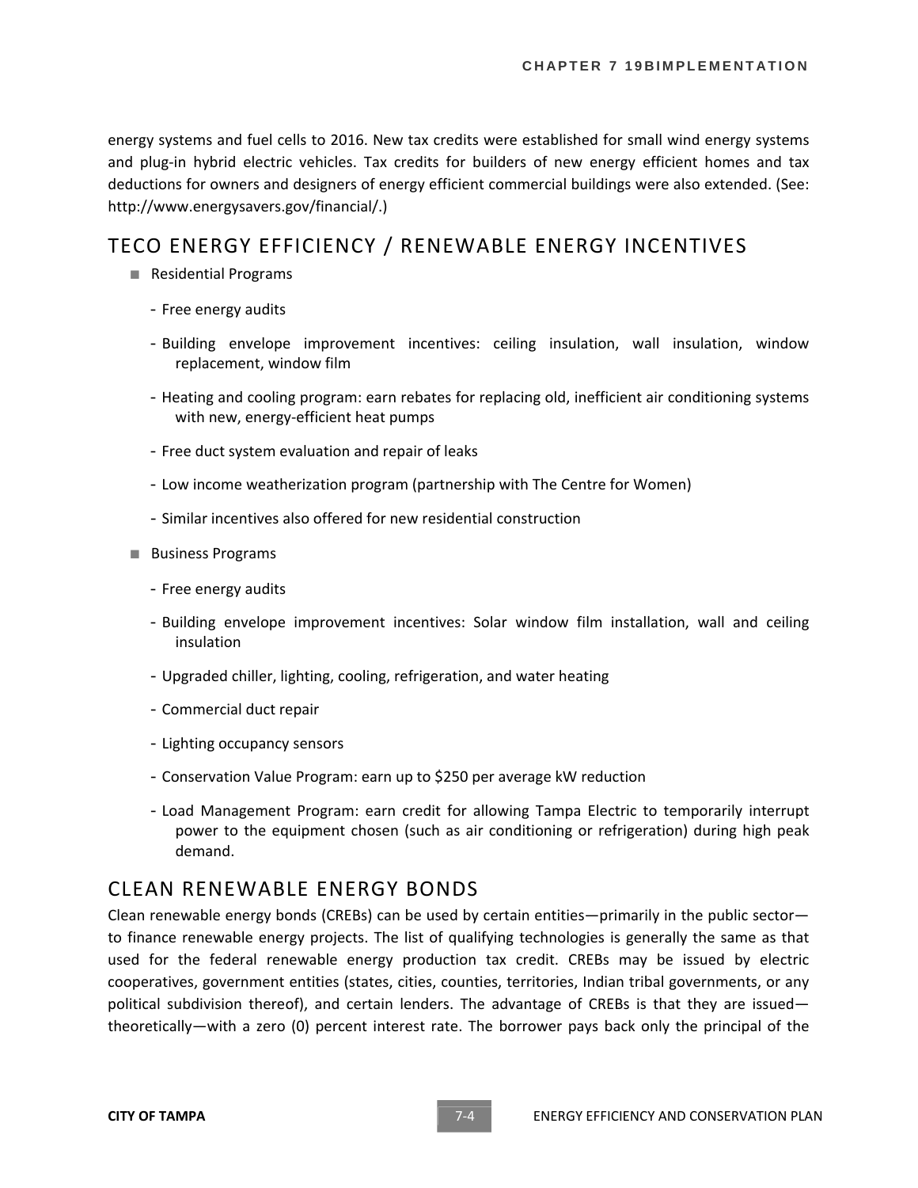energy systems and fuel cells to 2016. New tax credits were established for small wind energy systems and plug-in hybrid electric vehicles. Tax credits for builders of new energy efficient homes and tax deductions for owners and designers of energy efficient commercial buildings were also extended. (See: http://www.energysavers.gov/financial/.)

## TECO ENERGY EFFICIENCY / RENEWABLE ENERGY INCENTIVES

- Residential Programs
  - Free energy audits
  - Building envelope improvement incentives: ceiling insulation, wall insulation, window replacement, window film
  - Heating and cooling program: earn rebates for replacing old, inefficient air conditioning systems with new, energy-efficient heat pumps
  - Free duct system evaluation and repair of leaks
  - Low income weatherization program (partnership with The Centre for Women)
  - Similar incentives also offered for new residential construction
- Business Programs
  - Free energy audits
  - Building envelope improvement incentives: Solar window film installation, wall and ceiling insulation
  - Upgraded chiller, lighting, cooling, refrigeration, and water heating
  - Commercial duct repair
  - Lighting occupancy sensors
  - Conservation Value Program: earn up to $250 per average kW reduction
  - Load Management Program: earn credit for allowing Tampa Electric to temporarily interrupt power to the equipment chosen (such as air conditioning or refrigeration) during high peak demand.

## CLEAN RENEWABLE ENERGY BONDS

Clean renewable energy bonds (CREBs) can be used by certain entities—primarily in the public sector—to finance renewable energy projects. The list of qualifying technologies is generally the same as that used for the federal renewable energy production tax credit. CREBs may be issued by electric cooperatives, government entities (states, cities, counties, territories, Indian tribal governments, or any political subdivision thereof), and certain lenders. The advantage of CREBs is that they are issued—theoretically—with a zero (0) percent interest rate. The borrower pays back only the principal of the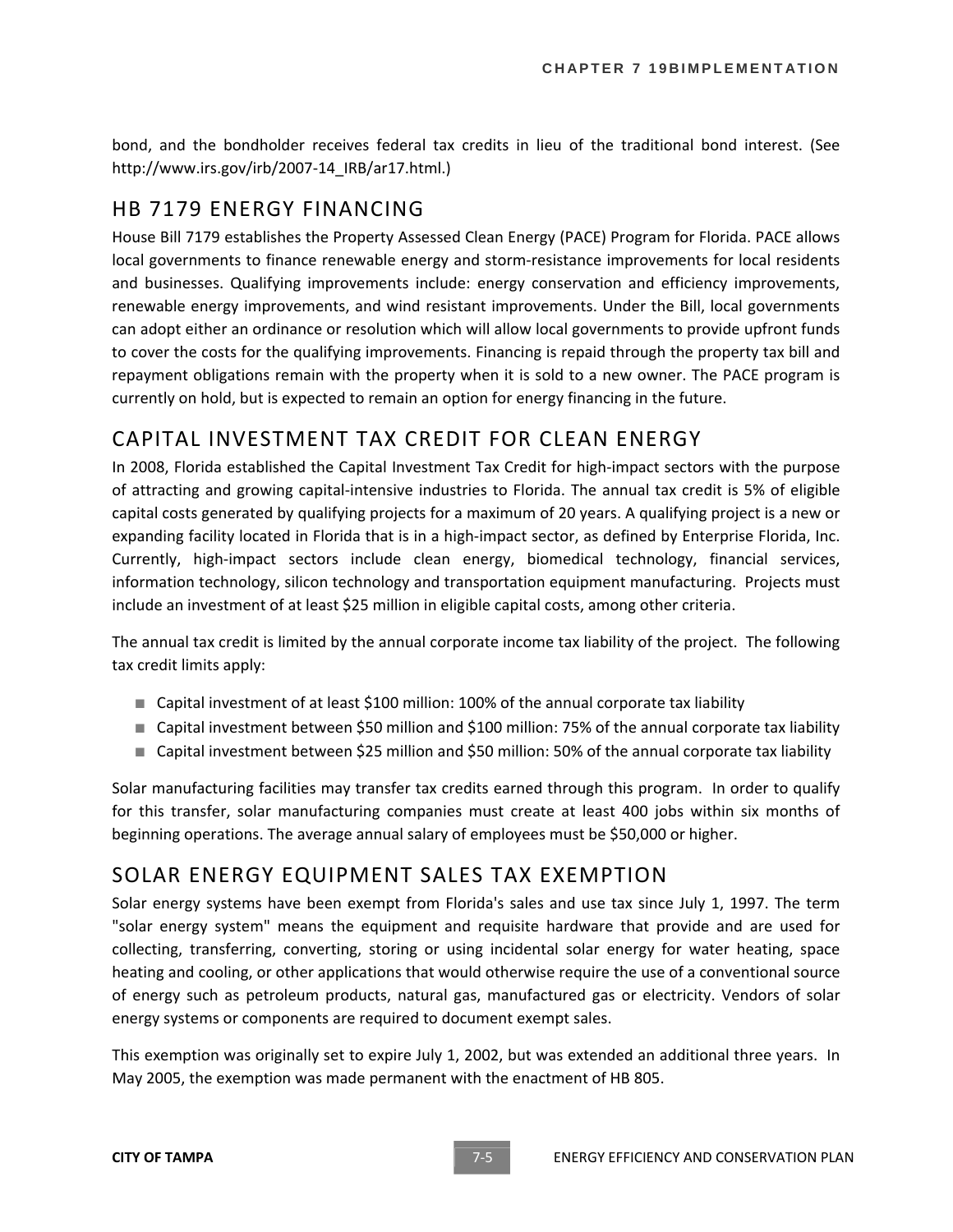bond, and the bondholder receives federal tax credits in lieu of the traditional bond interest. (See http://www.irs.gov/irb/2007-14_IRB/ar17.html.)

## HB 7179 ENERGY FINANCING

House Bill 7179 establishes the Property Assessed Clean Energy (PACE) Program for Florida. PACE allows local governments to finance renewable energy and storm-resistance improvements for local residents and businesses. Qualifying improvements include: energy conservation and efficiency improvements, renewable energy improvements, and wind resistant improvements. Under the Bill, local governments can adopt either an ordinance or resolution which will allow local governments to provide upfront funds to cover the costs for the qualifying improvements. Financing is repaid through the property tax bill and repayment obligations remain with the property when it is sold to a new owner. The PACE program is currently on hold, but is expected to remain an option for energy financing in the future.

## CAPITAL INVESTMENT TAX CREDIT FOR CLEAN ENERGY

In 2008, Florida established the Capital Investment Tax Credit for high-impact sectors with the purpose of attracting and growing capital-intensive industries to Florida. The annual tax credit is 5% of eligible capital costs generated by qualifying projects for a maximum of 20 years. A qualifying project is a new or expanding facility located in Florida that is in a high-impact sector, as defined by Enterprise Florida, Inc. Currently, high-impact sectors include clean energy, biomedical technology, financial services, information technology, silicon technology and transportation equipment manufacturing. Projects must include an investment of at least $25 million in eligible capital costs, among other criteria.

The annual tax credit is limited by the annual corporate income tax liability of the project. The following tax credit limits apply:

- Capital investment of at least $100 million: 100% of the annual corporate tax liability
- Capital investment between $50 million and $100 million: 75% of the annual corporate tax liability
- Capital investment between $25 million and $50 million: 50% of the annual corporate tax liability

Solar manufacturing facilities may transfer tax credits earned through this program. In order to qualify for this transfer, solar manufacturing companies must create at least 400 jobs within six months of beginning operations. The average annual salary of employees must be $50,000 or higher.

## SOLAR ENERGY EQUIPMENT SALES TAX EXEMPTION

Solar energy systems have been exempt from Florida's sales and use tax since July 1, 1997. The term "solar energy system" means the equipment and requisite hardware that provide and are used for collecting, transferring, converting, storing or using incidental solar energy for water heating, space heating and cooling, or other applications that would otherwise require the use of a conventional source of energy such as petroleum products, natural gas, manufactured gas or electricity. Vendors of solar energy systems or components are required to document exempt sales.

This exemption was originally set to expire July 1, 2002, but was extended an additional three years. In May 2005, the exemption was made permanent with the enactment of HB 805.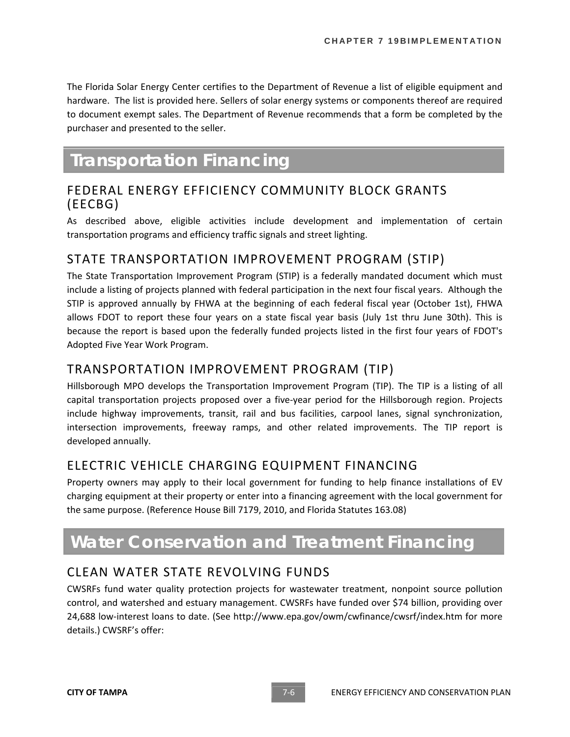The Florida Solar Energy Center certifies to the Department of Revenue a list of eligible equipment and hardware. The list is provided here. Sellers of solar energy systems or components thereof are required to document exempt sales. The Department of Revenue recommends that a form be completed by the purchaser and presented to the seller.

# Transportation Financing

## FEDERAL ENERGY EFFICIENCY COMMUNITY BLOCK GRANTS (EECBG)

As described above, eligible activities include development and implementation of certain transportation programs and efficiency traffic signals and street lighting.

## STATE TRANSPORTATION IMPROVEMENT PROGRAM (STIP)

The State Transportation Improvement Program (STIP) is a federally mandated document which must include a listing of projects planned with federal participation in the next four fiscal years. Although the STIP is approved annually by FHWA at the beginning of each federal fiscal year (October 1st), FHWA allows FDOT to report these four years on a state fiscal year basis (July 1st thru June 30th). This is because the report is based upon the federally funded projects listed in the first four years of FDOT's Adopted Five Year Work Program.

## TRANSPORTATION IMPROVEMENT PROGRAM (TIP)

Hillsborough MPO develops the Transportation Improvement Program (TIP). The TIP is a listing of all capital transportation projects proposed over a five-year period for the Hillsborough region. Projects include highway improvements, transit, rail and bus facilities, carpool lanes, signal synchronization, intersection improvements, freeway ramps, and other related improvements. The TIP report is developed annually.

## ELECTRIC VEHICLE CHARGING EQUIPMENT FINANCING

Property owners may apply to their local government for funding to help finance installations of EV charging equipment at their property or enter into a financing agreement with the local government for the same purpose. (Reference House Bill 7179, 2010, and Florida Statutes 163.08)

# Water Conservation and Treatment Financing

## CLEAN WATER STATE REVOLVING FUNDS

CWSRFs fund water quality protection projects for wastewater treatment, nonpoint source pollution control, and watershed and estuary management. CWSRFs have funded over $74 billion, providing over 24,688 low-interest loans to date. (See http://www.epa.gov/owm/cwfinance/cwsrf/index.htm for more details.) CWSRF's offer: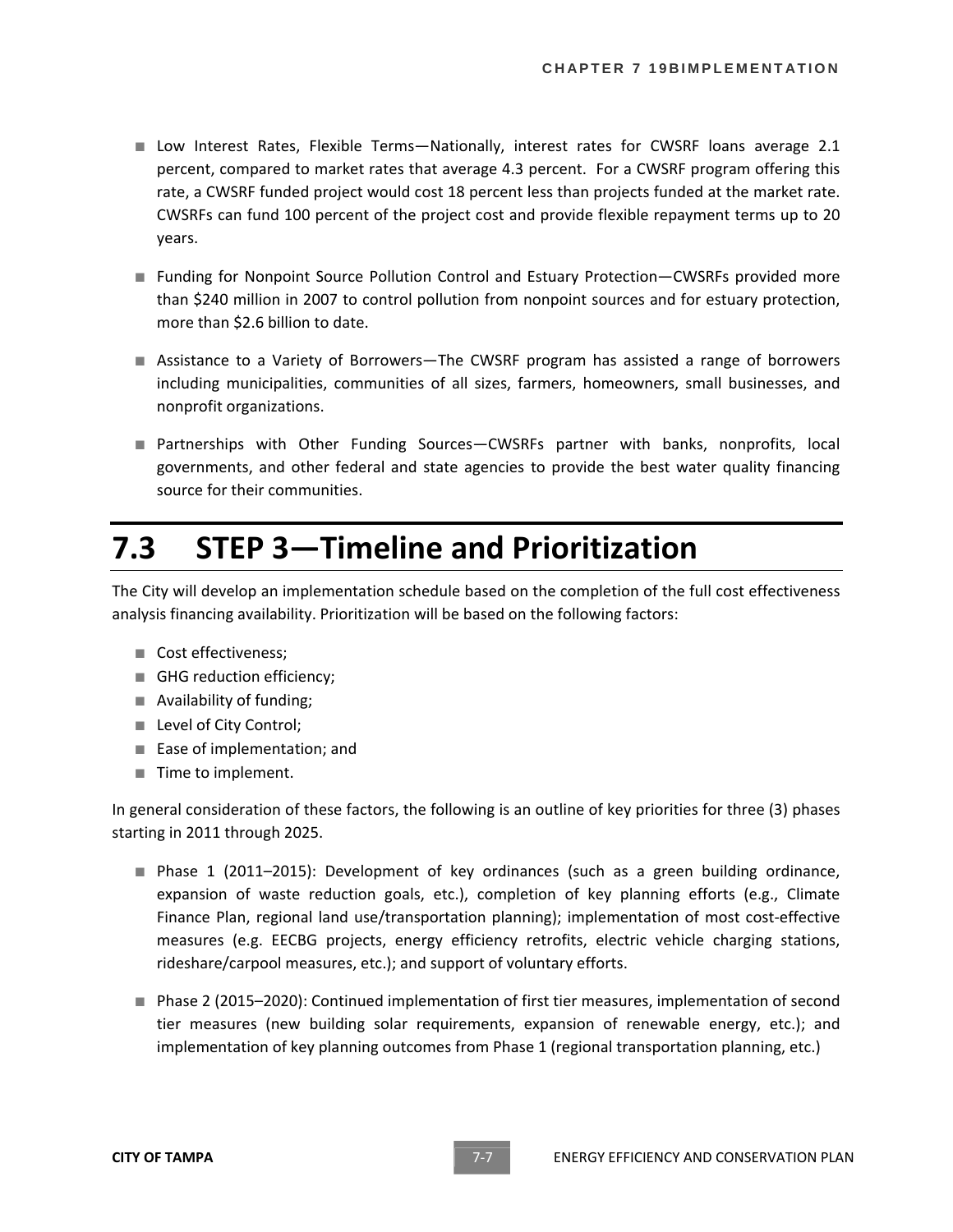- Low Interest Rates, Flexible Terms—Nationally, interest rates for CWSRF loans average 2.1 percent, compared to market rates that average 4.3 percent. For a CWSRF program offering this rate, a CWSRF funded project would cost 18 percent less than projects funded at the market rate. CWSRFs can fund 100 percent of the project cost and provide flexible repayment terms up to 20 years.
- Funding for Nonpoint Source Pollution Control and Estuary Protection—CWSRFs provided more than $240 million in 2007 to control pollution from nonpoint sources and for estuary protection, more than $2.6 billion to date.
- Assistance to a Variety of Borrowers—The CWSRF program has assisted a range of borrowers including municipalities, communities of all sizes, farmers, homeowners, small businesses, and nonprofit organizations.
- Partnerships with Other Funding Sources—CWSRFs partner with banks, nonprofits, local governments, and other federal and state agencies to provide the best water quality financing source for their communities.

# 7.3 STEP 3—Timeline and Prioritization

The City will develop an implementation schedule based on the completion of the full cost effectiveness analysis financing availability. Prioritization will be based on the following factors:

- Cost effectiveness;
- GHG reduction efficiency;
- Availability of funding;
- Level of City Control;
- Ease of implementation; and
- Time to implement.

In general consideration of these factors, the following is an outline of key priorities for three (3) phases starting in 2011 through 2025.

- Phase 1 (2011–2015): Development of key ordinances (such as a green building ordinance, expansion of waste reduction goals, etc.), completion of key planning efforts (e.g., Climate Finance Plan, regional land use/transportation planning); implementation of most cost-effective measures (e.g. EECBG projects, energy efficiency retrofits, electric vehicle charging stations, rideshare/carpool measures, etc.); and support of voluntary efforts.
- Phase 2 (2015–2020): Continued implementation of first tier measures, implementation of second tier measures (new building solar requirements, expansion of renewable energy, etc.); and implementation of key planning outcomes from Phase 1 (regional transportation planning, etc.)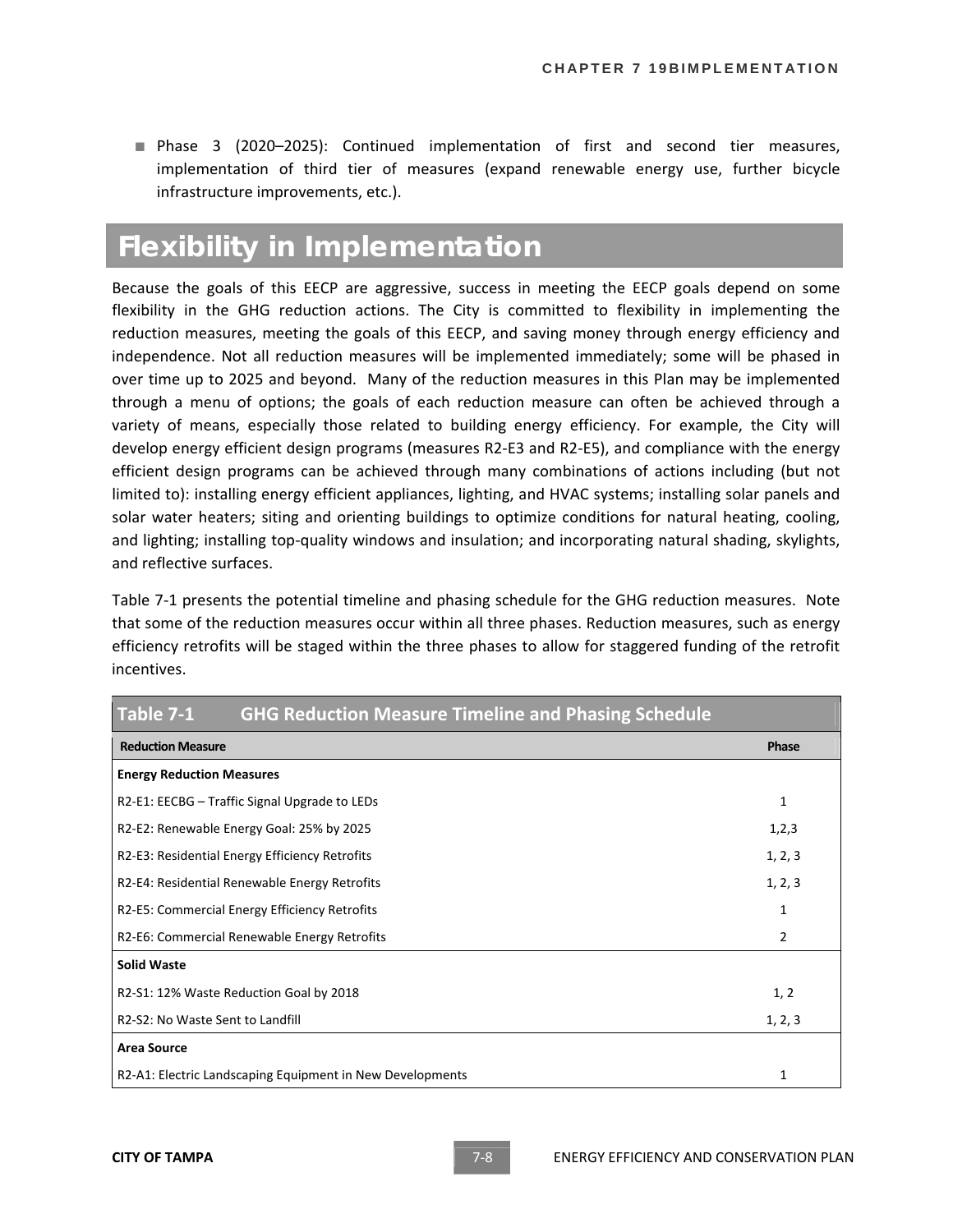- Phase 3 (2020–2025): Continued implementation of first and second tier measures, implementation of third tier of measures (expand renewable energy use, further bicycle infrastructure improvements, etc.).

## Flexibility in Implementation

Because the goals of this EECP are aggressive, success in meeting the EECP goals depend on some flexibility in the GHG reduction actions. The City is committed to flexibility in implementing the reduction measures, meeting the goals of this EECP, and saving money through energy efficiency and independence. Not all reduction measures will be implemented immediately; some will be phased in over time up to 2025 and beyond. Many of the reduction measures in this Plan may be implemented through a menu of options; the goals of each reduction measure can often be achieved through a variety of means, especially those related to building energy efficiency. For example, the City will develop energy efficient design programs (measures R2-E3 and R2-E5), and compliance with the energy efficient design programs can be achieved through many combinations of actions including (but not limited to): installing energy efficient appliances, lighting, and HVAC systems; installing solar panels and solar water heaters; siting and orienting buildings to optimize conditions for natural heating, cooling, and lighting; installing top-quality windows and insulation; and incorporating natural shading, skylights, and reflective surfaces.

Table 7-1 presents the potential timeline and phasing schedule for the GHG reduction measures. Note that some of the reduction measures occur within all three phases. Reduction measures, such as energy efficiency retrofits will be staged within the three phases to allow for staggered funding of the retrofit incentives.

**Table 7-1 GHG Reduction Measure Timeline and Phasing Schedule**

| Reduction Measure | Phase |
|---|---|
| **Energy Reduction Measures** | |
| R2-E1: EECBG – Traffic Signal Upgrade to LEDs | 1 |
| R2-E2: Renewable Energy Goal: 25% by 2025 | 1,2,3 |
| R2-E3: Residential Energy Efficiency Retrofits | 1, 2, 3 |
| R2-E4: Residential Renewable Energy Retrofits | 1, 2, 3 |
| R2-E5: Commercial Energy Efficiency Retrofits | 1 |
| R2-E6: Commercial Renewable Energy Retrofits | 2 |
| **Solid Waste** | |
| R2-S1: 12% Waste Reduction Goal by 2018 | 1, 2 |
| R2-S2: No Waste Sent to Landfill | 1, 2, 3 |
| **Area Source** | |
| R2-A1: Electric Landscaping Equipment in New Developments | 1 |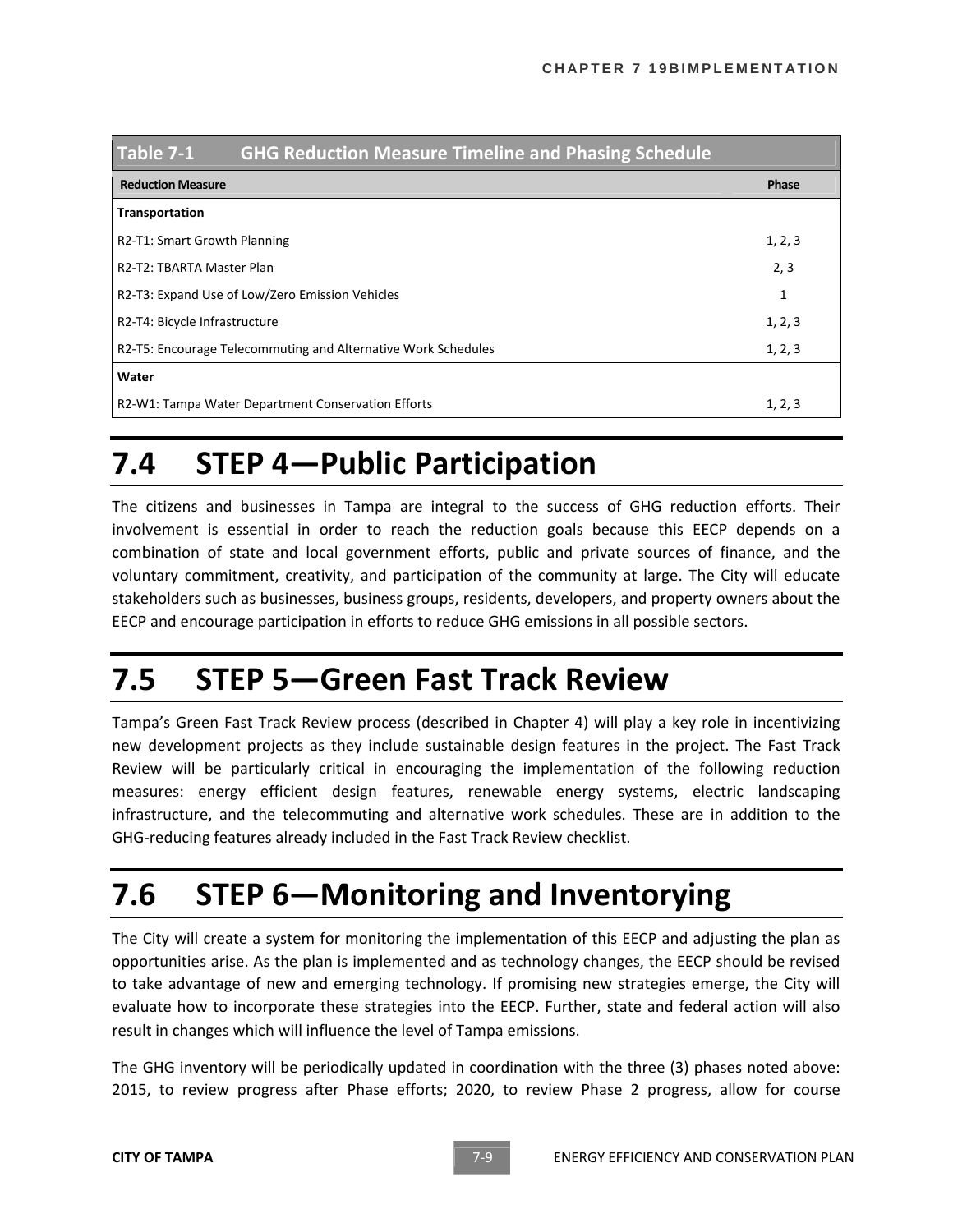**Table 7-1 GHG Reduction Measure Timeline and Phasing Schedule**

| Reduction Measure | Phase |
|---|---|
| **Transportation** | |
| R2-T1: Smart Growth Planning | 1, 2, 3 |
| R2-T2: TBARTA Master Plan | 2, 3 |
| R2-T3: Expand Use of Low/Zero Emission Vehicles | 1 |
| R2-T4: Bicycle Infrastructure | 1, 2, 3 |
| R2-T5: Encourage Telecommuting and Alternative Work Schedules | 1, 2, 3 |
| **Water** | |
| R2-W1: Tampa Water Department Conservation Efforts | 1, 2, 3 |

# 7.4 STEP 4—Public Participation

The citizens and businesses in Tampa are integral to the success of GHG reduction efforts. Their involvement is essential in order to reach the reduction goals because this EECP depends on a combination of state and local government efforts, public and private sources of finance, and the voluntary commitment, creativity, and participation of the community at large. The City will educate stakeholders such as businesses, business groups, residents, developers, and property owners about the EECP and encourage participation in efforts to reduce GHG emissions in all possible sectors.

# 7.5 STEP 5—Green Fast Track Review

Tampa's Green Fast Track Review process (described in Chapter 4) will play a key role in incentivizing new development projects as they include sustainable design features in the project. The Fast Track Review will be particularly critical in encouraging the implementation of the following reduction measures: energy efficient design features, renewable energy systems, electric landscaping infrastructure, and the telecommuting and alternative work schedules. These are in addition to the GHG-reducing features already included in the Fast Track Review checklist.

# 7.6 STEP 6—Monitoring and Inventorying

The City will create a system for monitoring the implementation of this EECP and adjusting the plan as opportunities arise. As the plan is implemented and as technology changes, the EECP should be revised to take advantage of new and emerging technology. If promising new strategies emerge, the City will evaluate how to incorporate these strategies into the EECP. Further, state and federal action will also result in changes which will influence the level of Tampa emissions.

The GHG inventory will be periodically updated in coordination with the three (3) phases noted above: 2015, to review progress after Phase efforts; 2020, to review Phase 2 progress, allow for course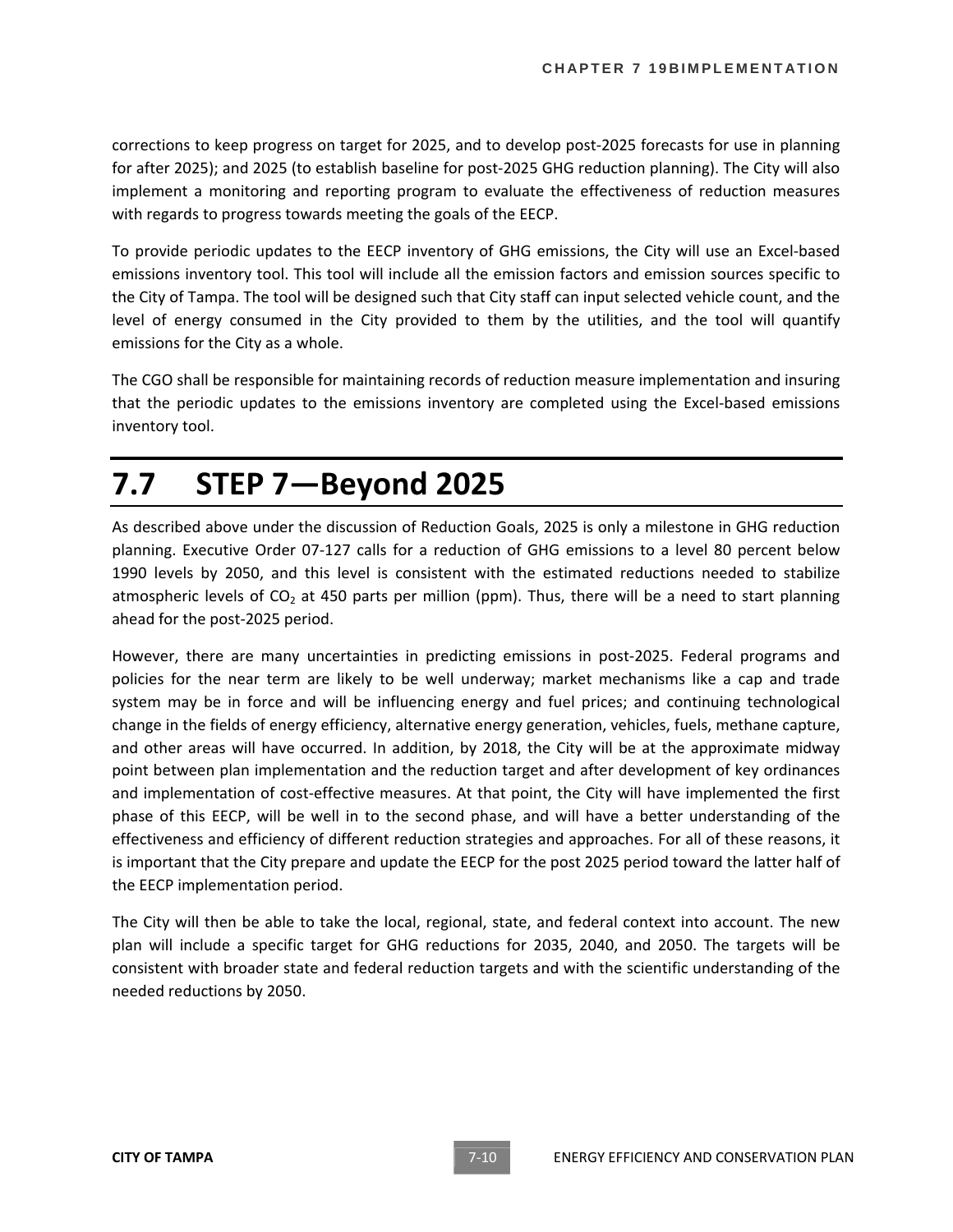corrections to keep progress on target for 2025, and to develop post-2025 forecasts for use in planning for after 2025); and 2025 (to establish baseline for post-2025 GHG reduction planning). The City will also implement a monitoring and reporting program to evaluate the effectiveness of reduction measures with regards to progress towards meeting the goals of the EECP.

To provide periodic updates to the EECP inventory of GHG emissions, the City will use an Excel-based emissions inventory tool. This tool will include all the emission factors and emission sources specific to the City of Tampa. The tool will be designed such that City staff can input selected vehicle count, and the level of energy consumed in the City provided to them by the utilities, and the tool will quantify emissions for the City as a whole.

The CGO shall be responsible for maintaining records of reduction measure implementation and insuring that the periodic updates to the emissions inventory are completed using the Excel-based emissions inventory tool.

# 7.7 STEP 7—Beyond 2025

As described above under the discussion of Reduction Goals, 2025 is only a milestone in GHG reduction planning. Executive Order 07-127 calls for a reduction of GHG emissions to a level 80 percent below 1990 levels by 2050, and this level is consistent with the estimated reductions needed to stabilize atmospheric levels of $CO_2$ at 450 parts per million (ppm). Thus, there will be a need to start planning ahead for the post-2025 period.

However, there are many uncertainties in predicting emissions in post-2025. Federal programs and policies for the near term are likely to be well underway; market mechanisms like a cap and trade system may be in force and will be influencing energy and fuel prices; and continuing technological change in the fields of energy efficiency, alternative energy generation, vehicles, fuels, methane capture, and other areas will have occurred. In addition, by 2018, the City will be at the approximate midway point between plan implementation and the reduction target and after development of key ordinances and implementation of cost-effective measures. At that point, the City will have implemented the first phase of this EECP, will be well in to the second phase, and will have a better understanding of the effectiveness and efficiency of different reduction strategies and approaches. For all of these reasons, it is important that the City prepare and update the EECP for the post 2025 period toward the latter half of the EECP implementation period.

The City will then be able to take the local, regional, state, and federal context into account. The new plan will include a specific target for GHG reductions for 2035, 2040, and 2050. The targets will be consistent with broader state and federal reduction targets and with the scientific understanding of the needed reductions by 2050.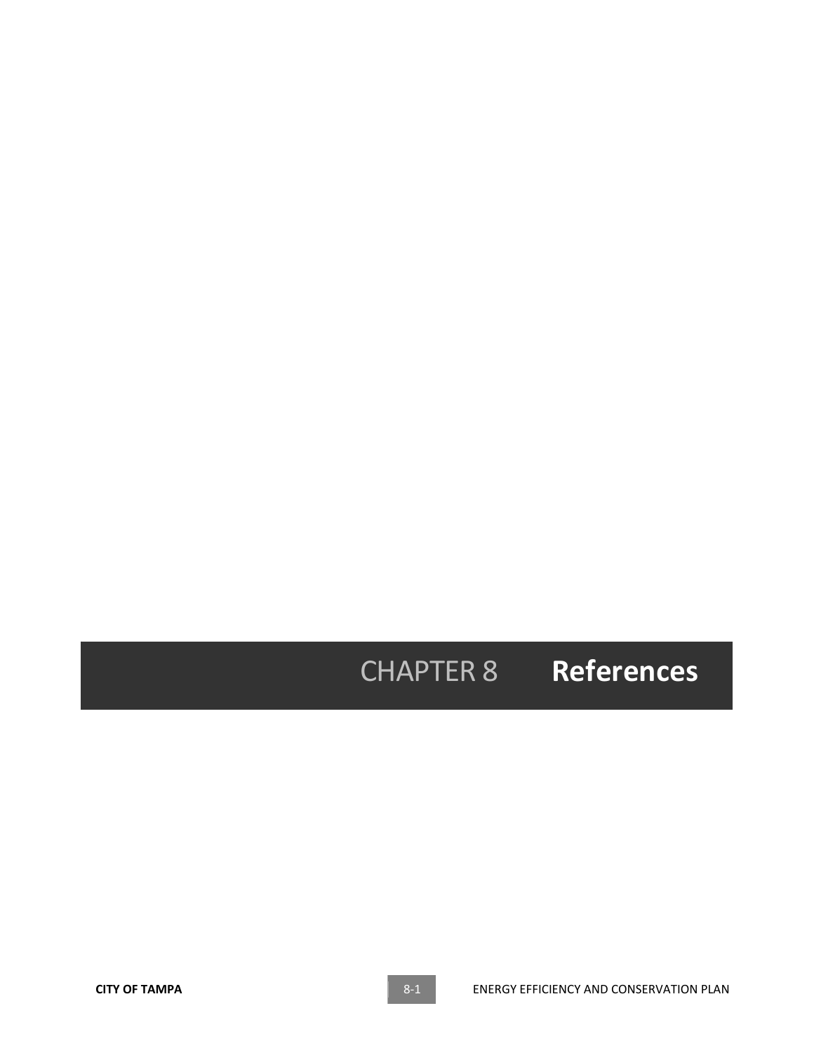# CHAPTER 8 References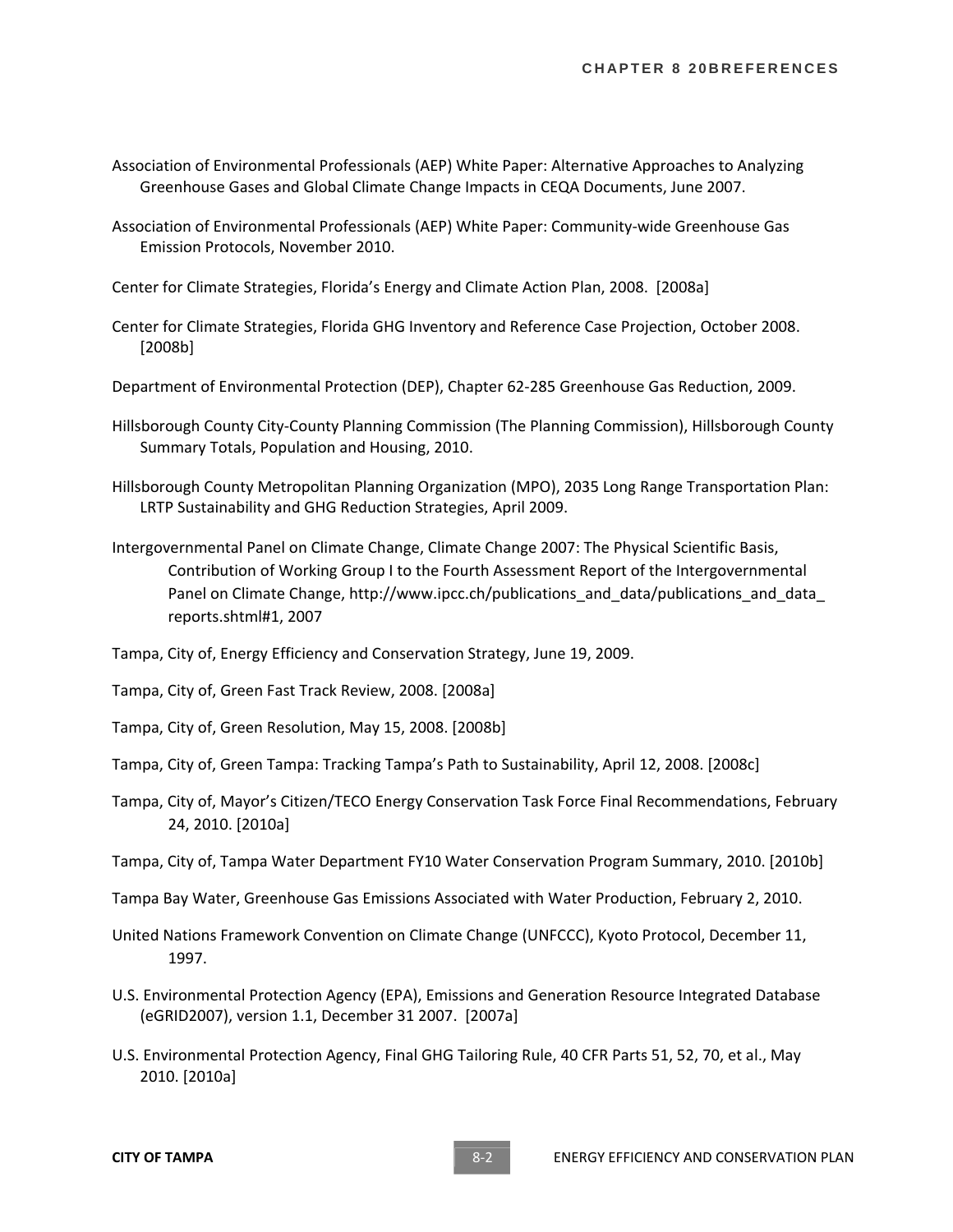Association of Environmental Professionals (AEP) White Paper: Alternative Approaches to Analyzing Greenhouse Gases and Global Climate Change Impacts in CEQA Documents, June 2007.

Association of Environmental Professionals (AEP) White Paper: Community-wide Greenhouse Gas Emission Protocols, November 2010.

Center for Climate Strategies, Florida's Energy and Climate Action Plan, 2008. [2008a]

Center for Climate Strategies, Florida GHG Inventory and Reference Case Projection, October 2008. [2008b]

Department of Environmental Protection (DEP), Chapter 62-285 Greenhouse Gas Reduction, 2009.

Hillsborough County City-County Planning Commission (The Planning Commission), Hillsborough County Summary Totals, Population and Housing, 2010.

Hillsborough County Metropolitan Planning Organization (MPO), 2035 Long Range Transportation Plan: LRTP Sustainability and GHG Reduction Strategies, April 2009.

Intergovernmental Panel on Climate Change, Climate Change 2007: The Physical Scientific Basis, Contribution of Working Group I to the Fourth Assessment Report of the Intergovernmental Panel on Climate Change, http://www.ipcc.ch/publications_and_data/publications_and_data_reports.shtml#1, 2007

Tampa, City of, Energy Efficiency and Conservation Strategy, June 19, 2009.

Tampa, City of, Green Fast Track Review, 2008. [2008a]

Tampa, City of, Green Resolution, May 15, 2008. [2008b]

Tampa, City of, Green Tampa: Tracking Tampa's Path to Sustainability, April 12, 2008. [2008c]

Tampa, City of, Mayor's Citizen/TECO Energy Conservation Task Force Final Recommendations, February 24, 2010. [2010a]

Tampa, City of, Tampa Water Department FY10 Water Conservation Program Summary, 2010. [2010b]

Tampa Bay Water, Greenhouse Gas Emissions Associated with Water Production, February 2, 2010.

United Nations Framework Convention on Climate Change (UNFCCC), Kyoto Protocol, December 11, 1997.

U.S. Environmental Protection Agency (EPA), Emissions and Generation Resource Integrated Database (eGRID2007), version 1.1, December 31 2007. [2007a]

U.S. Environmental Protection Agency, Final GHG Tailoring Rule, 40 CFR Parts 51, 52, 70, et al., May 2010. [2010a]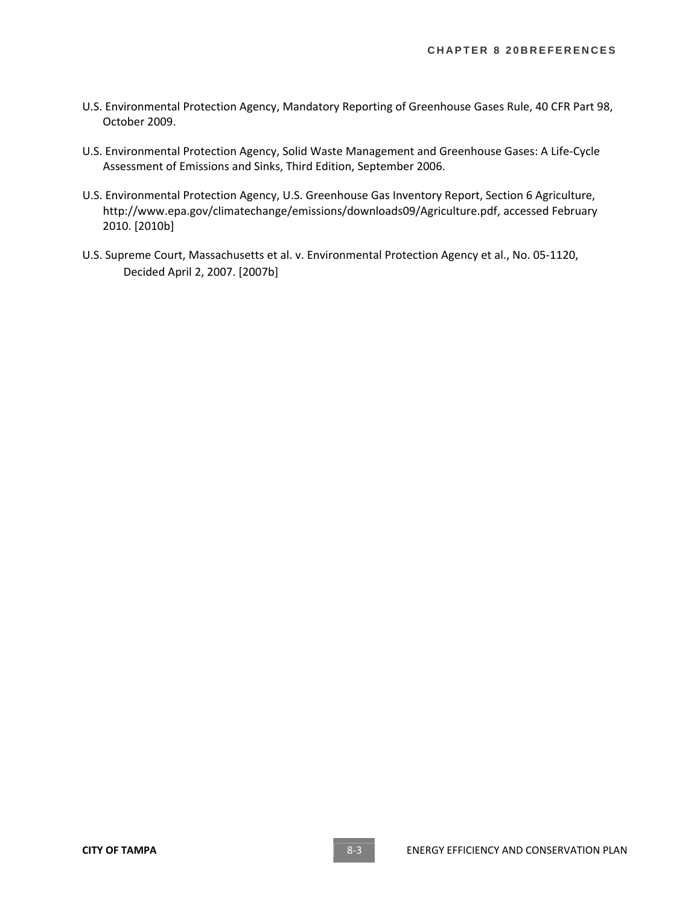U.S. Environmental Protection Agency, Mandatory Reporting of Greenhouse Gases Rule, 40 CFR Part 98, October 2009.

U.S. Environmental Protection Agency, Solid Waste Management and Greenhouse Gases: A Life-Cycle Assessment of Emissions and Sinks, Third Edition, September 2006.

U.S. Environmental Protection Agency, U.S. Greenhouse Gas Inventory Report, Section 6 Agriculture, http://www.epa.gov/climatechange/emissions/downloads09/Agriculture.pdf, accessed February 2010. [2010b]

U.S. Supreme Court, Massachusetts et al. v. Environmental Protection Agency et al., No. 05-1120, Decided April 2, 2007. [2007b]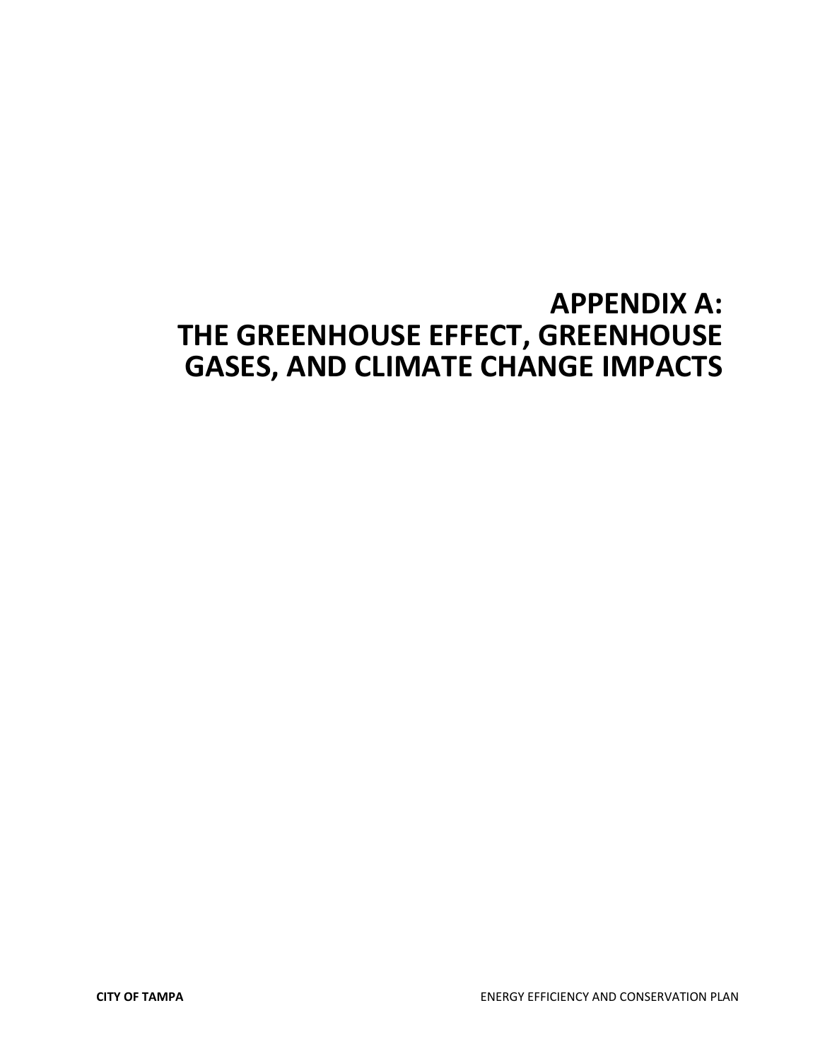# APPENDIX A: THE GREENHOUSE EFFECT, GREENHOUSE GASES, AND CLIMATE CHANGE IMPACTS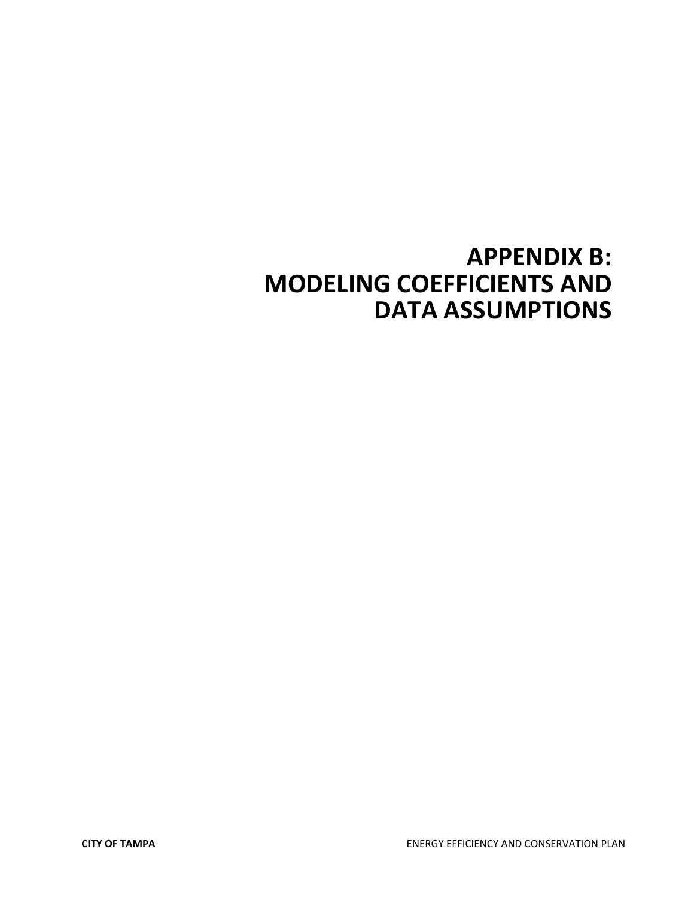# APPENDIX B: MODELING COEFFICIENTS AND DATA ASSUMPTIONS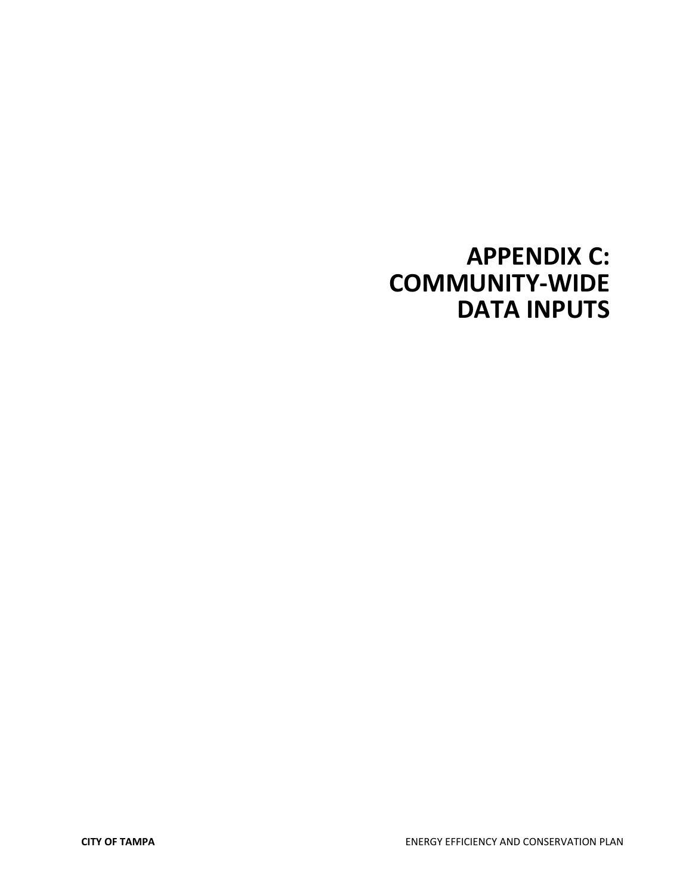# APPENDIX C: COMMUNITY-WIDE DATA INPUTS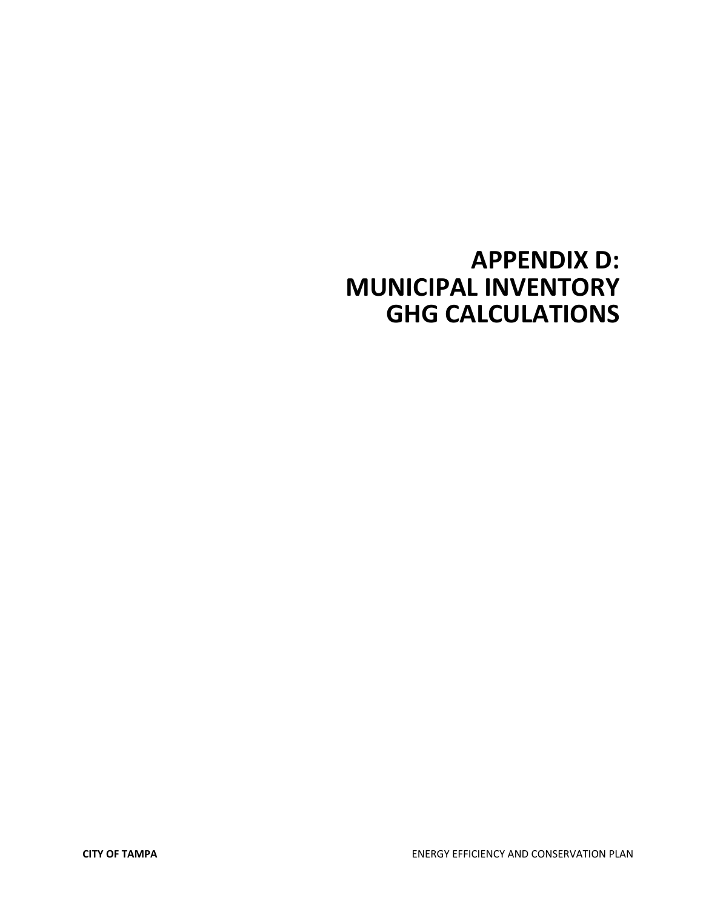# APPENDIX D: MUNICIPAL INVENTORY GHG CALCULATIONS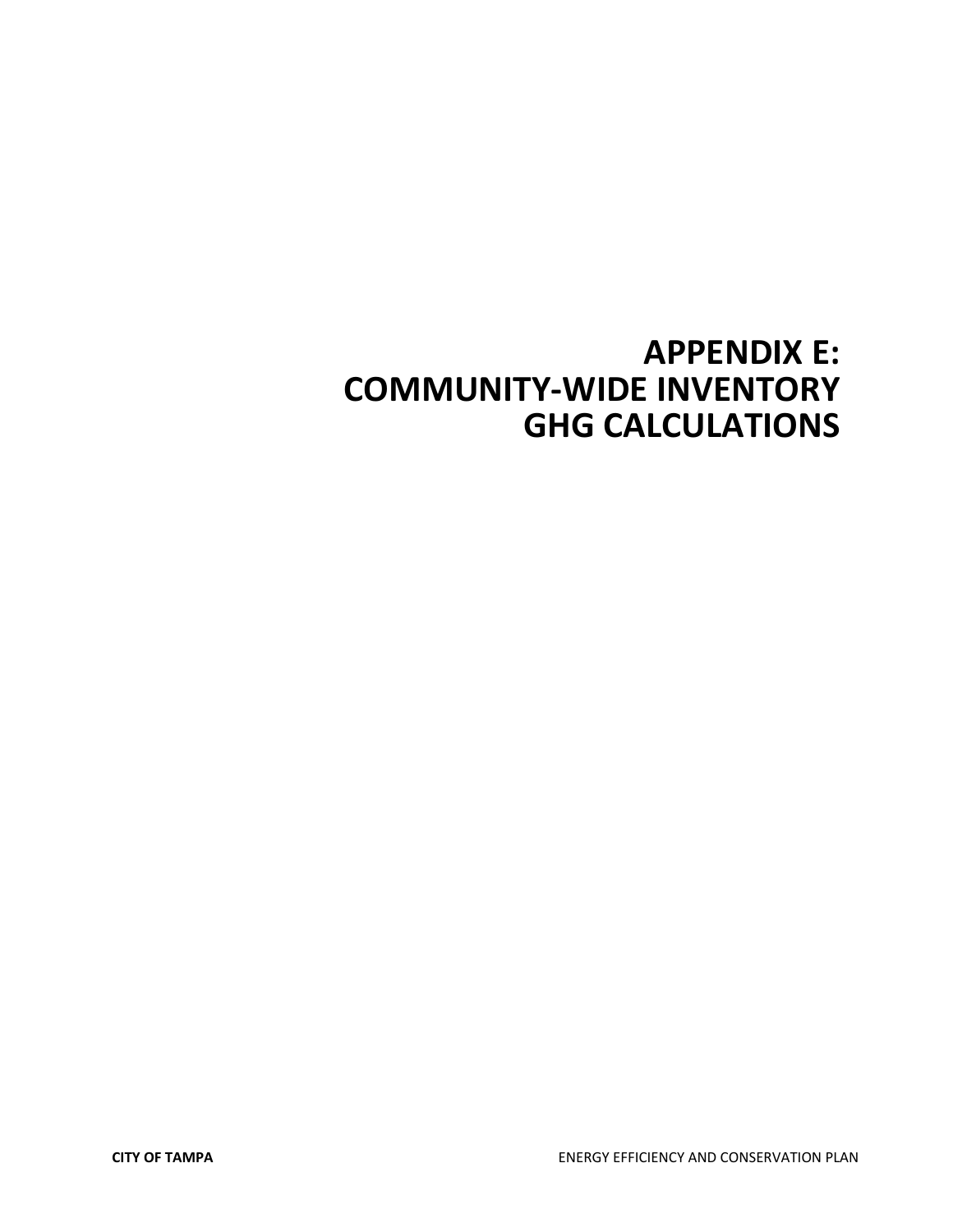# APPENDIX E: COMMUNITY-WIDE INVENTORY GHG CALCULATIONS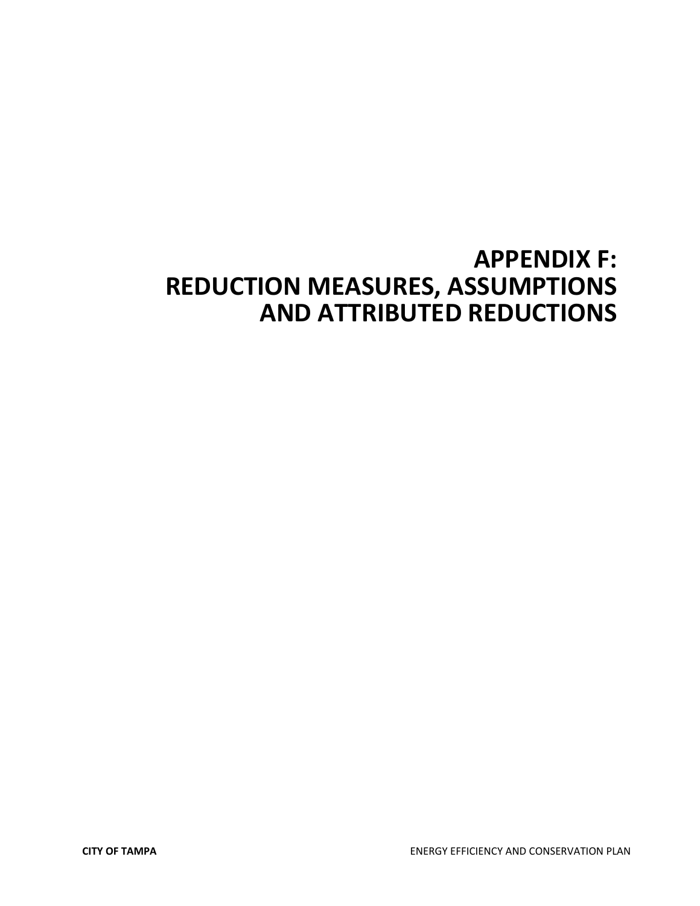# APPENDIX F: REDUCTION MEASURES, ASSUMPTIONS AND ATTRIBUTED REDUCTIONS